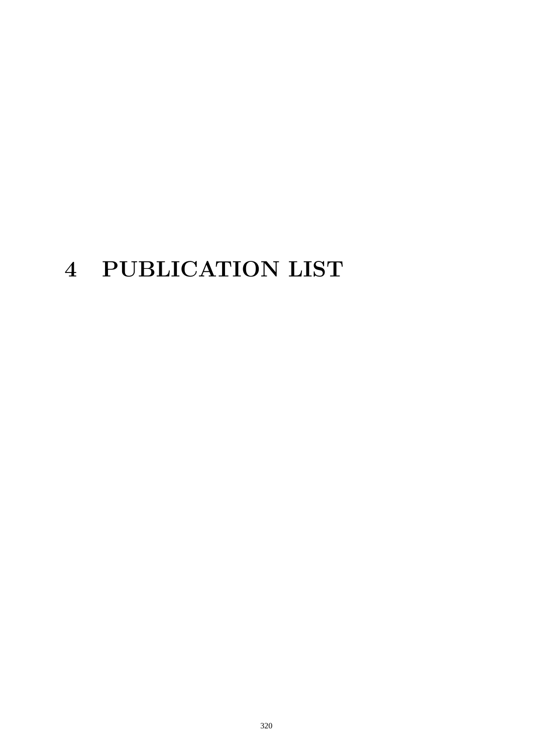# 4 PUBLICATION LIST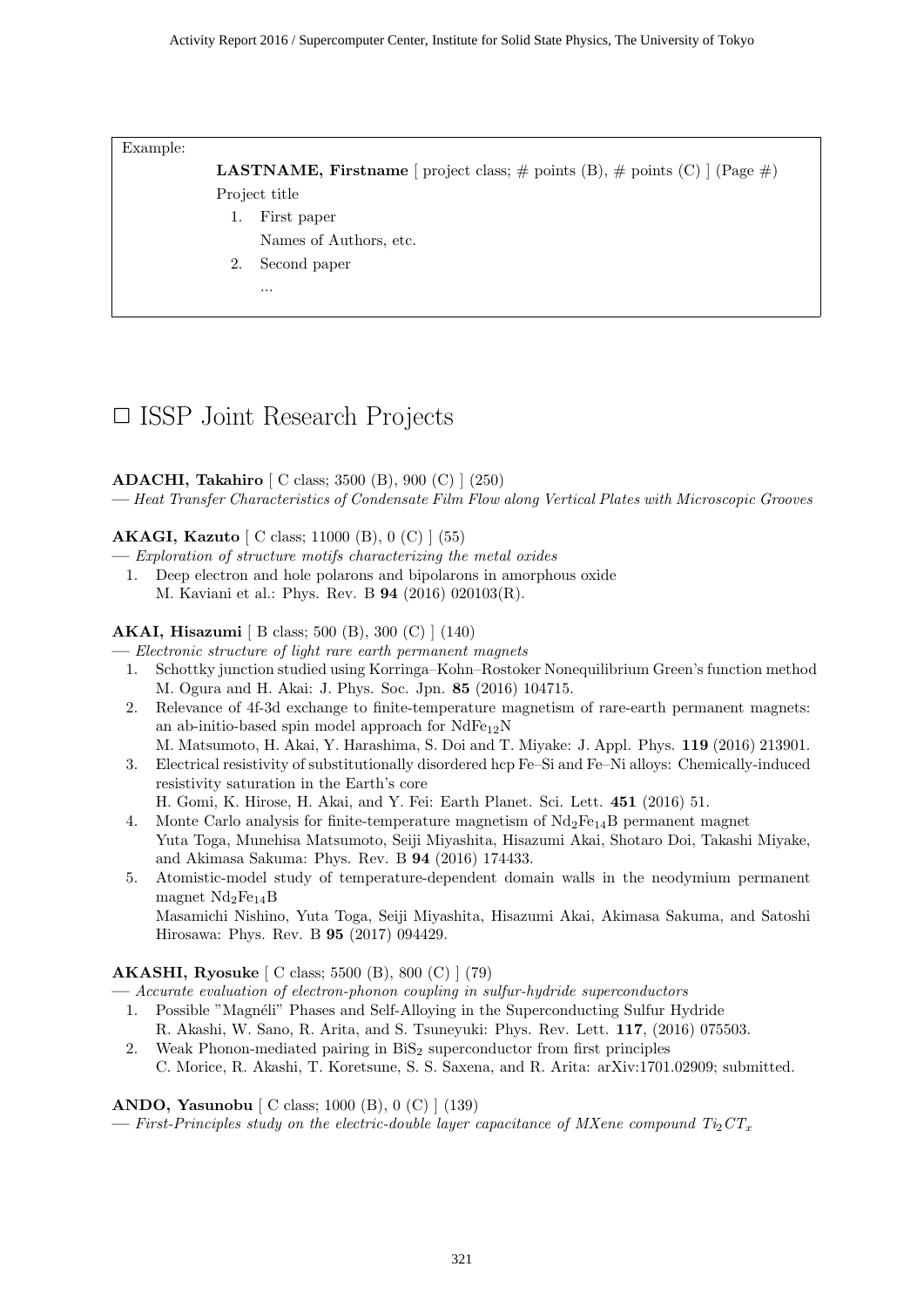Example:

**LASTNAME, Firstname** [ project class; # points (B), # points (C) ] (Page #)
Project title

1. First paper
   Names of Authors, etc.
2. Second paper
   ...

# □ ISSP Joint Research Projects

**ADACHI, Takahiro** [ C class; 3500 (B), 900 (C) ] (250)
— *Heat Transfer Characteristics of Condensate Film Flow along Vertical Plates with Microscopic Grooves*

**AKAGI, Kazuto** [ C class; 11000 (B), 0 (C) ] (55)
— *Exploration of structure motifs characterizing the metal oxides*

1. Deep electron and hole polarons and bipolarons in amorphous oxide
   M. Kaviani et al.: Phys. Rev. B **94** (2016) 020103(R).

**AKAI, Hisazumi** [ B class; 500 (B), 300 (C) ] (140)
— *Electronic structure of light rare earth permanent magnets*

1. Schottky junction studied using Korringa–Kohn–Rostoker Nonequilibrium Green's function method
   M. Ogura and H. Akai: J. Phys. Soc. Jpn. **85** (2016) 104715.
2. Relevance of 4f-3d exchange to finite-temperature magnetism of rare-earth permanent magnets: an ab-initio-based spin model approach for $NdFe_{12}N$
   M. Matsumoto, H. Akai, Y. Harashima, S. Doi and T. Miyake: J. Appl. Phys. **119** (2016) 213901.
3. Electrical resistivity of substitutionally disordered hcp Fe–Si and Fe–Ni alloys: Chemically-induced resistivity saturation in the Earth's core
   H. Gomi, K. Hirose, H. Akai, and Y. Fei: Earth Planet. Sci. Lett. **451** (2016) 51.
4. Monte Carlo analysis for finite-temperature magnetism of $Nd_2Fe_{14}B$ permanent magnet
   Yuta Toga, Munehisa Matsumoto, Seiji Miyashita, Hisazumi Akai, Shotaro Doi, Takashi Miyake, and Akimasa Sakuma: Phys. Rev. B **94** (2016) 174433.
5. Atomistic-model study of temperature-dependent domain walls in the neodymium permanent magnet $Nd_2Fe_{14}B$
   Masamichi Nishino, Yuta Toga, Seiji Miyashita, Hisazumi Akai, Akimasa Sakuma, and Satoshi Hirosawa: Phys. Rev. B **95** (2017) 094429.

**AKASHI, Ryosuke** [ C class; 5500 (B), 800 (C) ] (79)
— *Accurate evaluation of electron-phonon coupling in sulfur-hydride superconductors*

1. Possible "Magnéli" Phases and Self-Alloying in the Superconducting Sulfur Hydride
   R. Akashi, W. Sano, R. Arita, and S. Tsuneyuki: Phys. Rev. Lett. **117**, (2016) 075503.
2. Weak Phonon-mediated pairing in $BiS_2$ superconductor from first principles
   C. Morice, R. Akashi, T. Koretsune, S. S. Saxena, and R. Arita: arXiv:1701.02909; submitted.

**ANDO, Yasunobu** [ C class; 1000 (B), 0 (C) ] (139)
— *First-Principles study on the electric-double layer capacitance of MXene compound $Ti_2CT_x$*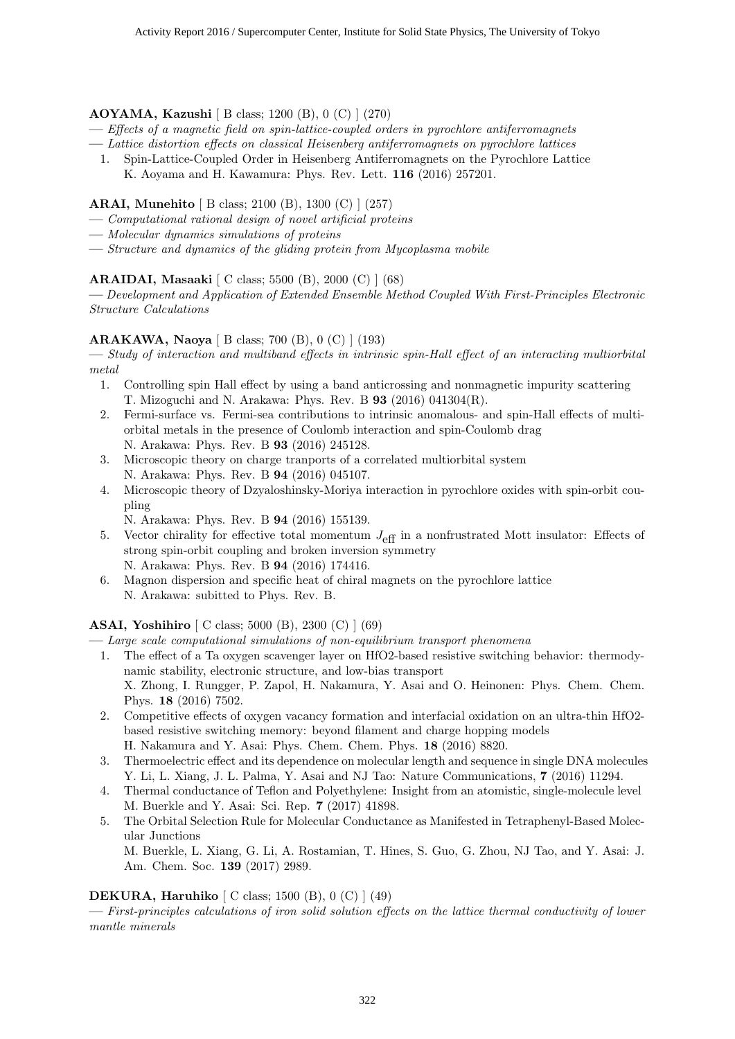**AOYAMA, Kazushi** [ B class; 1200 (B), 0 (C) ] (270)

— *Effects of a magnetic field on spin-lattice-coupled orders in pyrochlore antiferromagnets*

— *Lattice distortion effects on classical Heisenberg antiferromagnets on pyrochlore lattices*

1. Spin-Lattice-Coupled Order in Heisenberg Antiferromagnets on the Pyrochlore Lattice
   K. Aoyama and H. Kawamura: Phys. Rev. Lett. **116** (2016) 257201.

**ARAI, Munehito** [ B class; 2100 (B), 1300 (C) ] (257)

— *Computational rational design of novel artificial proteins*

— *Molecular dynamics simulations of proteins*

— *Structure and dynamics of the gliding protein from Mycoplasma mobile*

**ARAIDAI, Masaaki** [ C class; 5500 (B), 2000 (C) ] (68)

— *Development and Application of Extended Ensemble Method Coupled With First-Principles Electronic Structure Calculations*

**ARAKAWA, Naoya** [ B class; 700 (B), 0 (C) ] (193)

— *Study of interaction and multiband effects in intrinsic spin-Hall effect of an interacting multiorbital metal*

1. Controlling spin Hall effect by using a band anticrossing and nonmagnetic impurity scattering
   T. Mizoguchi and N. Arakawa: Phys. Rev. B **93** (2016) 041304(R).
2. Fermi-surface vs. Fermi-sea contributions to intrinsic anomalous- and spin-Hall effects of multiorbital metals in the presence of Coulomb interaction and spin-Coulomb drag
   N. Arakawa: Phys. Rev. B **93** (2016) 245128.
3. Microscopic theory on charge tranports of a correlated multiorbital system
   N. Arakawa: Phys. Rev. B **94** (2016) 045107.
4. Microscopic theory of Dzyaloshinsky-Moriya interaction in pyrochlore oxides with spin-orbit coupling
   N. Arakawa: Phys. Rev. B **94** (2016) 155139.
5. Vector chirality for effective total momentum $J_{\rm eff}$ in a nonfrustrated Mott insulator: Effects of strong spin-orbit coupling and broken inversion symmetry
   N. Arakawa: Phys. Rev. B **94** (2016) 174416.
6. Magnon dispersion and specific heat of chiral magnets on the pyrochlore lattice
   N. Arakawa: subitted to Phys. Rev. B.

**ASAI, Yoshihiro** [ C class; 5000 (B), 2300 (C) ] (69)

— *Large scale computational simulations of non-equilibrium transport phenomena*

1. The effect of a Ta oxygen scavenger layer on HfO2-based resistive switching behavior: thermodynamic stability, electronic structure, and low-bias transport
   X. Zhong, I. Rungger, P. Zapol, H. Nakamura, Y. Asai and O. Heinonen: Phys. Chem. Chem. Phys. **18** (2016) 7502.
2. Competitive effects of oxygen vacancy formation and interfacial oxidation on an ultra-thin HfO2-based resistive switching memory: beyond filament and charge hopping models
   H. Nakamura and Y. Asai: Phys. Chem. Chem. Phys. **18** (2016) 8820.
3. Thermoelectric effect and its dependence on molecular length and sequence in single DNA molecules
   Y. Li, L. Xiang, J. L. Palma, Y. Asai and NJ Tao: Nature Communications, **7** (2016) 11294.
4. Thermal conductance of Teflon and Polyethylene: Insight from an atomistic, single-molecule level
   M. Buerkle and Y. Asai: Sci. Rep. **7** (2017) 41898.
5. The Orbital Selection Rule for Molecular Conductance as Manifested in Tetraphenyl-Based Molecular Junctions
   M. Buerkle, L. Xiang, G. Li, A. Rostamian, T. Hines, S. Guo, G. Zhou, NJ Tao, and Y. Asai: J. Am. Chem. Soc. **139** (2017) 2989.

**DEKURA, Haruhiko** [ C class; 1500 (B), 0 (C) ] (49)

— *First-principles calculations of iron solid solution effects on the lattice thermal conductivity of lower mantle minerals*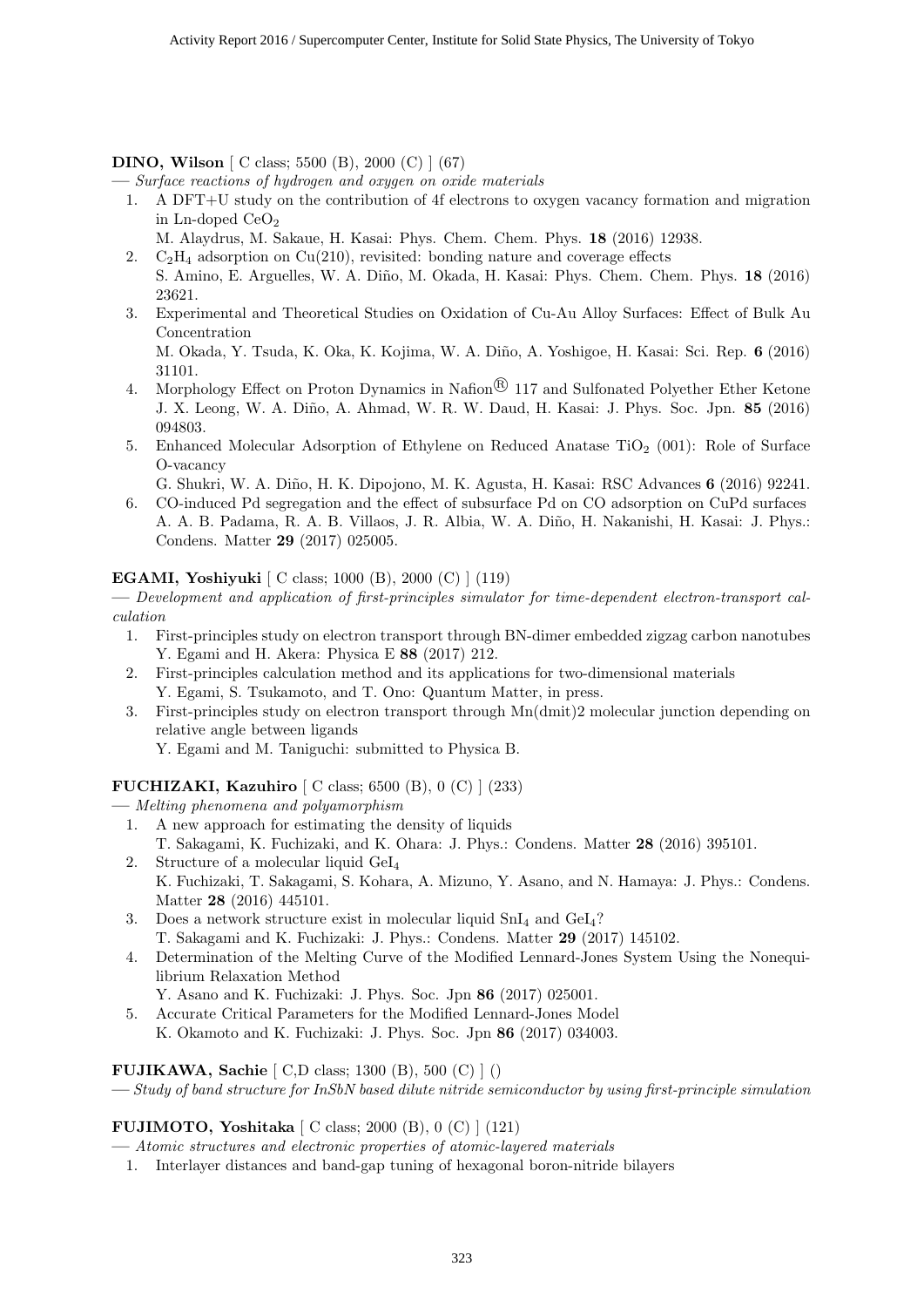**DINO, Wilson** [ C class; 5500 (B), 2000 (C) ] (67)

— *Surface reactions of hydrogen and oxygen on oxide materials*

1. A DFT+U study on the contribution of 4f electrons to oxygen vacancy formation and migration in Ln-doped $CeO_2$
   M. Alaydrus, M. Sakaue, H. Kasai: Phys. Chem. Chem. Phys. **18** (2016) 12938.
2. $C_2H_4$ adsorption on Cu(210), revisited: bonding nature and coverage effects
   S. Amino, E. Arguelles, W. A. Diño, M. Okada, H. Kasai: Phys. Chem. Chem. Phys. **18** (2016) 23621.
3. Experimental and Theoretical Studies on Oxidation of Cu-Au Alloy Surfaces: Effect of Bulk Au Concentration
   M. Okada, Y. Tsuda, K. Oka, K. Kojima, W. A. Diño, A. Yoshigoe, H. Kasai: Sci. Rep. **6** (2016) 31101.
4. Morphology Effect on Proton Dynamics in Nafion® 117 and Sulfonated Polyether Ether Ketone
   J. X. Leong, W. A. Diño, A. Ahmad, W. R. W. Daud, H. Kasai: J. Phys. Soc. Jpn. **85** (2016) 094803.
5. Enhanced Molecular Adsorption of Ethylene on Reduced Anatase $TiO_2$ (001): Role of Surface O-vacancy
   G. Shukri, W. A. Diño, H. K. Dipojono, M. K. Agusta, H. Kasai: RSC Advances **6** (2016) 92241.
6. CO-induced Pd segregation and the effect of subsurface Pd on CO adsorption on CuPd surfaces
   A. A. B. Padama, R. A. B. Villaos, J. R. Albia, W. A. Diño, H. Nakanishi, H. Kasai: J. Phys.: Condens. Matter **29** (2017) 025005.

**EGAMI, Yoshiyuki** [ C class; 1000 (B), 2000 (C) ] (119)

— *Development and application of first-principles simulator for time-dependent electron-transport calculation*

1. First-principles study on electron transport through BN-dimer embedded zigzag carbon nanotubes
   Y. Egami and H. Akera: Physica E **88** (2017) 212.
2. First-principles calculation method and its applications for two-dimensional materials
   Y. Egami, S. Tsukamoto, and T. Ono: Quantum Matter, in press.
3. First-principles study on electron transport through Mn(dmit)2 molecular junction depending on relative angle between ligands
   Y. Egami and M. Taniguchi: submitted to Physica B.

**FUCHIZAKI, Kazuhiro** [ C class; 6500 (B), 0 (C) ] (233)

— *Melting phenomena and polyamorphism*

1. A new approach for estimating the density of liquids
   T. Sakagami, K. Fuchizaki, and K. Ohara: J. Phys.: Condens. Matter **28** (2016) 395101.
2. Structure of a molecular liquid $GeI_4$
   K. Fuchizaki, T. Sakagami, S. Kohara, A. Mizuno, Y. Asano, and N. Hamaya: J. Phys.: Condens. Matter **28** (2016) 445101.
3. Does a network structure exist in molecular liquid $SnI_4$ and $GeI_4$?
   T. Sakagami and K. Fuchizaki: J. Phys.: Condens. Matter **29** (2017) 145102.
4. Determination of the Melting Curve of the Modified Lennard-Jones System Using the Nonequilibrium Relaxation Method
   Y. Asano and K. Fuchizaki: J. Phys. Soc. Jpn **86** (2017) 025001.
5. Accurate Critical Parameters for the Modified Lennard-Jones Model
   K. Okamoto and K. Fuchizaki: J. Phys. Soc. Jpn **86** (2017) 034003.

**FUJIKAWA, Sachie** [ C,D class; 1300 (B), 500 (C) ] ()

— *Study of band structure for InSbN based dilute nitride semiconductor by using first-principle simulation*

**FUJIMOTO, Yoshitaka** [ C class; 2000 (B), 0 (C) ] (121)

— *Atomic structures and electronic properties of atomic-layered materials*

1. Interlayer distances and band-gap tuning of hexagonal boron-nitride bilayers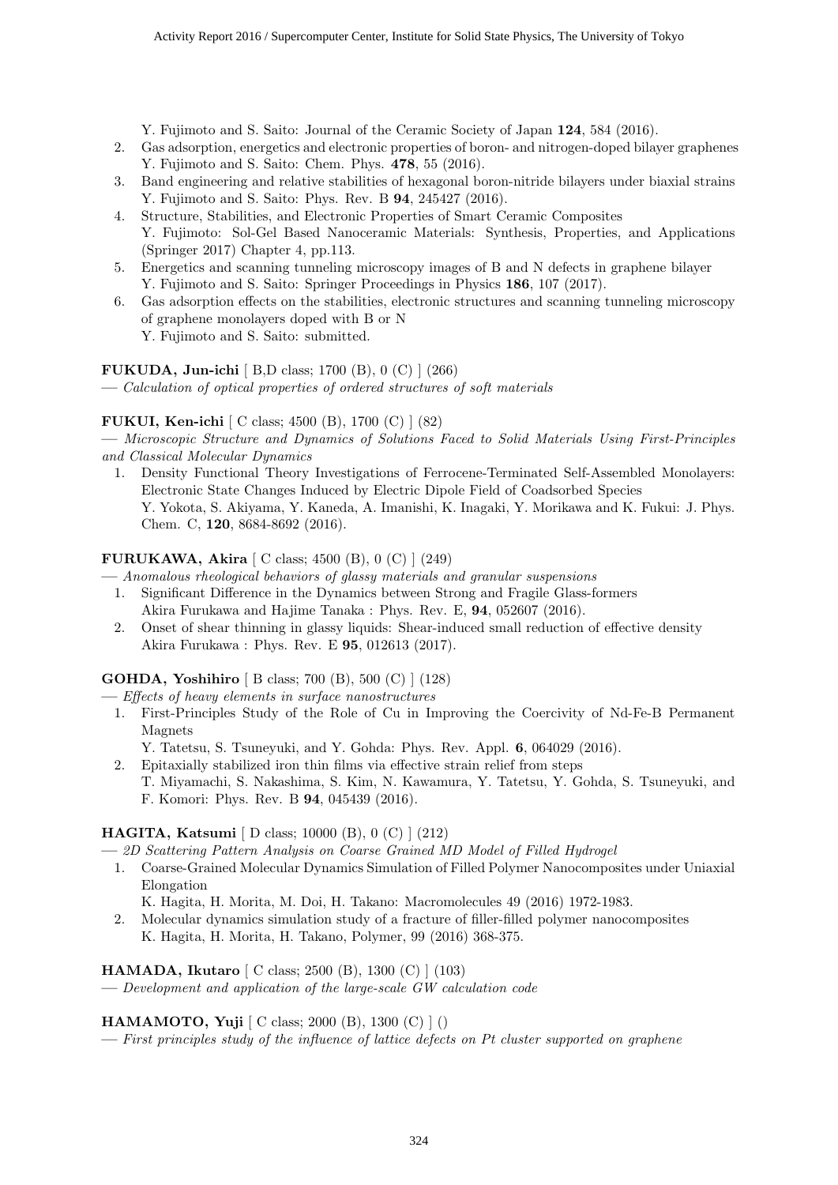Y. Fujimoto and S. Saito: Journal of the Ceramic Society of Japan **124**, 584 (2016).

2. Gas adsorption, energetics and electronic properties of boron- and nitrogen-doped bilayer graphenes
   Y. Fujimoto and S. Saito: Chem. Phys. **478**, 55 (2016).
3. Band engineering and relative stabilities of hexagonal boron-nitride bilayers under biaxial strains
   Y. Fujimoto and S. Saito: Phys. Rev. B **94**, 245427 (2016).
4. Structure, Stabilities, and Electronic Properties of Smart Ceramic Composites
   Y. Fujimoto: Sol-Gel Based Nanoceramic Materials: Synthesis, Properties, and Applications (Springer 2017) Chapter 4, pp.113.
5. Energetics and scanning tunneling microscopy images of B and N defects in graphene bilayer
   Y. Fujimoto and S. Saito: Springer Proceedings in Physics **186**, 107 (2017).
6. Gas adsorption effects on the stabilities, electronic structures and scanning tunneling microscopy of graphene monolayers doped with B or N
   Y. Fujimoto and S. Saito: submitted.

**FUKUDA, Jun-ichi** [ B,D class; 1700 (B), 0 (C) ] (266)
— *Calculation of optical properties of ordered structures of soft materials*

**FUKUI, Ken-ichi** [ C class; 4500 (B), 1700 (C) ] (82)
— *Microscopic Structure and Dynamics of Solutions Faced to Solid Materials Using First-Principles and Classical Molecular Dynamics*

1. Density Functional Theory Investigations of Ferrocene-Terminated Self-Assembled Monolayers: Electronic State Changes Induced by Electric Dipole Field of Coadsorbed Species
   Y. Yokota, S. Akiyama, Y. Kaneda, A. Imanishi, K. Inagaki, Y. Morikawa and K. Fukui: J. Phys. Chem. C, **120**, 8684-8692 (2016).

**FURUKAWA, Akira** [ C class; 4500 (B), 0 (C) ] (249)
— *Anomalous rheological behaviors of glassy materials and granular suspensions*

1. Significant Difference in the Dynamics between Strong and Fragile Glass-formers
   Akira Furukawa and Hajime Tanaka : Phys. Rev. E, **94**, 052607 (2016).
2. Onset of shear thinning in glassy liquids: Shear-induced small reduction of effective density
   Akira Furukawa : Phys. Rev. E **95**, 012613 (2017).

**GOHDA, Yoshihiro** [ B class; 700 (B), 500 (C) ] (128)
— *Effects of heavy elements in surface nanostructures*

1. First-Principles Study of the Role of Cu in Improving the Coercivity of Nd-Fe-B Permanent Magnets
   Y. Tatetsu, S. Tsuneyuki, and Y. Gohda: Phys. Rev. Appl. **6**, 064029 (2016).
2. Epitaxially stabilized iron thin films via effective strain relief from steps
   T. Miyamachi, S. Nakashima, S. Kim, N. Kawamura, Y. Tatetsu, Y. Gohda, S. Tsuneyuki, and F. Komori: Phys. Rev. B **94**, 045439 (2016).

**HAGITA, Katsumi** [ D class; 10000 (B), 0 (C) ] (212)
— *2D Scattering Pattern Analysis on Coarse Grained MD Model of Filled Hydrogel*

1. Coarse-Grained Molecular Dynamics Simulation of Filled Polymer Nanocomposites under Uniaxial Elongation
   K. Hagita, H. Morita, M. Doi, H. Takano: Macromolecules 49 (2016) 1972-1983.
2. Molecular dynamics simulation study of a fracture of filler-filled polymer nanocomposites
   K. Hagita, H. Morita, H. Takano, Polymer, 99 (2016) 368-375.

**HAMADA, Ikutaro** [ C class; 2500 (B), 1300 (C) ] (103)
— *Development and application of the large-scale GW calculation code*

**HAMAMOTO, Yuji** [ C class; 2000 (B), 1300 (C) ] ()
— *First principles study of the influence of lattice defects on Pt cluster supported on graphene*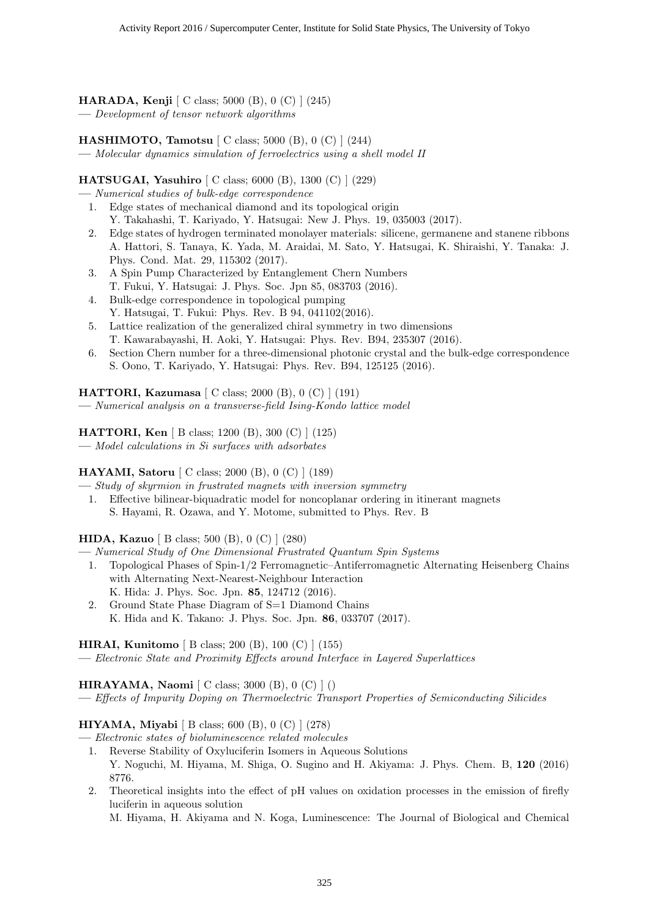**HARADA, Kenji** [ C class; 5000 (B), 0 (C) ] (245)
— *Development of tensor network algorithms*

**HASHIMOTO, Tamotsu** [ C class; 5000 (B), 0 (C) ] (244)
— *Molecular dynamics simulation of ferroelectrics using a shell model II*

**HATSUGAI, Yasuhiro** [ C class; 6000 (B), 1300 (C) ] (229)
— *Numerical studies of bulk-edge correspondence*

1. Edge states of mechanical diamond and its topological origin
   Y. Takahashi, T. Kariyado, Y. Hatsugai: New J. Phys. 19, 035003 (2017).
2. Edge states of hydrogen terminated monolayer materials: silicene, germanene and stanene ribbons
   A. Hattori, S. Tanaya, K. Yada, M. Araidai, M. Sato, Y. Hatsugai, K. Shiraishi, Y. Tanaka: J. Phys. Cond. Mat. 29, 115302 (2017).
3. A Spin Pump Characterized by Entanglement Chern Numbers
   T. Fukui, Y. Hatsugai: J. Phys. Soc. Jpn 85, 083703 (2016).
4. Bulk-edge correspondence in topological pumping
   Y. Hatsugai, T. Fukui: Phys. Rev. B 94, 041102(2016).
5. Lattice realization of the generalized chiral symmetry in two dimensions
   T. Kawarabayashi, H. Aoki, Y. Hatsugai: Phys. Rev. B94, 235307 (2016).
6. Section Chern number for a three-dimensional photonic crystal and the bulk-edge correspondence
   S. Oono, T. Kariyado, Y. Hatsugai: Phys. Rev. B94, 125125 (2016).

**HATTORI, Kazumasa** [ C class; 2000 (B), 0 (C) ] (191)
— *Numerical analysis on a transverse-field Ising-Kondo lattice model*

**HATTORI, Ken** [ B class; 1200 (B), 300 (C) ] (125)
— *Model calculations in Si surfaces with adsorbates*

**HAYAMI, Satoru** [ C class; 2000 (B), 0 (C) ] (189)
— *Study of skyrmion in frustrated magnets with inversion symmetry*

1. Effective bilinear-biquadratic model for noncoplanar ordering in itinerant magnets
   S. Hayami, R. Ozawa, and Y. Motome, submitted to Phys. Rev. B

**HIDA, Kazuo** [ B class; 500 (B), 0 (C) ] (280)
— *Numerical Study of One Dimensional Frustrated Quantum Spin Systems*

1. Topological Phases of Spin-1/2 Ferromagnetic–Antiferromagnetic Alternating Heisenberg Chains with Alternating Next-Nearest-Neighbour Interaction
   K. Hida: J. Phys. Soc. Jpn. **85**, 124712 (2016).
2. Ground State Phase Diagram of S=1 Diamond Chains
   K. Hida and K. Takano: J. Phys. Soc. Jpn. **86**, 033707 (2017).

**HIRAI, Kunitomo** [ B class; 200 (B), 100 (C) ] (155)
— *Electronic State and Proximity Effects around Interface in Layered Superlattices*

**HIRAYAMA, Naomi** [ C class; 3000 (B), 0 (C) ] ()
— *Effects of Impurity Doping on Thermoelectric Transport Properties of Semiconducting Silicides*

**HIYAMA, Miyabi** [ B class; 600 (B), 0 (C) ] (278)
— *Electronic states of bioluminescence related molecules*

1. Reverse Stability of Oxyluciferin Isomers in Aqueous Solutions
   Y. Noguchi, M. Hiyama, M. Shiga, O. Sugino and H. Akiyama: J. Phys. Chem. B, **120** (2016) 8776.
2. Theoretical insights into the effect of pH values on oxidation processes in the emission of firefly luciferin in aqueous solution
   M. Hiyama, H. Akiyama and N. Koga, Luminescence: The Journal of Biological and Chemical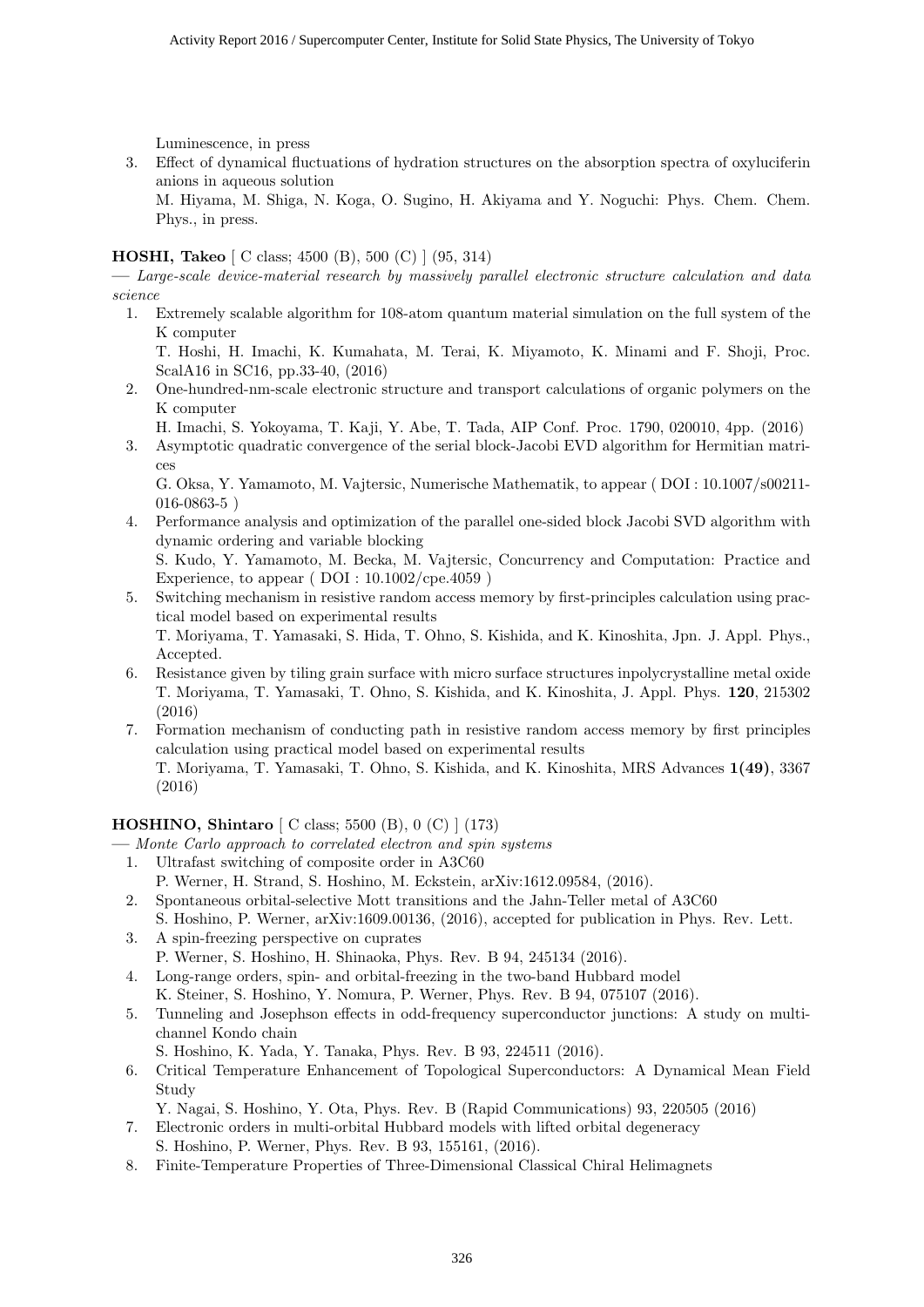Luminescence, in press

3. Effect of dynamical fluctuations of hydration structures on the absorption spectra of oxyluciferin anions in aqueous solution
   M. Hiyama, M. Shiga, N. Koga, O. Sugino, H. Akiyama and Y. Noguchi: Phys. Chem. Chem. Phys., in press.

**HOSHI, Takeo** [ C class; 4500 (B), 500 (C) ] (95, 314)

— *Large-scale device-material research by massively parallel electronic structure calculation and data science*

1. Extremely scalable algorithm for 108-atom quantum material simulation on the full system of the K computer
   T. Hoshi, H. Imachi, K. Kumahata, M. Terai, K. Miyamoto, K. Minami and F. Shoji, Proc. ScalA16 in SC16, pp.33-40, (2016)
2. One-hundred-nm-scale electronic structure and transport calculations of organic polymers on the K computer
   H. Imachi, S. Yokoyama, T. Kaji, Y. Abe, T. Tada, AIP Conf. Proc. 1790, 020010, 4pp. (2016)
3. Asymptotic quadratic convergence of the serial block-Jacobi EVD algorithm for Hermitian matrices
   G. Oksa, Y. Yamamoto, M. Vajtersic, Numerische Mathematik, to appear ( DOI : 10.1007/s00211-016-0863-5 )
4. Performance analysis and optimization of the parallel one-sided block Jacobi SVD algorithm with dynamic ordering and variable blocking
   S. Kudo, Y. Yamamoto, M. Becka, M. Vajtersic, Concurrency and Computation: Practice and Experience, to appear ( DOI : 10.1002/cpe.4059 )
5. Switching mechanism in resistive random access memory by first-principles calculation using practical model based on experimental results
   T. Moriyama, T. Yamasaki, S. Hida, T. Ohno, S. Kishida, and K. Kinoshita, Jpn. J. Appl. Phys., Accepted.
6. Resistance given by tiling grain surface with micro surface structures inpolycrystalline metal oxide
   T. Moriyama, T. Yamasaki, T. Ohno, S. Kishida, and K. Kinoshita, J. Appl. Phys. **120**, 215302 (2016)
7. Formation mechanism of conducting path in resistive random access memory by first principles calculation using practical model based on experimental results
   T. Moriyama, T. Yamasaki, T. Ohno, S. Kishida, and K. Kinoshita, MRS Advances **1(49)**, 3367 (2016)

**HOSHINO, Shintaro** [ C class; 5500 (B), 0 (C) ] (173)

— *Monte Carlo approach to correlated electron and spin systems*

1. Ultrafast switching of composite order in A3C60
   P. Werner, H. Strand, S. Hoshino, M. Eckstein, arXiv:1612.09584, (2016).
2. Spontaneous orbital-selective Mott transitions and the Jahn-Teller metal of A3C60
   S. Hoshino, P. Werner, arXiv:1609.00136, (2016), accepted for publication in Phys. Rev. Lett.
3. A spin-freezing perspective on cuprates
   P. Werner, S. Hoshino, H. Shinaoka, Phys. Rev. B 94, 245134 (2016).
4. Long-range orders, spin- and orbital-freezing in the two-band Hubbard model
   K. Steiner, S. Hoshino, Y. Nomura, P. Werner, Phys. Rev. B 94, 075107 (2016).
5. Tunneling and Josephson effects in odd-frequency superconductor junctions: A study on multi-channel Kondo chain
   S. Hoshino, K. Yada, Y. Tanaka, Phys. Rev. B 93, 224511 (2016).
6. Critical Temperature Enhancement of Topological Superconductors: A Dynamical Mean Field Study
   Y. Nagai, S. Hoshino, Y. Ota, Phys. Rev. B (Rapid Communications) 93, 220505 (2016)
7. Electronic orders in multi-orbital Hubbard models with lifted orbital degeneracy
   S. Hoshino, P. Werner, Phys. Rev. B 93, 155161, (2016).
8. Finite-Temperature Properties of Three-Dimensional Classical Chiral Helimagnets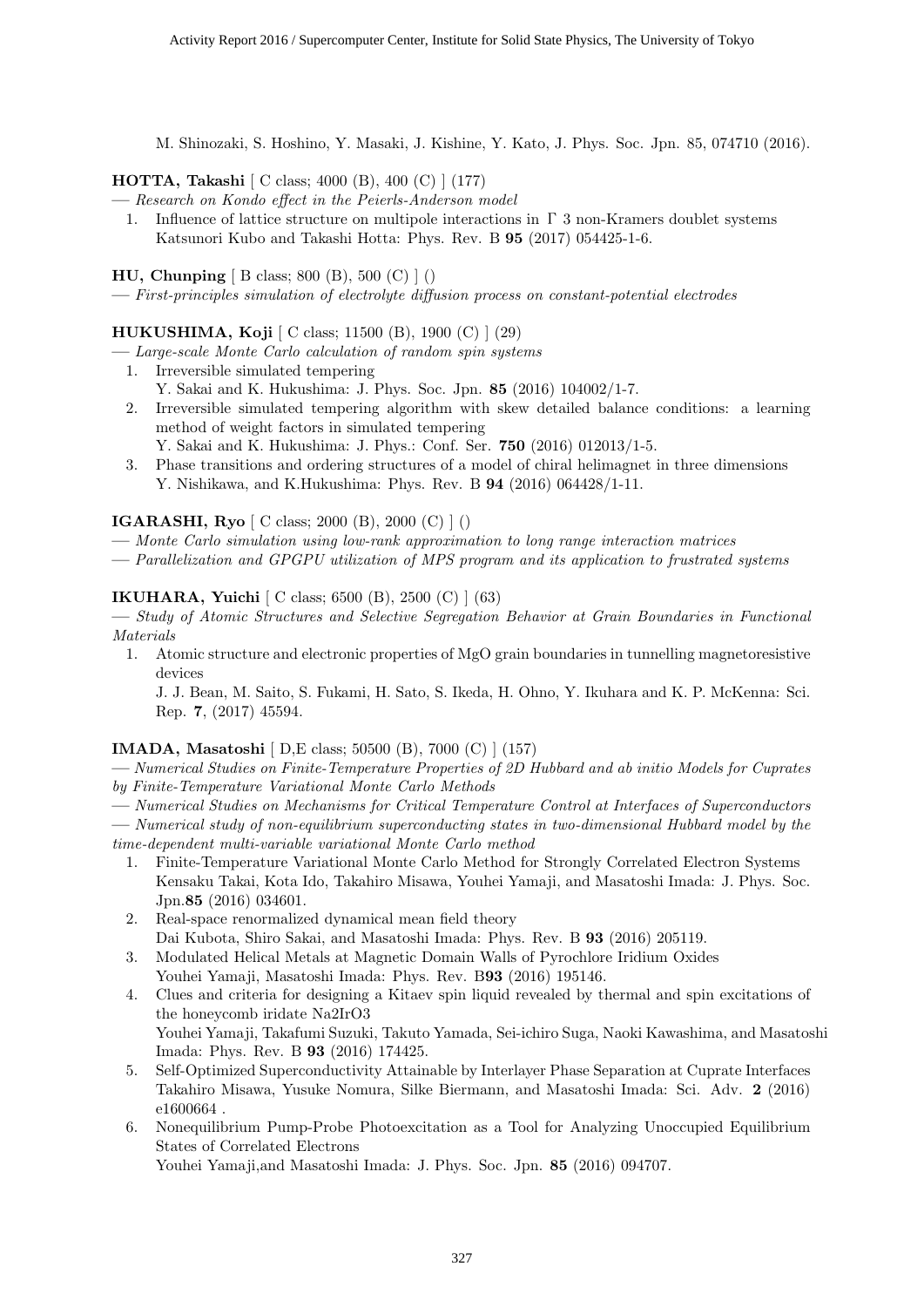M. Shinozaki, S. Hoshino, Y. Masaki, J. Kishine, Y. Kato, J. Phys. Soc. Jpn. 85, 074710 (2016).

**HOTTA, Takashi** [ C class; 4000 (B), 400 (C) ] (177)

— *Research on Kondo effect in the Peierls-Anderson model*

1. Influence of lattice structure on multipole interactions in $\Gamma$ 3 non-Kramers doublet systems
   Katsunori Kubo and Takashi Hotta: Phys. Rev. B **95** (2017) 054425-1-6.

**HU, Chunping** [ B class; 800 (B), 500 (C) ] ()

— *First-principles simulation of electrolyte diffusion process on constant-potential electrodes*

**HUKUSHIMA, Koji** [ C class; 11500 (B), 1900 (C) ] (29)

— *Large-scale Monte Carlo calculation of random spin systems*

1. Irreversible simulated tempering
   Y. Sakai and K. Hukushima: J. Phys. Soc. Jpn. **85** (2016) 104002/1-7.
2. Irreversible simulated tempering algorithm with skew detailed balance conditions: a learning method of weight factors in simulated tempering
   Y. Sakai and K. Hukushima: J. Phys.: Conf. Ser. **750** (2016) 012013/1-5.
3. Phase transitions and ordering structures of a model of chiral helimagnet in three dimensions
   Y. Nishikawa, and K.Hukushima: Phys. Rev. B **94** (2016) 064428/1-11.

**IGARASHI, Ryo** [ C class; 2000 (B), 2000 (C) ] ()

— *Monte Carlo simulation using low-rank approximation to long range interaction matrices*

— *Parallelization and GPGPU utilization of MPS program and its application to frustrated systems*

**IKUHARA, Yuichi** [ C class; 6500 (B), 2500 (C) ] (63)

— *Study of Atomic Structures and Selective Segregation Behavior at Grain Boundaries in Functional Materials*

1. Atomic structure and electronic properties of MgO grain boundaries in tunnelling magnetoresistive devices
   J. J. Bean, M. Saito, S. Fukami, H. Sato, S. Ikeda, H. Ohno, Y. Ikuhara and K. P. McKenna: Sci. Rep. **7**, (2017) 45594.

**IMADA, Masatoshi** [ D,E class; 50500 (B), 7000 (C) ] (157)

— *Numerical Studies on Finite-Temperature Properties of 2D Hubbard and ab initio Models for Cuprates by Finite-Temperature Variational Monte Carlo Methods*

— *Numerical Studies on Mechanisms for Critical Temperature Control at Interfaces of Superconductors*

— *Numerical study of non-equilibrium superconducting states in two-dimensional Hubbard model by the time-dependent multi-variable variational Monte Carlo method*

1. Finite-Temperature Variational Monte Carlo Method for Strongly Correlated Electron Systems
   Kensaku Takai, Kota Ido, Takahiro Misawa, Youhei Yamaji, and Masatoshi Imada: J. Phys. Soc. Jpn.**85** (2016) 034601.
2. Real-space renormalized dynamical mean field theory
   Dai Kubota, Shiro Sakai, and Masatoshi Imada: Phys. Rev. B **93** (2016) 205119.
3. Modulated Helical Metals at Magnetic Domain Walls of Pyrochlore Iridium Oxides
   Youhei Yamaji, Masatoshi Imada: Phys. Rev. B**93** (2016) 195146.
4. Clues and criteria for designing a Kitaev spin liquid revealed by thermal and spin excitations of the honeycomb iridate Na2IrO3
   Youhei Yamaji, Takafumi Suzuki, Takuto Yamada, Sei-ichiro Suga, Naoki Kawashima, and Masatoshi Imada: Phys. Rev. B **93** (2016) 174425.
5. Self-Optimized Superconductivity Attainable by Interlayer Phase Separation at Cuprate Interfaces
   Takahiro Misawa, Yusuke Nomura, Silke Biermann, and Masatoshi Imada: Sci. Adv. **2** (2016) e1600664 .
6. Nonequilibrium Pump-Probe Photoexcitation as a Tool for Analyzing Unoccupied Equilibrium States of Correlated Electrons
   Youhei Yamaji,and Masatoshi Imada: J. Phys. Soc. Jpn. **85** (2016) 094707.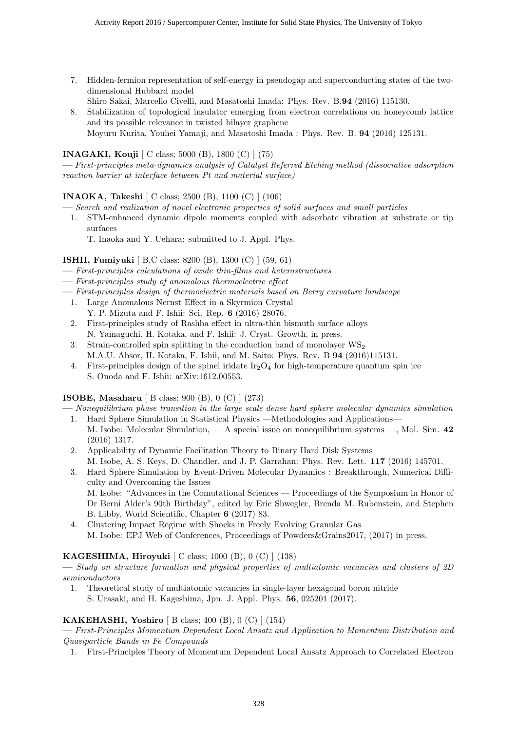7. Hidden-fermion representation of self-energy in pseudogap and superconducting states of the two-dimensional Hubbard model
   Shiro Sakai, Marcello Civelli, and Masatoshi Imada: Phys. Rev. B.**94** (2016) 115130.
8. Stabilization of topological insulator emerging from electron correlations on honeycomb lattice and its possible relevance in twisted bilayer graphene
   Moyuru Kurita, Youhei Yamaji, and Masatoshi Imada : Phys. Rev. B. **94** (2016) 125131.

**INAGAKI, Kouji** [ C class; 5000 (B), 1800 (C) ] (75)

— *First-principles meta-dynamics analysis of Catalyst Referred Etching method (dissociative adsorption reaction barrier at interface between Pt and material surface)*

**INAOKA, Takeshi** [ C class; 2500 (B), 1100 (C) ] (106)

— *Search and realization of novel electronic properties of solid surfaces and small particles*

1. STM-enhanced dynamic dipole moments coupled with adsorbate vibration at substrate or tip surfaces
   T. Inaoka and Y. Uehara: submitted to J. Appl. Phys.

**ISHII, Fumiyuki** [ B,C class; 8200 (B), 1300 (C) ] (59, 61)

— *First-principles calculations of oxide thin-films and heterostructures*
— *First-principles study of anomalous thermoelectric effect*
— *First-principles design of thermoelectric materials based on Berry curvature landscape*

1. Large Anomalous Nernst Effect in a Skyrmion Crystal
   Y. P. Mizuta and F. Ishii: Sci. Rep. **6** (2016) 28076.
2. First-principles study of Rashba effect in ultra-thin bismuth surface alloys
   N. Yamaguchi, H. Kotaka, and F. Ishii: J. Cryst. Growth, in press.
3. Strain-controlled spin splitting in the conduction band of monolayer $WS_2$
   M.A.U. Absor, H. Kotaka, F. Ishii, and M. Saito: Phys. Rev. B **94** (2016)115131.
4. First-principles design of the spinel iridate $Ir_2O_4$ for high-temperature quantum spin ice
   S. Onoda and F. Ishii: arXiv:1612.00553.

**ISOBE, Masaharu** [ B class; 900 (B), 0 (C) ] (273)

— *Nonequilibrium phase transition in the large scale dense hard sphere molecular dynamics simulation*

1. Hard Sphere Simulation in Statistical Physics —Methodologies and Applications—
   M. Isobe: Molecular Simulation, — A special issue on nonequilibrium systems —, Mol. Sim. **42** (2016) 1317.
2. Applicability of Dynamic Facilitation Theory to Binary Hard Disk Systems
   M. Isobe, A. S. Keys, D. Chandler, and J. P. Garrahan: Phys. Rev. Lett. **117** (2016) 145701.
3. Hard Sphere Simulation by Event-Driven Molecular Dynamics : Breakthrough, Numerical Difficulty and Overcoming the Issues
   M. Isobe: "Advances in the Comutational Sciences — Proceedings of the Symposium in Honor of Dr Berni Alder's 90th Birthday", edited by Eric Shwegler, Brenda M. Rubenstein, and Stephen B. Libby, World Scientific, Chapter **6** (2017) 83.
4. Clustering Impact Regime with Shocks in Freely Evolving Granular Gas
   M. Isobe: EPJ Web of Conferences, Proceedings of Powders&Grains2017, (2017) in press.

**KAGESHIMA, Hiroyuki** [ C class; 1000 (B), 0 (C) ] (138)

— *Study on structure formation and physical properties of multiatomic vacancies and clusters of 2D semiconductors*

1. Theoretical study of multiatomic vacancies in single-layer hexagonal boron nitride
   S. Urasaki, and H. Kageshima, Jpn. J. Appl. Phys. **56**, 025201 (2017).

**KAKEHASHI, Yoshiro** [ B class; 400 (B), 0 (C) ] (154)

— *First-Principles Momentum Dependent Local Ansatz and Application to Momentum Distribution and Quasiparticle Bands in Fe Compounds*

1. First-Principles Theory of Momentum Dependent Local Ansatz Approach to Correlated Electron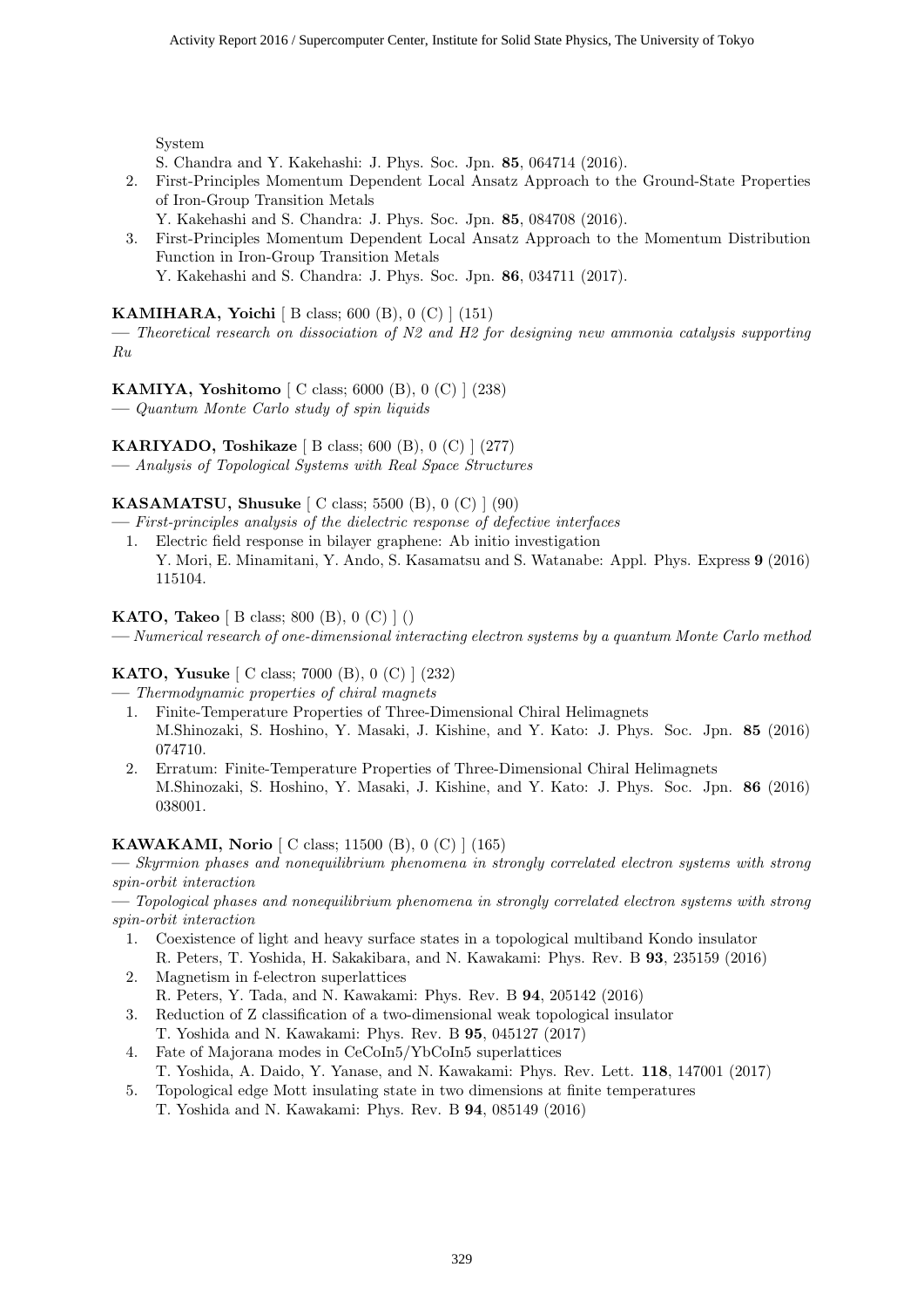System
S. Chandra and Y. Kakehashi: J. Phys. Soc. Jpn. **85**, 064714 (2016).

2. First-Principles Momentum Dependent Local Ansatz Approach to the Ground-State Properties of Iron-Group Transition Metals
   Y. Kakehashi and S. Chandra: J. Phys. Soc. Jpn. **85**, 084708 (2016).
3. First-Principles Momentum Dependent Local Ansatz Approach to the Momentum Distribution Function in Iron-Group Transition Metals
   Y. Kakehashi and S. Chandra: J. Phys. Soc. Jpn. **86**, 034711 (2017).

**KAMIHARA, Yoichi** [ B class; 600 (B), 0 (C) ] (151)
— *Theoretical research on dissociation of N2 and H2 for designing new ammonia catalysis supporting Ru*

**KAMIYA, Yoshitomo** [ C class; 6000 (B), 0 (C) ] (238)
— *Quantum Monte Carlo study of spin liquids*

**KARIYADO, Toshikaze** [ B class; 600 (B), 0 (C) ] (277)
— *Analysis of Topological Systems with Real Space Structures*

**KASAMATSU, Shusuke** [ C class; 5500 (B), 0 (C) ] (90)
— *First-principles analysis of the dielectric response of defective interfaces*

1. Electric field response in bilayer graphene: Ab initio investigation
   Y. Mori, E. Minamitani, Y. Ando, S. Kasamatsu and S. Watanabe: Appl. Phys. Express **9** (2016) 115104.

**KATO, Takeo** [ B class; 800 (B), 0 (C) ] ()
— *Numerical research of one-dimensional interacting electron systems by a quantum Monte Carlo method*

**KATO, Yusuke** [ C class; 7000 (B), 0 (C) ] (232)
— *Thermodynamic properties of chiral magnets*

1. Finite-Temperature Properties of Three-Dimensional Chiral Helimagnets
   M.Shinozaki, S. Hoshino, Y. Masaki, J. Kishine, and Y. Kato: J. Phys. Soc. Jpn. **85** (2016) 074710.
2. Erratum: Finite-Temperature Properties of Three-Dimensional Chiral Helimagnets
   M.Shinozaki, S. Hoshino, Y. Masaki, J. Kishine, and Y. Kato: J. Phys. Soc. Jpn. **86** (2016) 038001.

**KAWAKAMI, Norio** [ C class; 11500 (B), 0 (C) ] (165)
— *Skyrmion phases and nonequilibrium phenomena in strongly correlated electron systems with strong spin-orbit interaction*
— *Topological phases and nonequilibrium phenomena in strongly correlated electron systems with strong spin-orbit interaction*

1. Coexistence of light and heavy surface states in a topological multiband Kondo insulator
   R. Peters, T. Yoshida, H. Sakakibara, and N. Kawakami: Phys. Rev. B **93**, 235159 (2016)
2. Magnetism in f-electron superlattices
   R. Peters, Y. Tada, and N. Kawakami: Phys. Rev. B **94**, 205142 (2016)
3. Reduction of Z classification of a two-dimensional weak topological insulator
   T. Yoshida and N. Kawakami: Phys. Rev. B **95**, 045127 (2017)
4. Fate of Majorana modes in CeCoIn5/YbCoIn5 superlattices
   T. Yoshida, A. Daido, Y. Yanase, and N. Kawakami: Phys. Rev. Lett. **118**, 147001 (2017)
5. Topological edge Mott insulating state in two dimensions at finite temperatures
   T. Yoshida and N. Kawakami: Phys. Rev. B **94**, 085149 (2016)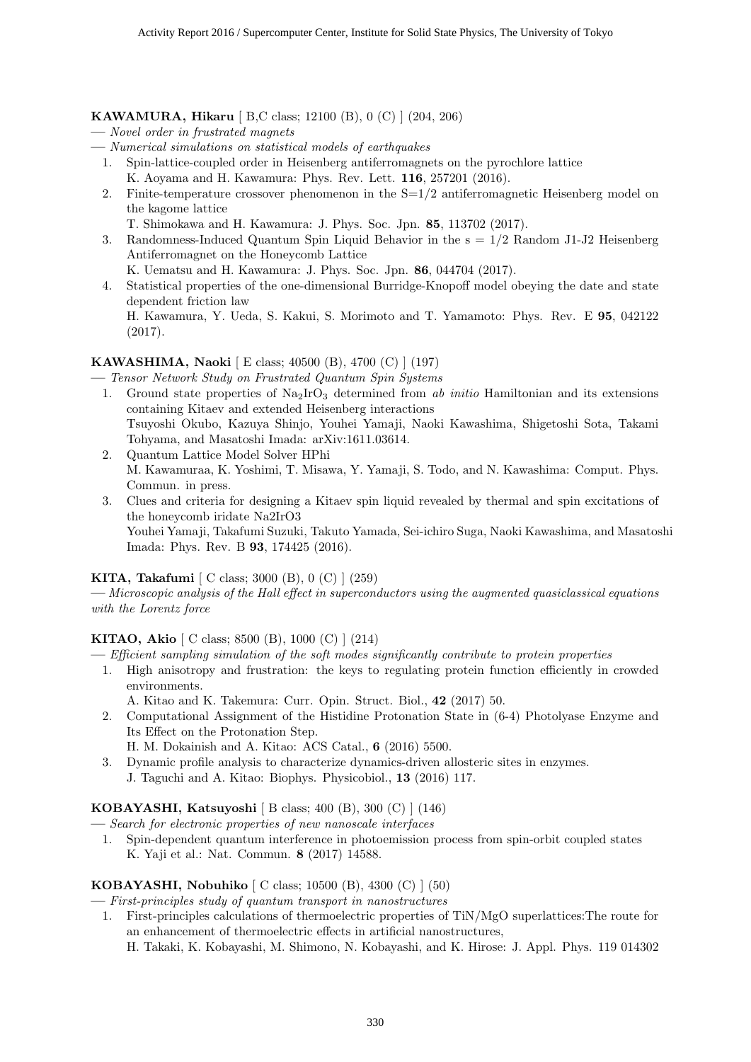**KAWAMURA, Hikaru** [ B,C class; 12100 (B), 0 (C) ] (204, 206)

— *Novel order in frustrated magnets*

— *Numerical simulations on statistical models of earthquakes*

1. Spin-lattice-coupled order in Heisenberg antiferromagnets on the pyrochlore lattice
   K. Aoyama and H. Kawamura: Phys. Rev. Lett. **116**, 257201 (2016).
2. Finite-temperature crossover phenomenon in the S=1/2 antiferromagnetic Heisenberg model on the kagome lattice
   T. Shimokawa and H. Kawamura: J. Phys. Soc. Jpn. **85**, 113702 (2017).
3. Randomness-Induced Quantum Spin Liquid Behavior in the s = 1/2 Random J1-J2 Heisenberg Antiferromagnet on the Honeycomb Lattice
   K. Uematsu and H. Kawamura: J. Phys. Soc. Jpn. **86**, 044704 (2017).
4. Statistical properties of the one-dimensional Burridge-Knopoff model obeying the date and state dependent friction law
   H. Kawamura, Y. Ueda, S. Kakui, S. Morimoto and T. Yamamoto: Phys. Rev. E **95**, 042122 (2017).

**KAWASHIMA, Naoki** [ E class; 40500 (B), 4700 (C) ] (197)

— *Tensor Network Study on Frustrated Quantum Spin Systems*

1. Ground state properties of $Na_2IrO_3$ determined from *ab initio* Hamiltonian and its extensions containing Kitaev and extended Heisenberg interactions
   Tsuyoshi Okubo, Kazuya Shinjo, Youhei Yamaji, Naoki Kawashima, Shigetoshi Sota, Takami Tohyama, and Masatoshi Imada: arXiv:1611.03614.
2. Quantum Lattice Model Solver HPhi
   M. Kawamuraa, K. Yoshimi, T. Misawa, Y. Yamaji, S. Todo, and N. Kawashima: Comput. Phys. Commun. in press.
3. Clues and criteria for designing a Kitaev spin liquid revealed by thermal and spin excitations of the honeycomb iridate Na2IrO3
   Youhei Yamaji, Takafumi Suzuki, Takuto Yamada, Sei-ichiro Suga, Naoki Kawashima, and Masatoshi Imada: Phys. Rev. B **93**, 174425 (2016).

**KITA, Takafumi** [ C class; 3000 (B), 0 (C) ] (259)

— *Microscopic analysis of the Hall effect in superconductors using the augmented quasiclassical equations with the Lorentz force*

**KITAO, Akio** [ C class; 8500 (B), 1000 (C) ] (214)

— *Efficient sampling simulation of the soft modes significantly contribute to protein properties*

1. High anisotropy and frustration: the keys to regulating protein function efficiently in crowded environments.
   A. Kitao and K. Takemura: Curr. Opin. Struct. Biol., **42** (2017) 50.
2. Computational Assignment of the Histidine Protonation State in (6-4) Photolyase Enzyme and Its Effect on the Protonation Step.
   H. M. Dokainish and A. Kitao: ACS Catal., **6** (2016) 5500.
3. Dynamic profile analysis to characterize dynamics-driven allosteric sites in enzymes.
   J. Taguchi and A. Kitao: Biophys. Physicobiol., **13** (2016) 117.

**KOBAYASHI, Katsuyoshi** [ B class; 400 (B), 300 (C) ] (146)

— *Search for electronic properties of new nanoscale interfaces*

1. Spin-dependent quantum interference in photoemission process from spin-orbit coupled states
   K. Yaji et al.: Nat. Commun. **8** (2017) 14588.

**KOBAYASHI, Nobuhiko** [ C class; 10500 (B), 4300 (C) ] (50)

— *First-principles study of quantum transport in nanostructures*

1. First-principles calculations of thermoelectric properties of TiN/MgO superlattices:The route for an enhancement of thermoelectric effects in artificial nanostructures,
   H. Takaki, K. Kobayashi, M. Shimono, N. Kobayashi, and K. Hirose: J. Appl. Phys. 119 014302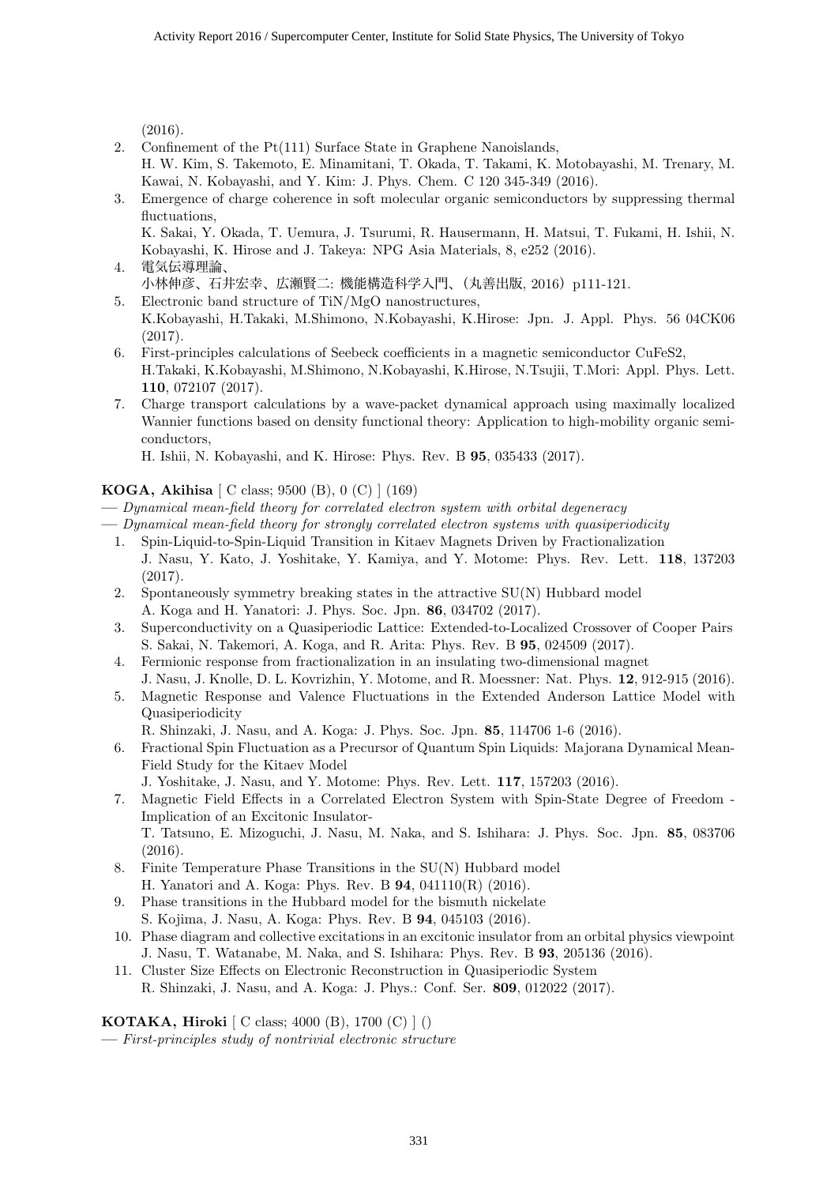(2016).

2. Confinement of the Pt(111) Surface State in Graphene Nanoislands,
   H. W. Kim, S. Takemoto, E. Minamitani, T. Okada, T. Takami, K. Motobayashi, M. Trenary, M. Kawai, N. Kobayashi, and Y. Kim: J. Phys. Chem. C 120 345-349 (2016).
3. Emergence of charge coherence in soft molecular organic semiconductors by suppressing thermal fluctuations,
   K. Sakai, Y. Okada, T. Uemura, J. Tsurumi, R. Hausermann, H. Matsui, T. Fukami, H. Ishii, N. Kobayashi, K. Hirose and J. Takeya: NPG Asia Materials, 8, e252 (2016).
4. 電気伝導理論、
   小林伸彦、石井宏幸、広瀬賢二: 機能構造科学入門、(丸善出版, 2016) p111-121.
5. Electronic band structure of TiN/MgO nanostructures,
   K.Kobayashi, H.Takaki, M.Shimono, N.Kobayashi, K.Hirose: Jpn. J. Appl. Phys. 56 04CK06 (2017).
6. First-principles calculations of Seebeck coefficients in a magnetic semiconductor CuFeS2,
   H.Takaki, K.Kobayashi, M.Shimono, N.Kobayashi, K.Hirose, N.Tsujii, T.Mori: Appl. Phys. Lett. **110**, 072107 (2017).
7. Charge transport calculations by a wave-packet dynamical approach using maximally localized Wannier functions based on density functional theory: Application to high-mobility organic semiconductors,
   H. Ishii, N. Kobayashi, and K. Hirose: Phys. Rev. B **95**, 035433 (2017).

**KOGA, Akihisa** [ C class; 9500 (B), 0 (C) ] (169)

— *Dynamical mean-field theory for correlated electron system with orbital degeneracy*

— *Dynamical mean-field theory for strongly correlated electron systems with quasiperiodicity*

1. Spin-Liquid-to-Spin-Liquid Transition in Kitaev Magnets Driven by Fractionalization
   J. Nasu, Y. Kato, J. Yoshitake, Y. Kamiya, and Y. Motome: Phys. Rev. Lett. **118**, 137203 (2017).
2. Spontaneously symmetry breaking states in the attractive SU(N) Hubbard model
   A. Koga and H. Yanatori: J. Phys. Soc. Jpn. **86**, 034702 (2017).
3. Superconductivity on a Quasiperiodic Lattice: Extended-to-Localized Crossover of Cooper Pairs
   S. Sakai, N. Takemori, A. Koga, and R. Arita: Phys. Rev. B **95**, 024509 (2017).
4. Fermionic response from fractionalization in an insulating two-dimensional magnet
   J. Nasu, J. Knolle, D. L. Kovrizhin, Y. Motome, and R. Moessner: Nat. Phys. **12**, 912-915 (2016).
5. Magnetic Response and Valence Fluctuations in the Extended Anderson Lattice Model with Quasiperiodicity
   R. Shinzaki, J. Nasu, and A. Koga: J. Phys. Soc. Jpn. **85**, 114706 1-6 (2016).
6. Fractional Spin Fluctuation as a Precursor of Quantum Spin Liquids: Majorana Dynamical Mean-Field Study for the Kitaev Model
   J. Yoshitake, J. Nasu, and Y. Motome: Phys. Rev. Lett. **117**, 157203 (2016).
7. Magnetic Field Effects in a Correlated Electron System with Spin-State Degree of Freedom - Implication of an Excitonic Insulator-
   T. Tatsuno, E. Mizoguchi, J. Nasu, M. Naka, and S. Ishihara: J. Phys. Soc. Jpn. **85**, 083706 (2016).
8. Finite Temperature Phase Transitions in the SU(N) Hubbard model
   H. Yanatori and A. Koga: Phys. Rev. B **94**, 041110(R) (2016).
9. Phase transitions in the Hubbard model for the bismuth nickelate
   S. Kojima, J. Nasu, A. Koga: Phys. Rev. B **94**, 045103 (2016).
10. Phase diagram and collective excitations in an excitonic insulator from an orbital physics viewpoint
    J. Nasu, T. Watanabe, M. Naka, and S. Ishihara: Phys. Rev. B **93**, 205136 (2016).
11. Cluster Size Effects on Electronic Reconstruction in Quasiperiodic System
    R. Shinzaki, J. Nasu, and A. Koga: J. Phys.: Conf. Ser. **809**, 012022 (2017).

**KOTAKA, Hiroki** [ C class; 4000 (B), 1700 (C) ] ()

— *First-principles study of nontrivial electronic structure*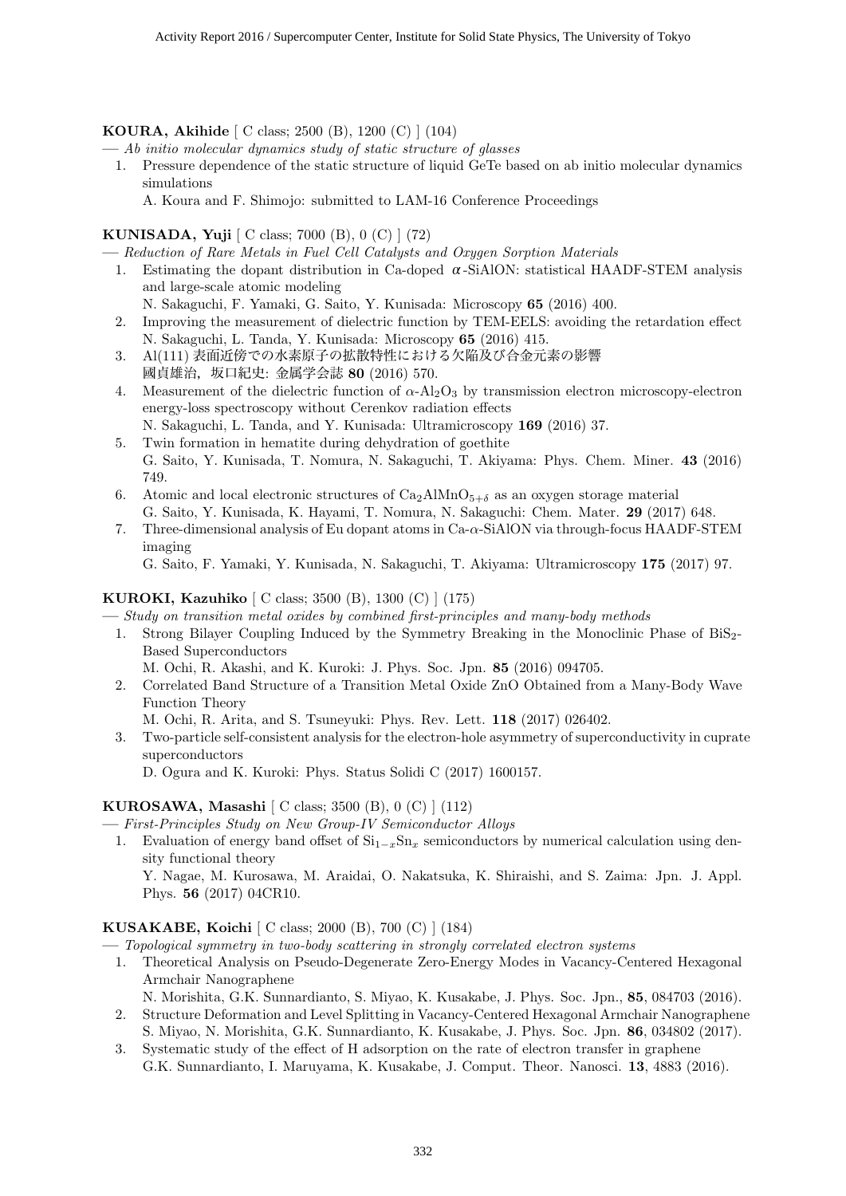**KOURA, Akihide** [ C class; 2500 (B), 1200 (C) ] (104)

— *Ab initio molecular dynamics study of static structure of glasses*

1. Pressure dependence of the static structure of liquid GeTe based on ab initio molecular dynamics simulations
   A. Koura and F. Shimojo: submitted to LAM-16 Conference Proceedings

**KUNISADA, Yuji** [ C class; 7000 (B), 0 (C) ] (72)

— *Reduction of Rare Metals in Fuel Cell Catalysts and Oxygen Sorption Materials*

1. Estimating the dopant distribution in Ca-doped $\alpha$-SiAlON: statistical HAADF-STEM analysis and large-scale atomic modeling
   N. Sakaguchi, F. Yamaki, G. Saito, Y. Kunisada: Microscopy **65** (2016) 400.
2. Improving the measurement of dielectric function by TEM-EELS: avoiding the retardation effect
   N. Sakaguchi, L. Tanda, Y. Kunisada: Microscopy **65** (2016) 415.
3. Al(111) 表面近傍での水素原子の拡散特性における欠陥及び合金元素の影響
   國貞雄治，坂口紀史: 金属学会誌 **80** (2016) 570.
4. Measurement of the dielectric function of $\alpha$-$Al_2O_3$ by transmission electron microscopy-electron energy-loss spectroscopy without Cerenkov radiation effects
   N. Sakaguchi, L. Tanda, and Y. Kunisada: Ultramicroscopy **169** (2016) 37.
5. Twin formation in hematite during dehydration of goethite
   G. Saito, Y. Kunisada, T. Nomura, N. Sakaguchi, T. Akiyama: Phys. Chem. Miner. **43** (2016) 749.
6. Atomic and local electronic structures of $Ca_2AlMnO_{5+\delta}$ as an oxygen storage material
   G. Saito, Y. Kunisada, K. Hayami, T. Nomura, N. Sakaguchi: Chem. Mater. **29** (2017) 648.
7. Three-dimensional analysis of Eu dopant atoms in Ca-$\alpha$-SiAlON via through-focus HAADF-STEM imaging
   G. Saito, F. Yamaki, Y. Kunisada, N. Sakaguchi, T. Akiyama: Ultramicroscopy **175** (2017) 97.

**KUROKI, Kazuhiko** [ C class; 3500 (B), 1300 (C) ] (175)

— *Study on transition metal oxides by combined first-principles and many-body methods*

1. Strong Bilayer Coupling Induced by the Symmetry Breaking in the Monoclinic Phase of $BiS_2$-Based Superconductors
   M. Ochi, R. Akashi, and K. Kuroki: J. Phys. Soc. Jpn. **85** (2016) 094705.
2. Correlated Band Structure of a Transition Metal Oxide ZnO Obtained from a Many-Body Wave Function Theory
   M. Ochi, R. Arita, and S. Tsuneyuki: Phys. Rev. Lett. **118** (2017) 026402.
3. Two-particle self-consistent analysis for the electron-hole asymmetry of superconductivity in cuprate superconductors
   D. Ogura and K. Kuroki: Phys. Status Solidi C (2017) 1600157.

**KUROSAWA, Masashi** [ C class; 3500 (B), 0 (C) ] (112)

— *First-Principles Study on New Group-IV Semiconductor Alloys*

1. Evaluation of energy band offset of $Si_{1-x}Sn_x$ semiconductors by numerical calculation using density functional theory
   Y. Nagae, M. Kurosawa, M. Araidai, O. Nakatsuka, K. Shiraishi, and S. Zaima: Jpn. J. Appl. Phys. **56** (2017) 04CR10.

**KUSAKABE, Koichi** [ C class; 2000 (B), 700 (C) ] (184)

— *Topological symmetry in two-body scattering in strongly correlated electron systems*

1. Theoretical Analysis on Pseudo-Degenerate Zero-Energy Modes in Vacancy-Centered Hexagonal Armchair Nanographene
   N. Morishita, G.K. Sunnardianto, S. Miyao, K. Kusakabe, J. Phys. Soc. Jpn., **85**, 084703 (2016).
2. Structure Deformation and Level Splitting in Vacancy-Centered Hexagonal Armchair Nanographene
   S. Miyao, N. Morishita, G.K. Sunnardianto, K. Kusakabe, J. Phys. Soc. Jpn. **86**, 034802 (2017).
3. Systematic study of the effect of H adsorption on the rate of electron transfer in graphene
   G.K. Sunnardianto, I. Maruyama, K. Kusakabe, J. Comput. Theor. Nanosci. **13**, 4883 (2016).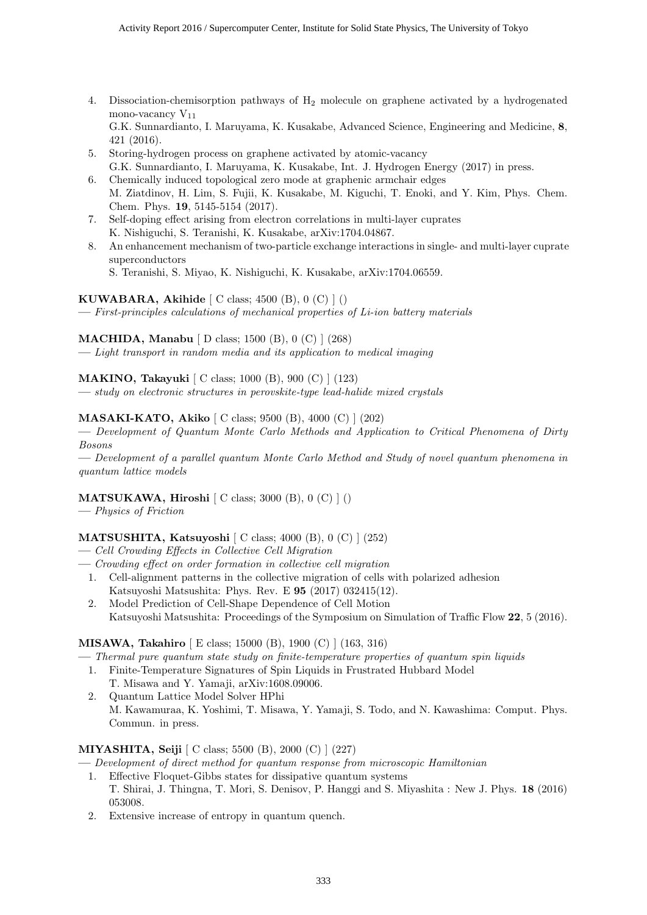4. Dissociation-chemisorption pathways of $H_2$ molecule on graphene activated by a hydrogenated mono-vacancy $V_{11}$
   G.K. Sunnardianto, I. Maruyama, K. Kusakabe, Advanced Science, Engineering and Medicine, **8**, 421 (2016).
5. Storing-hydrogen process on graphene activated by atomic-vacancy
   G.K. Sunnardianto, I. Maruyama, K. Kusakabe, Int. J. Hydrogen Energy (2017) in press.
6. Chemically induced topological zero mode at graphenic armchair edges
   M. Ziatdinov, H. Lim, S. Fujii, K. Kusakabe, M. Kiguchi, T. Enoki, and Y. Kim, Phys. Chem. Chem. Phys. **19**, 5145-5154 (2017).
7. Self-doping effect arising from electron correlations in multi-layer cuprates
   K. Nishiguchi, S. Teranishi, K. Kusakabe, arXiv:1704.04867.
8. An enhancement mechanism of two-particle exchange interactions in single- and multi-layer cuprate superconductors
   S. Teranishi, S. Miyao, K. Nishiguchi, K. Kusakabe, arXiv:1704.06559.

**KUWABARA, Akihide** [ C class; 4500 (B), 0 (C) ] ()

— *First-principles calculations of mechanical properties of Li-ion battery materials*

**MACHIDA, Manabu** [ D class; 1500 (B), 0 (C) ] (268)

— *Light transport in random media and its application to medical imaging*

**MAKINO, Takayuki** [ C class; 1000 (B), 900 (C) ] (123)

— *study on electronic structures in perovskite-type lead-halide mixed crystals*

**MASAKI-KATO, Akiko** [ C class; 9500 (B), 4000 (C) ] (202)

— *Development of Quantum Monte Carlo Methods and Application to Critical Phenomena of Dirty Bosons*

— *Development of a parallel quantum Monte Carlo Method and Study of novel quantum phenomena in quantum lattice models*

**MATSUKAWA, Hiroshi** [ C class; 3000 (B), 0 (C) ] ()

— *Physics of Friction*

**MATSUSHITA, Katsuyoshi** [ C class; 4000 (B), 0 (C) ] (252)

— *Cell Crowding Effects in Collective Cell Migration*

— *Crowding effect on order formation in collective cell migration*

1. Cell-alignment patterns in the collective migration of cells with polarized adhesion
   Katsuyoshi Matsushita: Phys. Rev. E **95** (2017) 032415(12).
2. Model Prediction of Cell-Shape Dependence of Cell Motion
   Katsuyoshi Matsushita: Proceedings of the Symposium on Simulation of Traffic Flow **22**, 5 (2016).

**MISAWA, Takahiro** [ E class; 15000 (B), 1900 (C) ] (163, 316)

— *Thermal pure quantum state study on finite-temperature properties of quantum spin liquids*

1. Finite-Temperature Signatures of Spin Liquids in Frustrated Hubbard Model
   T. Misawa and Y. Yamaji, arXiv:1608.09006.
2. Quantum Lattice Model Solver HPhi
   M. Kawamuraa, K. Yoshimi, T. Misawa, Y. Yamaji, S. Todo, and N. Kawashima: Comput. Phys. Commun. in press.

**MIYASHITA, Seiji** [ C class; 5500 (B), 2000 (C) ] (227)

— *Development of direct method for quantum response from microscopic Hamiltonian*

1. Effective Floquet-Gibbs states for dissipative quantum systems
   T. Shirai, J. Thingna, T. Mori, S. Denisov, P. Hanggi and S. Miyashita : New J. Phys. **18** (2016) 053008.
2. Extensive increase of entropy in quantum quench.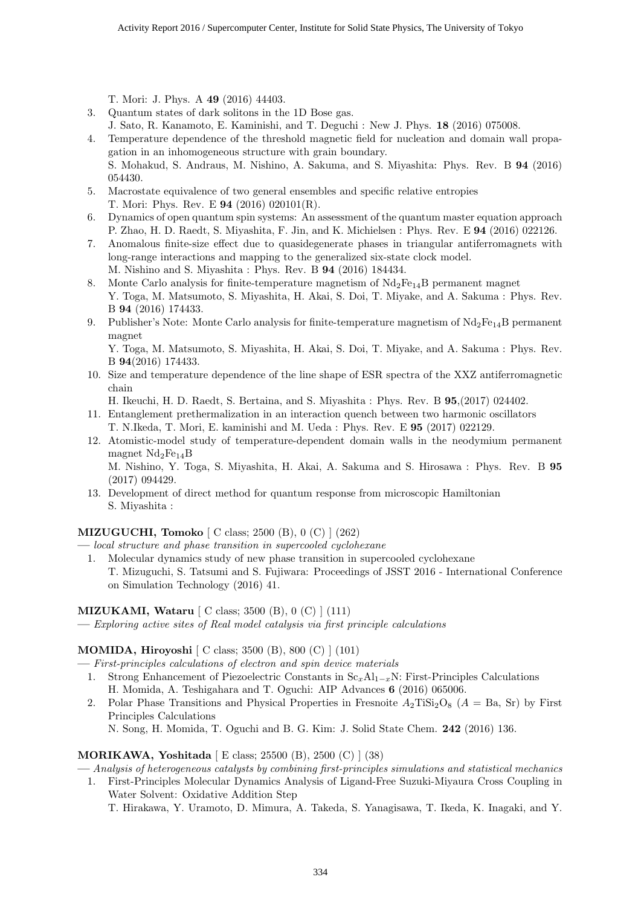T. Mori: J. Phys. A **49** (2016) 44403.

3. Quantum states of dark solitons in the 1D Bose gas.
   J. Sato, R. Kanamoto, E. Kaminishi, and T. Deguchi : New J. Phys. **18** (2016) 075008.
4. Temperature dependence of the threshold magnetic field for nucleation and domain wall propagation in an inhomogeneous structure with grain boundary.
   S. Mohakud, S. Andraus, M. Nishino, A. Sakuma, and S. Miyashita: Phys. Rev. B **94** (2016) 054430.
5. Macrostate equivalence of two general ensembles and specific relative entropies
   T. Mori: Phys. Rev. E **94** (2016) 020101(R).
6. Dynamics of open quantum spin systems: An assessment of the quantum master equation approach
   P. Zhao, H. D. Raedt, S. Miyashita, F. Jin, and K. Michielsen : Phys. Rev. E **94** (2016) 022126.
7. Anomalous finite-size effect due to quasidegenerate phases in triangular antiferromagnets with long-range interactions and mapping to the generalized six-state clock model.
   M. Nishino and S. Miyashita : Phys. Rev. B **94** (2016) 184434.
8. Monte Carlo analysis for finite-temperature magnetism of $Nd_2Fe_{14}B$ permanent magnet
   Y. Toga, M. Matsumoto, S. Miyashita, H. Akai, S. Doi, T. Miyake, and A. Sakuma : Phys. Rev. B **94** (2016) 174433.
9. Publisher's Note: Monte Carlo analysis for finite-temperature magnetism of $Nd_2Fe_{14}B$ permanent magnet
   Y. Toga, M. Matsumoto, S. Miyashita, H. Akai, S. Doi, T. Miyake, and A. Sakuma : Phys. Rev. B **94**(2016) 174433.
10. Size and temperature dependence of the line shape of ESR spectra of the XXZ antiferromagnetic chain
    H. Ikeuchi, H. D. Raedt, S. Bertaina, and S. Miyashita : Phys. Rev. B **95**,(2017) 024402.
11. Entanglement prethermalization in an interaction quench between two harmonic oscillators
    T. N.Ikeda, T. Mori, E. kaminishi and M. Ueda : Phys. Rev. E **95** (2017) 022129.
12. Atomistic-model study of temperature-dependent domain walls in the neodymium permanent magnet $Nd_2Fe_{14}B$
    M. Nishino, Y. Toga, S. Miyashita, H. Akai, A. Sakuma and S. Hirosawa : Phys. Rev. B **95** (2017) 094429.
13. Development of direct method for quantum response from microscopic Hamiltonian
    S. Miyashita :

**MIZUGUCHI, Tomoko** [ C class; 2500 (B), 0 (C) ] (262)
— *local structure and phase transition in supercooled cyclohexane*

1. Molecular dynamics study of new phase transition in supercooled cyclohexane
   T. Mizuguchi, S. Tatsumi and S. Fujiwara: Proceedings of JSST 2016 - International Conference on Simulation Technology (2016) 41.

**MIZUKAMI, Wataru** [ C class; 3500 (B), 0 (C) ] (111)
— *Exploring active sites of Real model catalysis via first principle calculations*

**MOMIDA, Hiroyoshi** [ C class; 3500 (B), 800 (C) ] (101)
— *First-principles calculations of electron and spin device materials*

1. Strong Enhancement of Piezoelectric Constants in $Sc_xAl_{1-x}N$: First-Principles Calculations
   H. Momida, A. Teshigahara and T. Oguchi: AIP Advances **6** (2016) 065006.
2. Polar Phase Transitions and Physical Properties in Fresnoite $A_2TiSi_2O_8$ ($A$ = Ba, Sr) by First Principles Calculations
   N. Song, H. Momida, T. Oguchi and B. G. Kim: J. Solid State Chem. **242** (2016) 136.

**MORIKAWA, Yoshitada** [ E class; 25500 (B), 2500 (C) ] (38)
— *Analysis of heterogeneous catalysts by combining first-principles simulations and statistical mechanics*

1. First-Principles Molecular Dynamics Analysis of Ligand-Free Suzuki-Miyaura Cross Coupling in Water Solvent: Oxidative Addition Step
   T. Hirakawa, Y. Uramoto, D. Mimura, A. Takeda, S. Yanagisawa, T. Ikeda, K. Inagaki, and Y.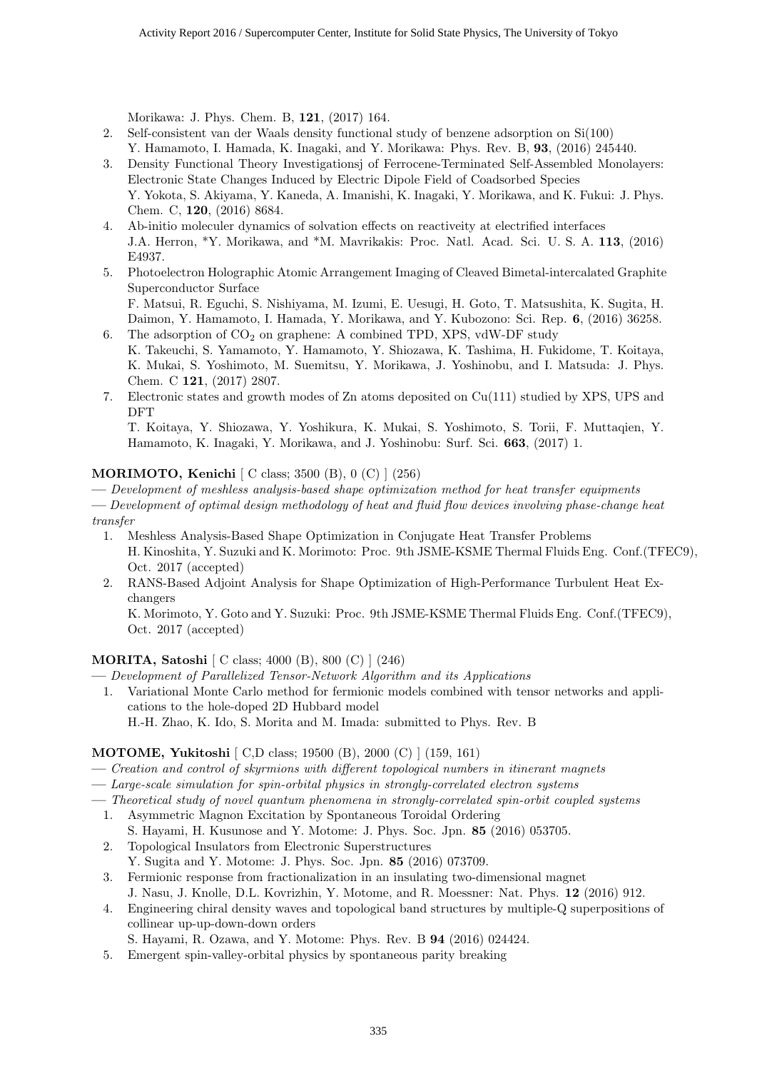Morikawa: J. Phys. Chem. B, **121**, (2017) 164.

2. Self-consistent van der Waals density functional study of benzene adsorption on Si(100)
   Y. Hamamoto, I. Hamada, K. Inagaki, and Y. Morikawa: Phys. Rev. B, **93**, (2016) 245440.
3. Density Functional Theory Investigationsj of Ferrocene-Terminated Self-Assembled Monolayers: Electronic State Changes Induced by Electric Dipole Field of Coadsorbed Species
   Y. Yokota, S. Akiyama, Y. Kaneda, A. Imanishi, K. Inagaki, Y. Morikawa, and K. Fukui: J. Phys. Chem. C, **120**, (2016) 8684.
4. Ab-initio moleculer dynamics of solvation effects on reactiveity at electrified interfaces
   J.A. Herron, *Y. Morikawa, and *M. Mavrikakis: Proc. Natl. Acad. Sci. U. S. A. **113**, (2016) E4937.
5. Photoelectron Holographic Atomic Arrangement Imaging of Cleaved Bimetal-intercalated Graphite Superconductor Surface
   F. Matsui, R. Eguchi, S. Nishiyama, M. Izumi, E. Uesugi, H. Goto, T. Matsushita, K. Sugita, H. Daimon, Y. Hamamoto, I. Hamada, Y. Morikawa, and Y. Kubozono: Sci. Rep. **6**, (2016) 36258.
6. The adsorption of $CO_2$ on graphene: A combined TPD, XPS, vdW-DF study
   K. Takeuchi, S. Yamamoto, Y. Hamamoto, Y. Shiozawa, K. Tashima, H. Fukidome, T. Koitaya, K. Mukai, S. Yoshimoto, M. Suemitsu, Y. Morikawa, J. Yoshinobu, and I. Matsuda: J. Phys. Chem. C **121**, (2017) 2807.
7. Electronic states and growth modes of Zn atoms deposited on Cu(111) studied by XPS, UPS and DFT
   T. Koitaya, Y. Shiozawa, Y. Yoshikura, K. Mukai, S. Yoshimoto, S. Torii, F. Muttaqien, Y. Hamamoto, K. Inagaki, Y. Morikawa, and J. Yoshinobu: Surf. Sci. **663**, (2017) 1.

**MORIMOTO, Kenichi** [ C class; 3500 (B), 0 (C) ] (256)

— *Development of meshless analysis-based shape optimization method for heat transfer equipments*

— *Development of optimal design methodology of heat and fluid flow devices involving phase-change heat transfer*

1. Meshless Analysis-Based Shape Optimization in Conjugate Heat Transfer Problems
   H. Kinoshita, Y. Suzuki and K. Morimoto: Proc. 9th JSME-KSME Thermal Fluids Eng. Conf.(TFEC9), Oct. 2017 (accepted)
2. RANS-Based Adjoint Analysis for Shape Optimization of High-Performance Turbulent Heat Exchangers
   K. Morimoto, Y. Goto and Y. Suzuki: Proc. 9th JSME-KSME Thermal Fluids Eng. Conf.(TFEC9), Oct. 2017 (accepted)

**MORITA, Satoshi** [ C class; 4000 (B), 800 (C) ] (246)

— *Development of Parallelized Tensor-Network Algorithm and its Applications*

1. Variational Monte Carlo method for fermionic models combined with tensor networks and applications to the hole-doped 2D Hubbard model
   H.-H. Zhao, K. Ido, S. Morita and M. Imada: submitted to Phys. Rev. B

**MOTOME, Yukitoshi** [ C,D class; 19500 (B), 2000 (C) ] (159, 161)

— *Creation and control of skyrmions with different topological numbers in itinerant magnets*

— *Large-scale simulation for spin-orbital physics in strongly-correlated electron systems*

— *Theoretical study of novel quantum phenomena in strongly-correlated spin-orbit coupled systems*

1. Asymmetric Magnon Excitation by Spontaneous Toroidal Ordering
   S. Hayami, H. Kusunose and Y. Motome: J. Phys. Soc. Jpn. **85** (2016) 053705.
2. Topological Insulators from Electronic Superstructures
   Y. Sugita and Y. Motome: J. Phys. Soc. Jpn. **85** (2016) 073709.
3. Fermionic response from fractionalization in an insulating two-dimensional magnet
   J. Nasu, J. Knolle, D.L. Kovrizhin, Y. Motome, and R. Moessner: Nat. Phys. **12** (2016) 912.
4. Engineering chiral density waves and topological band structures by multiple-Q superpositions of collinear up-up-down-down orders
   S. Hayami, R. Ozawa, and Y. Motome: Phys. Rev. B **94** (2016) 024424.
5. Emergent spin-valley-orbital physics by spontaneous parity breaking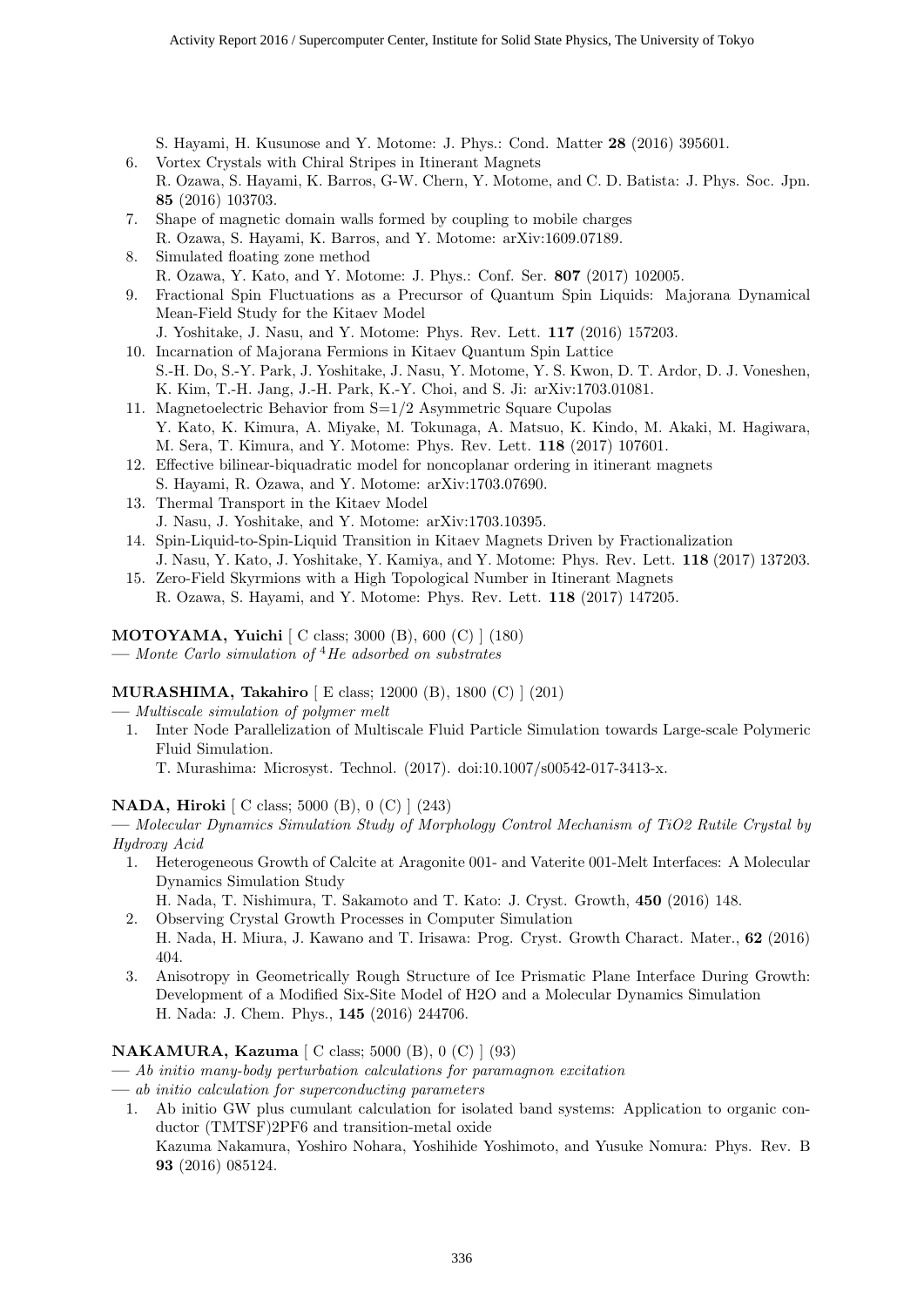S. Hayami, H. Kusunose and Y. Motome: J. Phys.: Cond. Matter **28** (2016) 395601.

6. Vortex Crystals with Chiral Stripes in Itinerant Magnets
   R. Ozawa, S. Hayami, K. Barros, G-W. Chern, Y. Motome, and C. D. Batista: J. Phys. Soc. Jpn. **85** (2016) 103703.
7. Shape of magnetic domain walls formed by coupling to mobile charges
   R. Ozawa, S. Hayami, K. Barros, and Y. Motome: arXiv:1609.07189.
8. Simulated floating zone method
   R. Ozawa, Y. Kato, and Y. Motome: J. Phys.: Conf. Ser. **807** (2017) 102005.
9. Fractional Spin Fluctuations as a Precursor of Quantum Spin Liquids: Majorana Dynamical Mean-Field Study for the Kitaev Model
   J. Yoshitake, J. Nasu, and Y. Motome: Phys. Rev. Lett. **117** (2016) 157203.
10. Incarnation of Majorana Fermions in Kitaev Quantum Spin Lattice
    S.-H. Do, S.-Y. Park, J. Yoshitake, J. Nasu, Y. Motome, Y. S. Kwon, D. T. Ardor, D. J. Voneshen, K. Kim, T.-H. Jang, J.-H. Park, K.-Y. Choi, and S. Ji: arXiv:1703.01081.
11. Magnetoelectric Behavior from S=1/2 Asymmetric Square Cupolas
    Y. Kato, K. Kimura, A. Miyake, M. Tokunaga, A. Matsuo, K. Kindo, M. Akaki, M. Hagiwara, M. Sera, T. Kimura, and Y. Motome: Phys. Rev. Lett. **118** (2017) 107601.
12. Effective bilinear-biquadratic model for noncoplanar ordering in itinerant magnets
    S. Hayami, R. Ozawa, and Y. Motome: arXiv:1703.07690.
13. Thermal Transport in the Kitaev Model
    J. Nasu, J. Yoshitake, and Y. Motome: arXiv:1703.10395.
14. Spin-Liquid-to-Spin-Liquid Transition in Kitaev Magnets Driven by Fractionalization
    J. Nasu, Y. Kato, J. Yoshitake, Y. Kamiya, and Y. Motome: Phys. Rev. Lett. **118** (2017) 137203.
15. Zero-Field Skyrmions with a High Topological Number in Itinerant Magnets
    R. Ozawa, S. Hayami, and Y. Motome: Phys. Rev. Lett. **118** (2017) 147205.

**MOTOYAMA, Yuichi** [ C class; 3000 (B), 600 (C) ] (180)
— *Monte Carlo simulation of* $^4$*He adsorbed on substrates*

**MURASHIMA, Takahiro** [ E class; 12000 (B), 1800 (C) ] (201)
— *Multiscale simulation of polymer melt*

1. Inter Node Parallelization of Multiscale Fluid Particle Simulation towards Large-scale Polymeric Fluid Simulation.
   T. Murashima: Microsyst. Technol. (2017). doi:10.1007/s00542-017-3413-x.

**NADA, Hiroki** [ C class; 5000 (B), 0 (C) ] (243)
— *Molecular Dynamics Simulation Study of Morphology Control Mechanism of TiO2 Rutile Crystal by Hydroxy Acid*

1. Heterogeneous Growth of Calcite at Aragonite 001- and Vaterite 001-Melt Interfaces: A Molecular Dynamics Simulation Study
   H. Nada, T. Nishimura, T. Sakamoto and T. Kato: J. Cryst. Growth, **450** (2016) 148.
2. Observing Crystal Growth Processes in Computer Simulation
   H. Nada, H. Miura, J. Kawano and T. Irisawa: Prog. Cryst. Growth Charact. Mater., **62** (2016) 404.
3. Anisotropy in Geometrically Rough Structure of Ice Prismatic Plane Interface During Growth: Development of a Modified Six-Site Model of H2O and a Molecular Dynamics Simulation
   H. Nada: J. Chem. Phys., **145** (2016) 244706.

**NAKAMURA, Kazuma** [ C class; 5000 (B), 0 (C) ] (93)
— *Ab initio many-body perturbation calculations for paramagnon excitation*
— *ab initio calculation for superconducting parameters*

1. Ab initio GW plus cumulant calculation for isolated band systems: Application to organic conductor (TMTSF)2PF6 and transition-metal oxide
   Kazuma Nakamura, Yoshiro Nohara, Yoshihide Yoshimoto, and Yusuke Nomura: Phys. Rev. B **93** (2016) 085124.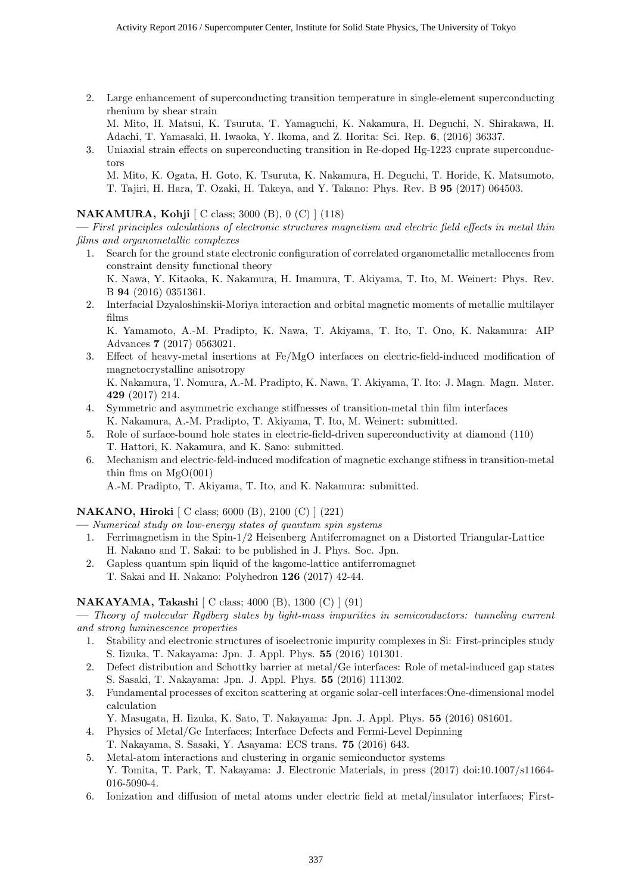2. Large enhancement of superconducting transition temperature in single-element superconducting rhenium by shear strain
   M. Mito, H. Matsui, K. Tsuruta, T. Yamaguchi, K. Nakamura, H. Deguchi, N. Shirakawa, H. Adachi, T. Yamasaki, H. Iwaoka, Y. Ikoma, and Z. Horita: Sci. Rep. **6**, (2016) 36337.
3. Uniaxial strain effects on superconducting transition in Re-doped Hg-1223 cuprate superconductors
   M. Mito, K. Ogata, H. Goto, K. Tsuruta, K. Nakamura, H. Deguchi, T. Horide, K. Matsumoto, T. Tajiri, H. Hara, T. Ozaki, H. Takeya, and Y. Takano: Phys. Rev. B **95** (2017) 064503.

**NAKAMURA, Kohji** [ C class; 3000 (B), 0 (C) ] (118)

— *First principles calculations of electronic structures magnetism and electric field effects in metal thin films and organometallic complexes*

1. Search for the ground state electronic configuration of correlated organometallic metallocenes from constraint density functional theory
   K. Nawa, Y. Kitaoka, K. Nakamura, H. Imamura, T. Akiyama, T. Ito, M. Weinert: Phys. Rev. B **94** (2016) 0351361.
2. Interfacial Dzyaloshinskii-Moriya interaction and orbital magnetic moments of metallic multilayer films
   K. Yamamoto, A.-M. Pradipto, K. Nawa, T. Akiyama, T. Ito, T. Ono, K. Nakamura: AIP Advances **7** (2017) 0563021.
3. Effect of heavy-metal insertions at Fe/MgO interfaces on electric-field-induced modification of magnetocrystalline anisotropy
   K. Nakamura, T. Nomura, A.-M. Pradipto, K. Nawa, T. Akiyama, T. Ito: J. Magn. Magn. Mater. **429** (2017) 214.
4. Symmetric and asymmetric exchange stiffnesses of transition-metal thin film interfaces
   K. Nakamura, A.-M. Pradipto, T. Akiyama, T. Ito, M. Weinert: submitted.
5. Role of surface-bound hole states in electric-field-driven superconductivity at diamond (110)
   T. Hattori, K. Nakamura, and K. Sano: submitted.
6. Mechanism and electric-feld-induced modifcation of magnetic exchange stifness in transition-metal thin flms on MgO(001)
   A.-M. Pradipto, T. Akiyama, T. Ito, and K. Nakamura: submitted.

**NAKANO, Hiroki** [ C class; 6000 (B), 2100 (C) ] (221)

— *Numerical study on low-energy states of quantum spin systems*

1. Ferrimagnetism in the Spin-1/2 Heisenberg Antiferromagnet on a Distorted Triangular-Lattice
   H. Nakano and T. Sakai: to be published in J. Phys. Soc. Jpn.
2. Gapless quantum spin liquid of the kagome-lattice antiferromagnet
   T. Sakai and H. Nakano: Polyhedron **126** (2017) 42-44.

**NAKAYAMA, Takashi** [ C class; 4000 (B), 1300 (C) ] (91)

— *Theory of molecular Rydberg states by light-mass impurities in semiconductors: tunneling current and strong luminescence properties*

1. Stability and electronic structures of isoelectronic impurity complexes in Si: First-principles study
   S. Iizuka, T. Nakayama: Jpn. J. Appl. Phys. **55** (2016) 101301.
2. Defect distribution and Schottky barrier at metal/Ge interfaces: Role of metal-induced gap states
   S. Sasaki, T. Nakayama: Jpn. J. Appl. Phys. **55** (2016) 111302.
3. Fundamental processes of exciton scattering at organic solar-cell interfaces:One-dimensional model calculation
   Y. Masugata, H. Iizuka, K. Sato, T. Nakayama: Jpn. J. Appl. Phys. **55** (2016) 081601.
4. Physics of Metal/Ge Interfaces; Interface Defects and Fermi-Level Depinning
   T. Nakayama, S. Sasaki, Y. Asayama: ECS trans. **75** (2016) 643.
5. Metal-atom interactions and clustering in organic semiconductor systems
   Y. Tomita, T. Park, T. Nakayama: J. Electronic Materials, in press (2017) doi:10.1007/s11664-016-5090-4.
6. Ionization and diffusion of metal atoms under electric field at metal/insulator interfaces; First-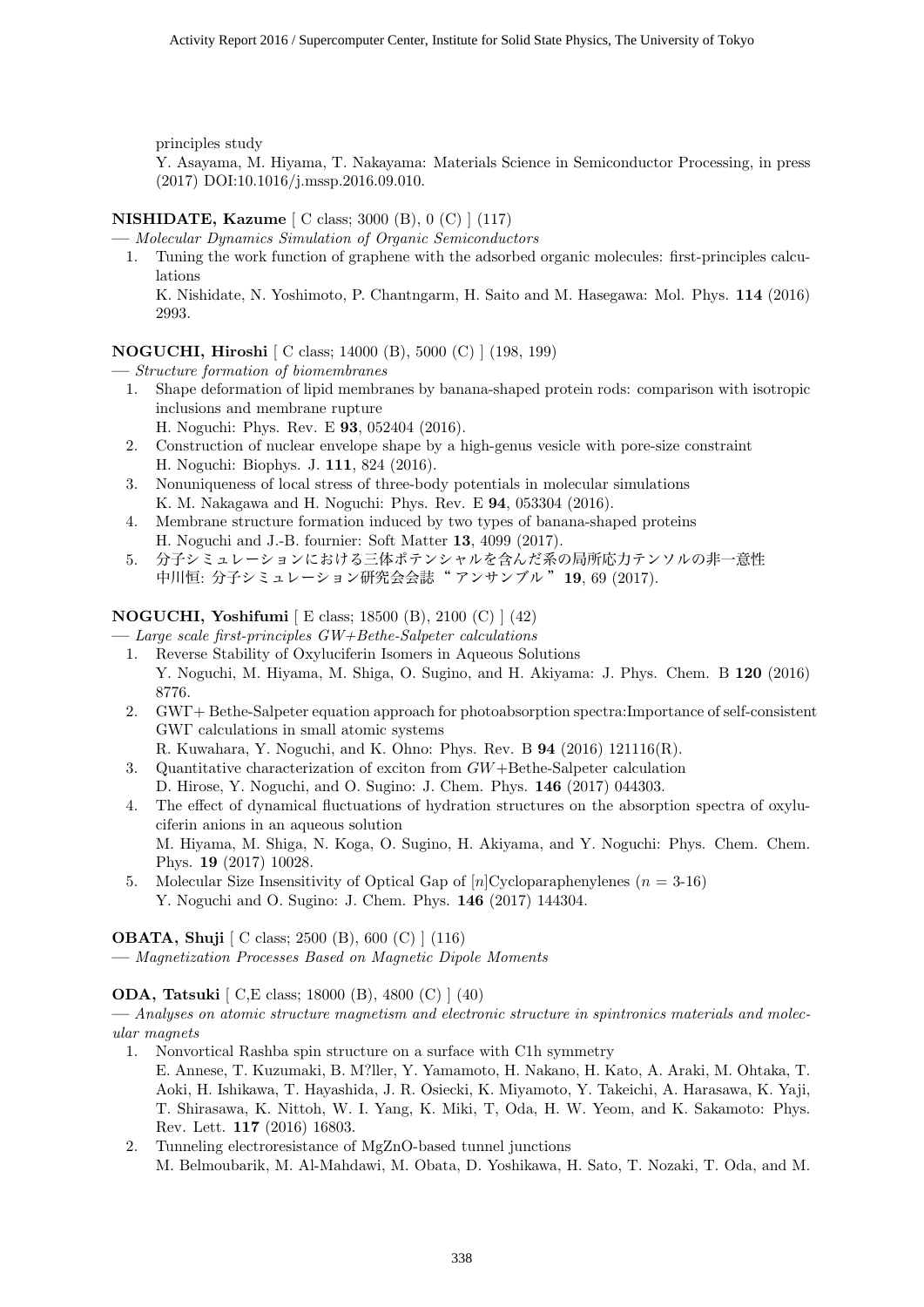principles study

Y. Asayama, M. Hiyama, T. Nakayama: Materials Science in Semiconductor Processing, in press (2017) DOI:10.1016/j.mssp.2016.09.010.

**NISHIDATE, Kazume** [ C class; 3000 (B), 0 (C) ] (117)

— *Molecular Dynamics Simulation of Organic Semiconductors*

1. Tuning the work function of graphene with the adsorbed organic molecules: first-principles calculations
   K. Nishidate, N. Yoshimoto, P. Chantngarm, H. Saito and M. Hasegawa: Mol. Phys. **114** (2016) 2993.

**NOGUCHI, Hiroshi** [ C class; 14000 (B), 5000 (C) ] (198, 199)

— *Structure formation of biomembranes*

1. Shape deformation of lipid membranes by banana-shaped protein rods: comparison with isotropic inclusions and membrane rupture
   H. Noguchi: Phys. Rev. E **93**, 052404 (2016).
2. Construction of nuclear envelope shape by a high-genus vesicle with pore-size constraint
   H. Noguchi: Biophys. J. **111**, 824 (2016).
3. Nonuniqueness of local stress of three-body potentials in molecular simulations
   K. M. Nakagawa and H. Noguchi: Phys. Rev. E **94**, 053304 (2016).
4. Membrane structure formation induced by two types of banana-shaped proteins
   H. Noguchi and J.-B. fournier: Soft Matter **13**, 4099 (2017).
5. 分子シミュレーションにおける三体ポテンシャルを含んだ系の局所応力テンソルの非一意性
   中川恒: 分子シミュレーション研究会会誌 "アンサンブル" **19**, 69 (2017).

**NOGUCHI, Yoshifumi** [ E class; 18500 (B), 2100 (C) ] (42)

— *Large scale first-principles GW+Bethe-Salpeter calculations*

1. Reverse Stability of Oxyluciferin Isomers in Aqueous Solutions
   Y. Noguchi, M. Hiyama, M. Shiga, O. Sugino, and H. Akiyama: J. Phys. Chem. B **120** (2016) 8776.
2. GWΓ+ Bethe-Salpeter equation approach for photoabsorption spectra:Importance of self-consistent GWΓ calculations in small atomic systems
   R. Kuwahara, Y. Noguchi, and K. Ohno: Phys. Rev. B **94** (2016) 121116(R).
3. Quantitative characterization of exciton from *GW*+Bethe-Salpeter calculation
   D. Hirose, Y. Noguchi, and O. Sugino: J. Chem. Phys. **146** (2017) 044303.
4. The effect of dynamical fluctuations of hydration structures on the absorption spectra of oxyluciferin anions in an aqueous solution
   M. Hiyama, M. Shiga, N. Koga, O. Sugino, H. Akiyama, and Y. Noguchi: Phys. Chem. Chem. Phys. **19** (2017) 10028.
5. Molecular Size Insensitivity of Optical Gap of [$n$]Cycloparaphenylenes ($n$ = 3-16)
   Y. Noguchi and O. Sugino: J. Chem. Phys. **146** (2017) 144304.

**OBATA, Shuji** [ C class; 2500 (B), 600 (C) ] (116)

— *Magnetization Processes Based on Magnetic Dipole Moments*

**ODA, Tatsuki** [ C,E class; 18000 (B), 4800 (C) ] (40)

— *Analyses on atomic structure magnetism and electronic structure in spintronics materials and molecular magnets*

1. Nonvortical Rashba spin structure on a surface with C1h symmetry
   E. Annese, T. Kuzumaki, B. M?ller, Y. Yamamoto, H. Nakano, H. Kato, A. Araki, M. Ohtaka, T. Aoki, H. Ishikawa, T. Hayashida, J. R. Osiecki, K. Miyamoto, Y. Takeichi, A. Harasawa, K. Yaji, T. Shirasawa, K. Nittoh, W. I. Yang, K. Miki, T, Oda, H. W. Yeom, and K. Sakamoto: Phys. Rev. Lett. **117** (2016) 16803.
2. Tunneling electroresistance of MgZnO-based tunnel junctions
   M. Belmoubarik, M. Al-Mahdawi, M. Obata, D. Yoshikawa, H. Sato, T. Nozaki, T. Oda, and M.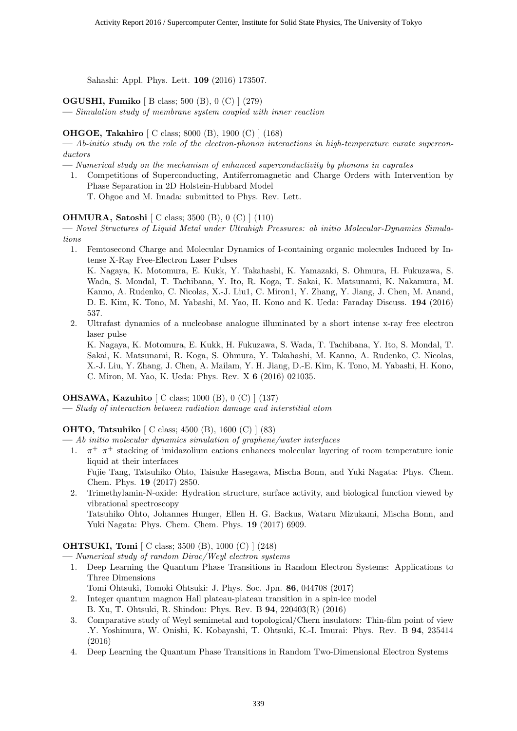Sahashi: Appl. Phys. Lett. **109** (2016) 173507.

**OGUSHI, Fumiko** [ B class; 500 (B), 0 (C) ] (279)

— *Simulation study of membrane system coupled with inner reaction*

**OHGOE, Takahiro** [ C class; 8000 (B), 1900 (C) ] (168)

— *Ab-initio study on the role of the electron-phonon interactions in high-temperature curate superconductors*

— *Numerical study on the mechanism of enhanced superconductivity by phonons in cuprates*

1. Competitions of Superconducting, Antiferromagnetic and Charge Orders with Intervention by Phase Separation in 2D Holstein-Hubbard Model
   T. Ohgoe and M. Imada: submitted to Phys. Rev. Lett.

**OHMURA, Satoshi** [ C class; 3500 (B), 0 (C) ] (110)

— *Novel Structures of Liquid Metal under Ultrahigh Pressures: ab initio Molecular-Dynamics Simulations*

1. Femtosecond Charge and Molecular Dynamics of I-containing organic molecules Induced by Intense X-Ray Free-Electron Laser Pulses
   K. Nagaya, K. Motomura, E. Kukk, Y. Takahashi, K. Yamazaki, S. Ohmura, H. Fukuzawa, S. Wada, S. Mondal, T. Tachibana, Y. Ito, R. Koga, T. Sakai, K. Matsunami, K. Nakamura, M. Kanno, A. Rudenko, C. Nicolas, X.-J. Liu1, C. Miron1, Y. Zhang, Y. Jiang, J. Chen, M. Anand, D. E. Kim, K. Tono, M. Yabashi, M. Yao, H. Kono and K. Ueda: Faraday Discuss. **194** (2016) 537.
2. Ultrafast dynamics of a nucleobase analogue illuminated by a short intense x-ray free electron laser pulse
   K. Nagaya, K. Motomura, E. Kukk, H. Fukuzawa, S. Wada, T. Tachibana, Y. Ito, S. Mondal, T. Sakai, K. Matsunami, R. Koga, S. Ohmura, Y. Takahashi, M. Kanno, A. Rudenko, C. Nicolas, X.-J. Liu, Y. Zhang, J. Chen, A. Mailam, Y. H. Jiang, D.-E. Kim, K. Tono, M. Yabashi, H. Kono, C. Miron, M. Yao, K. Ueda: Phys. Rev. X **6** (2016) 021035.

**OHSAWA, Kazuhito** [ C class; 1000 (B), 0 (C) ] (137)

— *Study of interaction between radiation damage and interstitial atom*

**OHTO, Tatsuhiko** [ C class; 4500 (B), 1600 (C) ] (83)

— *Ab initio molecular dynamics simulation of graphene/water interfaces*

1. $\pi^+$–$\pi^+$ stacking of imidazolium cations enhances molecular layering of room temperature ionic liquid at their interfaces
   Fujie Tang, Tatsuhiko Ohto, Taisuke Hasegawa, Mischa Bonn, and Yuki Nagata: Phys. Chem. Chem. Phys. **19** (2017) 2850.
2. Trimethylamin-N-oxide: Hydration structure, surface activity, and biological function viewed by vibrational spectroscopy
   Tatsuhiko Ohto, Johannes Hunger, Ellen H. G. Backus, Wataru Mizukami, Mischa Bonn, and Yuki Nagata: Phys. Chem. Chem. Phys. **19** (2017) 6909.

**OHTSUKI, Tomi** [ C class; 3500 (B), 1000 (C) ] (248)

— *Numerical study of random Dirac/Weyl electron systems*

1. Deep Learning the Quantum Phase Transitions in Random Electron Systems: Applications to Three Dimensions
   Tomi Ohtsuki, Tomoki Ohtsuki: J. Phys. Soc. Jpn. **86**, 044708 (2017)
2. Integer quantum magnon Hall plateau-plateau transition in a spin-ice model
   B. Xu, T. Ohtsuki, R. Shindou: Phys. Rev. B **94**, 220403(R) (2016)
3. Comparative study of Weyl semimetal and topological/Chern insulators: Thin-film point of view
   .Y. Yoshimura, W. Onishi, K. Kobayashi, T. Ohtsuki, K.-I. Imurai: Phys. Rev. B **94**, 235414 (2016)
4. Deep Learning the Quantum Phase Transitions in Random Two-Dimensional Electron Systems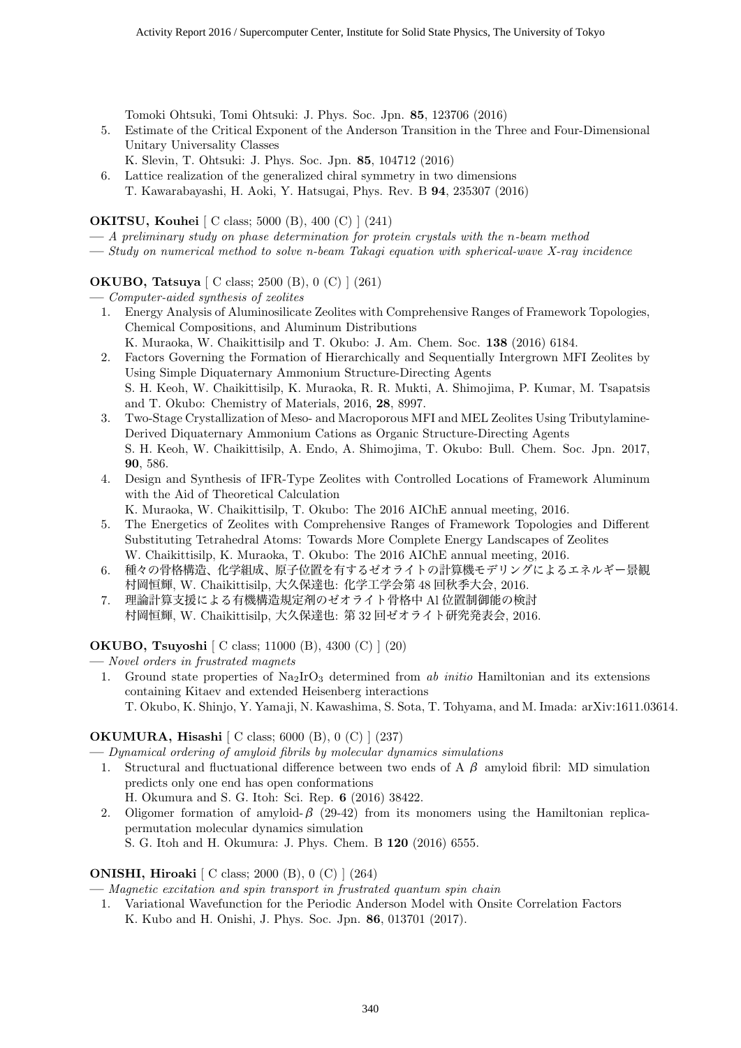Tomoki Ohtsuki, Tomi Ohtsuki: J. Phys. Soc. Jpn. **85**, 123706 (2016)

5. Estimate of the Critical Exponent of the Anderson Transition in the Three and Four-Dimensional Unitary Universality Classes
   K. Slevin, T. Ohtsuki: J. Phys. Soc. Jpn. **85**, 104712 (2016)
6. Lattice realization of the generalized chiral symmetry in two dimensions
   T. Kawarabayashi, H. Aoki, Y. Hatsugai, Phys. Rev. B **94**, 235307 (2016)

**OKITSU, Kouhei** [ C class; 5000 (B), 400 (C) ] (241)

— *A preliminary study on phase determination for protein crystals with the n-beam method*

— *Study on numerical method to solve n-beam Takagi equation with spherical-wave X-ray incidence*

**OKUBO, Tatsuya** [ C class; 2500 (B), 0 (C) ] (261)

— *Computer-aided synthesis of zeolites*

1. Energy Analysis of Aluminosilicate Zeolites with Comprehensive Ranges of Framework Topologies, Chemical Compositions, and Aluminum Distributions
   K. Muraoka, W. Chaikittisilp and T. Okubo: J. Am. Chem. Soc. **138** (2016) 6184.
2. Factors Governing the Formation of Hierarchically and Sequentially Intergrown MFI Zeolites by Using Simple Diquaternary Ammonium Structure-Directing Agents
   S. H. Keoh, W. Chaikittisilp, K. Muraoka, R. R. Mukti, A. Shimojima, P. Kumar, M. Tsapatsis and T. Okubo: Chemistry of Materials, 2016, **28**, 8997.
3. Two-Stage Crystallization of Meso- and Macroporous MFI and MEL Zeolites Using Tributylamine-Derived Diquaternary Ammonium Cations as Organic Structure-Directing Agents
   S. H. Keoh, W. Chaikittisilp, A. Endo, A. Shimojima, T. Okubo: Bull. Chem. Soc. Jpn. 2017, **90**, 586.
4. Design and Synthesis of IFR-Type Zeolites with Controlled Locations of Framework Aluminum with the Aid of Theoretical Calculation
   K. Muraoka, W. Chaikittisilp, T. Okubo: The 2016 AIChE annual meeting, 2016.
5. The Energetics of Zeolites with Comprehensive Ranges of Framework Topologies and Different Substituting Tetrahedral Atoms: Towards More Complete Energy Landscapes of Zeolites
   W. Chaikittisilp, K. Muraoka, T. Okubo: The 2016 AIChE annual meeting, 2016.
6. 種々の骨格構造、化学組成、原子位置を有するゼオライトの計算機モデリングによるエネルギー景観
   村岡恒輝, W. Chaikittisilp, 大久保達也: 化学工学会第 48 回秋季大会, 2016.
7. 理論計算支援による有機構造規定剤のゼオライト骨格中 Al 位置制御能の検討
   村岡恒輝, W. Chaikittisilp, 大久保達也: 第 32 回ゼオライト研究発表会, 2016.

**OKUBO, Tsuyoshi** [ C class; 11000 (B), 4300 (C) ] (20)

— *Novel orders in frustrated magnets*

1. Ground state properties of $Na_2IrO_3$ determined from *ab initio* Hamiltonian and its extensions containing Kitaev and extended Heisenberg interactions
   T. Okubo, K. Shinjo, Y. Yamaji, N. Kawashima, S. Sota, T. Tohyama, and M. Imada: arXiv:1611.03614.

**OKUMURA, Hisashi** [ C class; 6000 (B), 0 (C) ] (237)

— *Dynamical ordering of amyloid fibrils by molecular dynamics simulations*

1. Structural and fluctuational difference between two ends of A $\beta$ amyloid fibril: MD simulation predicts only one end has open conformations
   H. Okumura and S. G. Itoh: Sci. Rep. **6** (2016) 38422.
2. Oligomer formation of amyloid-$\beta$ (29-42) from its monomers using the Hamiltonian replica-permutation molecular dynamics simulation
   S. G. Itoh and H. Okumura: J. Phys. Chem. B **120** (2016) 6555.

**ONISHI, Hiroaki** [ C class; 2000 (B), 0 (C) ] (264)

— *Magnetic excitation and spin transport in frustrated quantum spin chain*

1. Variational Wavefunction for the Periodic Anderson Model with Onsite Correlation Factors
   K. Kubo and H. Onishi, J. Phys. Soc. Jpn. **86**, 013701 (2017).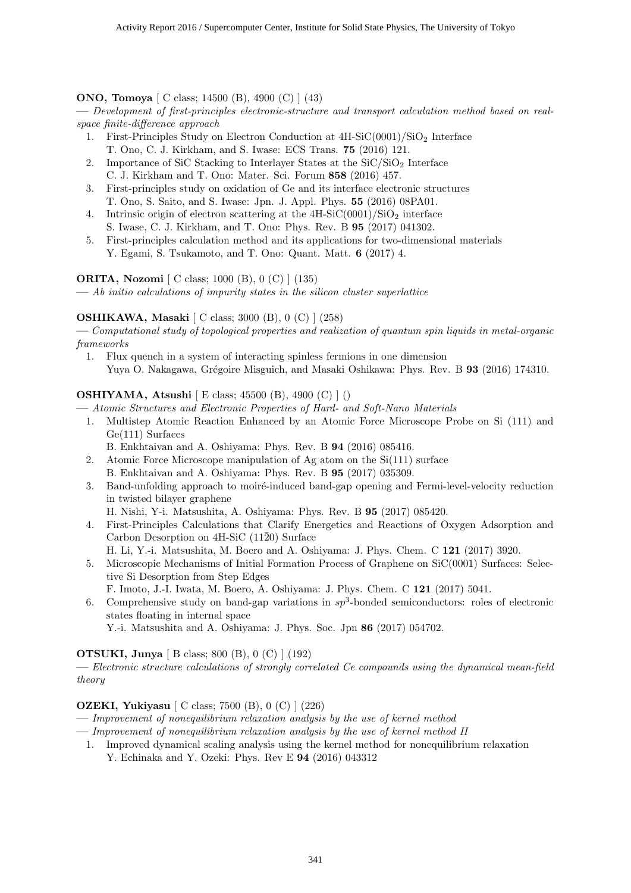**ONO, Tomoya** [ C class; 14500 (B), 4900 (C) ] (43)

— *Development of first-principles electronic-structure and transport calculation method based on real-space finite-difference approach*

1. First-Principles Study on Electron Conduction at 4H-SiC(0001)/$SiO_2$ Interface
   T. Ono, C. J. Kirkham, and S. Iwase: ECS Trans. **75** (2016) 121.
2. Importance of SiC Stacking to Interlayer States at the SiC/$SiO_2$ Interface
   C. J. Kirkham and T. Ono: Mater. Sci. Forum **858** (2016) 457.
3. First-principles study on oxidation of Ge and its interface electronic structures
   T. Ono, S. Saito, and S. Iwase: Jpn. J. Appl. Phys. **55** (2016) 08PA01.
4. Intrinsic origin of electron scattering at the 4H-SiC(0001)/$SiO_2$ interface
   S. Iwase, C. J. Kirkham, and T. Ono: Phys. Rev. B **95** (2017) 041302.
5. First-principles calculation method and its applications for two-dimensional materials
   Y. Egami, S. Tsukamoto, and T. Ono: Quant. Matt. **6** (2017) 4.

**ORITA, Nozomi** [ C class; 1000 (B), 0 (C) ] (135)

— *Ab initio calculations of impurity states in the silicon cluster superlattice*

**OSHIKAWA, Masaki** [ C class; 3000 (B), 0 (C) ] (258)

— *Computational study of topological properties and realization of quantum spin liquids in metal-organic frameworks*

1. Flux quench in a system of interacting spinless fermions in one dimension
   Yuya O. Nakagawa, Grégoire Misguich, and Masaki Oshikawa: Phys. Rev. B **93** (2016) 174310.

**OSHIYAMA, Atsushi** [ E class; 45500 (B), 4900 (C) ] ()

— *Atomic Structures and Electronic Properties of Hard- and Soft-Nano Materials*

1. Multistep Atomic Reaction Enhanced by an Atomic Force Microscope Probe on Si (111) and Ge(111) Surfaces
   B. Enkhtaivan and A. Oshiyama: Phys. Rev. B **94** (2016) 085416.
2. Atomic Force Microscope manipulation of Ag atom on the Si(111) surface
   B. Enkhtaivan and A. Oshiyama: Phys. Rev. B **95** (2017) 035309.
3. Band-unfolding approach to moiré-induced band-gap opening and Fermi-level-velocity reduction in twisted bilayer graphene
   H. Nishi, Y-i. Matsushita, A. Oshiyama: Phys. Rev. B **95** (2017) 085420.
4. First-Principles Calculations that Clarify Energetics and Reactions of Oxygen Adsorption and Carbon Desorption on 4H-SiC ($11\bar{2}0$) Surface
   H. Li, Y.-i. Matsushita, M. Boero and A. Oshiyama: J. Phys. Chem. C **121** (2017) 3920.
5. Microscopic Mechanisms of Initial Formation Process of Graphene on SiC(0001) Surfaces: Selective Si Desorption from Step Edges
   F. Imoto, J.-I. Iwata, M. Boero, A. Oshiyama: J. Phys. Chem. C **121** (2017) 5041.
6. Comprehensive study on band-gap variations in $sp^3$-bonded semiconductors: roles of electronic states floating in internal space
   Y.-i. Matsushita and A. Oshiyama: J. Phys. Soc. Jpn **86** (2017) 054702.

**OTSUKI, Junya** [ B class; 800 (B), 0 (C) ] (192)

— *Electronic structure calculations of strongly correlated Ce compounds using the dynamical mean-field theory*

**OZEKI, Yukiyasu** [ C class; 7500 (B), 0 (C) ] (226)

— *Improvement of nonequilibrium relaxation analysis by the use of kernel method*

— *Improvement of nonequilibrium relaxation analysis by the use of kernel method II*

1. Improved dynamical scaling analysis using the kernel method for nonequilibrium relaxation
   Y. Echinaka and Y. Ozeki: Phys. Rev E **94** (2016) 043312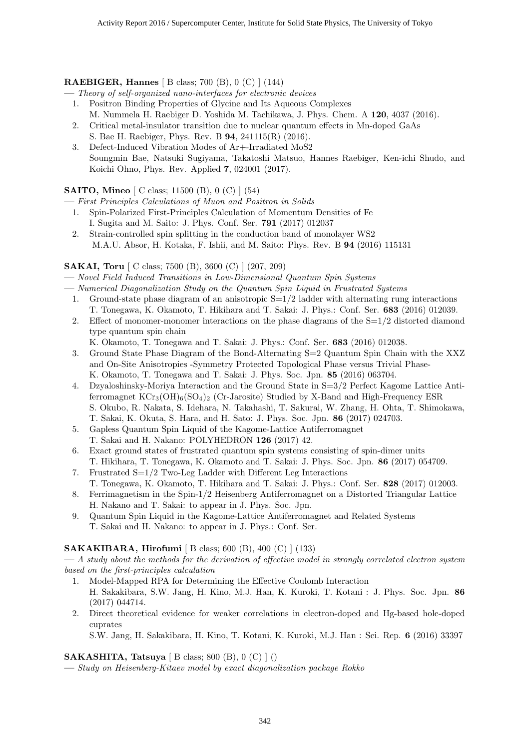**RAEBIGER, Hannes** [ B class; 700 (B), 0 (C) ] (144)

— *Theory of self-organized nano-interfaces for electronic devices*

1. Positron Binding Properties of Glycine and Its Aqueous Complexes
   M. Nummela H. Raebiger D. Yoshida M. Tachikawa, J. Phys. Chem. A **120**, 4037 (2016).
2. Critical metal-insulator transition due to nuclear quantum effects in Mn-doped GaAs
   S. Bae H. Raebiger, Phys. Rev. B **94**, 241115(R) (2016).
3. Defect-Induced Vibration Modes of Ar+-Irradiated MoS2
   Soungmin Bae, Natsuki Sugiyama, Takatoshi Matsuo, Hannes Raebiger, Ken-ichi Shudo, and Koichi Ohno, Phys. Rev. Applied **7**, 024001 (2017).

**SAITO, Mineo** [ C class; 11500 (B), 0 (C) ] (54)

— *First Principles Calculations of Muon and Positron in Solids*

1. Spin-Polarized First-Principles Calculation of Momentum Densities of Fe
   I. Sugita and M. Saito: J. Phys. Conf. Ser. **791** (2017) 012037
2. Strain-controlled spin splitting in the conduction band of monolayer WS2
   M.A.U. Absor, H. Kotaka, F. Ishii, and M. Saito: Phys. Rev. B **94** (2016) 115131

**SAKAI, Toru** [ C class; 7500 (B), 3600 (C) ] (207, 209)

— *Novel Field Induced Transitions in Low-Dimensional Quantum Spin Systems*

— *Numerical Diagonalization Study on the Quantum Spin Liquid in Frustrated Systems*

1. Ground-state phase diagram of an anisotropic S=1/2 ladder with alternating rung interactions
   T. Tonegawa, K. Okamoto, T. Hikihara and T. Sakai: J. Phys.: Conf. Ser. **683** (2016) 012039.
2. Effect of monomer-monomer interactions on the phase diagrams of the S=1/2 distorted diamond type quantum spin chain
   K. Okamoto, T. Tonegawa and T. Sakai: J. Phys.: Conf. Ser. **683** (2016) 012038.
3. Ground State Phase Diagram of the Bond-Alternating S=2 Quantum Spin Chain with the XXZ and On-Site Anisotropies -Symmetry Protected Topological Phase versus Trivial Phase-
   K. Okamoto, T. Tonegawa and T. Sakai: J. Phys. Soc. Jpn. **85** (2016) 063704.
4. Dzyaloshinsky-Moriya Interaction and the Ground State in S=3/2 Perfect Kagome Lattice Antiferromagnet $KCr_3(OH)_6(SO_4)_2$ (Cr-Jarosite) Studied by X-Band and High-Frequency ESR
   S. Okubo, R. Nakata, S. Idehara, N. Takahashi, T. Sakurai, W. Zhang, H. Ohta, T. Shimokawa, T. Sakai, K. Okuta, S. Hara, and H. Sato: J. Phys. Soc. Jpn. **86** (2017) 024703.
5. Gapless Quantum Spin Liquid of the Kagome-Lattice Antiferromagnet
   T. Sakai and H. Nakano: POLYHEDRON **126** (2017) 42.
6. Exact ground states of frustrated quantum spin systems consisting of spin-dimer units
   T. Hikihara, T. Tonegawa, K. Okamoto and T. Sakai: J. Phys. Soc. Jpn. **86** (2017) 054709.
7. Frustrated S=1/2 Two-Leg Ladder with Different Leg Interactions
   T. Tonegawa, K. Okamoto, T. Hikihara and T. Sakai: J. Phys.: Conf. Ser. **828** (2017) 012003.
8. Ferrimagnetism in the Spin-1/2 Heisenberg Antiferromagnet on a Distorted Triangular Lattice
   H. Nakano and T. Sakai: to appear in J. Phys. Soc. Jpn.
9. Quantum Spin Liquid in the Kagome-Lattice Antiferromagnet and Related Systems
   T. Sakai and H. Nakano: to appear in J. Phys.: Conf. Ser.

**SAKAKIBARA, Hirofumi** [ B class; 600 (B), 400 (C) ] (133)

— *A study about the methods for the derivation of effective model in strongly correlated electron system based on the first-principles calculation*

1. Model-Mapped RPA for Determining the Effective Coulomb Interaction
   H. Sakakibara, S.W. Jang, H. Kino, M.J. Han, K. Kuroki, T. Kotani : J. Phys. Soc. Jpn. **86** (2017) 044714.
2. Direct theoretical evidence for weaker correlations in electron-doped and Hg-based hole-doped cuprates
   S.W. Jang, H. Sakakibara, H. Kino, T. Kotani, K. Kuroki, M.J. Han : Sci. Rep. **6** (2016) 33397

**SAKASHITA, Tatsuya** [ B class; 800 (B), 0 (C) ] ()

— *Study on Heisenberg-Kitaev model by exact diagonalization package Rokko*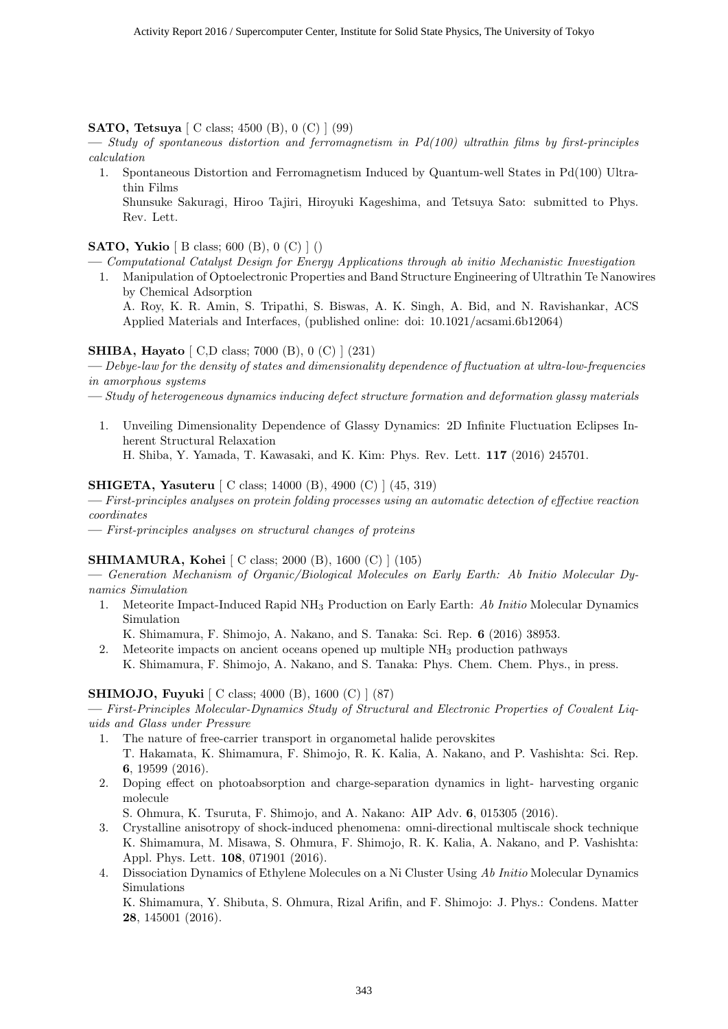**SATO, Tetsuya** [ C class; 4500 (B), 0 (C) ] (99)

— *Study of spontaneous distortion and ferromagnetism in Pd(100) ultrathin films by first-principles calculation*

1. Spontaneous Distortion and Ferromagnetism Induced by Quantum-well States in Pd(100) Ultrathin Films
   Shunsuke Sakuragi, Hiroo Tajiri, Hiroyuki Kageshima, and Tetsuya Sato: submitted to Phys. Rev. Lett.

**SATO, Yukio** [ B class; 600 (B), 0 (C) ] ()

— *Computational Catalyst Design for Energy Applications through ab initio Mechanistic Investigation*

1. Manipulation of Optoelectronic Properties and Band Structure Engineering of Ultrathin Te Nanowires by Chemical Adsorption
   A. Roy, K. R. Amin, S. Tripathi, S. Biswas, A. K. Singh, A. Bid, and N. Ravishankar, ACS Applied Materials and Interfaces, (published online: doi: 10.1021/acsami.6b12064)

**SHIBA, Hayato** [ C,D class; 7000 (B), 0 (C) ] (231)

— *Debye-law for the density of states and dimensionality dependence of fluctuation at ultra-low-frequencies in amorphous systems*

— *Study of heterogeneous dynamics inducing defect structure formation and deformation glassy materials*

1. Unveiling Dimensionality Dependence of Glassy Dynamics: 2D Infinite Fluctuation Eclipses Inherent Structural Relaxation
   H. Shiba, Y. Yamada, T. Kawasaki, and K. Kim: Phys. Rev. Lett. **117** (2016) 245701.

**SHIGETA, Yasuteru** [ C class; 14000 (B), 4900 (C) ] (45, 319)

— *First-principles analyses on protein folding processes using an automatic detection of effective reaction coordinates*

— *First-principles analyses on structural changes of proteins*

**SHIMAMURA, Kohei** [ C class; 2000 (B), 1600 (C) ] (105)

— *Generation Mechanism of Organic/Biological Molecules on Early Earth: Ab Initio Molecular Dynamics Simulation*

1. Meteorite Impact-Induced Rapid $NH_3$ Production on Early Earth: *Ab Initio* Molecular Dynamics Simulation
   K. Shimamura, F. Shimojo, A. Nakano, and S. Tanaka: Sci. Rep. **6** (2016) 38953.
2. Meteorite impacts on ancient oceans opened up multiple $NH_3$ production pathways
   K. Shimamura, F. Shimojo, A. Nakano, and S. Tanaka: Phys. Chem. Chem. Phys., in press.

**SHIMOJO, Fuyuki** [ C class; 4000 (B), 1600 (C) ] (87)

— *First-Principles Molecular-Dynamics Study of Structural and Electronic Properties of Covalent Liquids and Glass under Pressure*

1. The nature of free-carrier transport in organometal halide perovskites
   T. Hakamata, K. Shimamura, F. Shimojo, R. K. Kalia, A. Nakano, and P. Vashishta: Sci. Rep. **6**, 19599 (2016).
2. Doping effect on photoabsorption and charge-separation dynamics in light- harvesting organic molecule
   S. Ohmura, K. Tsuruta, F. Shimojo, and A. Nakano: AIP Adv. **6**, 015305 (2016).
3. Crystalline anisotropy of shock-induced phenomena: omni-directional multiscale shock technique
   K. Shimamura, M. Misawa, S. Ohmura, F. Shimojo, R. K. Kalia, A. Nakano, and P. Vashishta: Appl. Phys. Lett. **108**, 071901 (2016).
4. Dissociation Dynamics of Ethylene Molecules on a Ni Cluster Using *Ab Initio* Molecular Dynamics Simulations
   K. Shimamura, Y. Shibuta, S. Ohmura, Rizal Arifin, and F. Shimojo: J. Phys.: Condens. Matter **28**, 145001 (2016).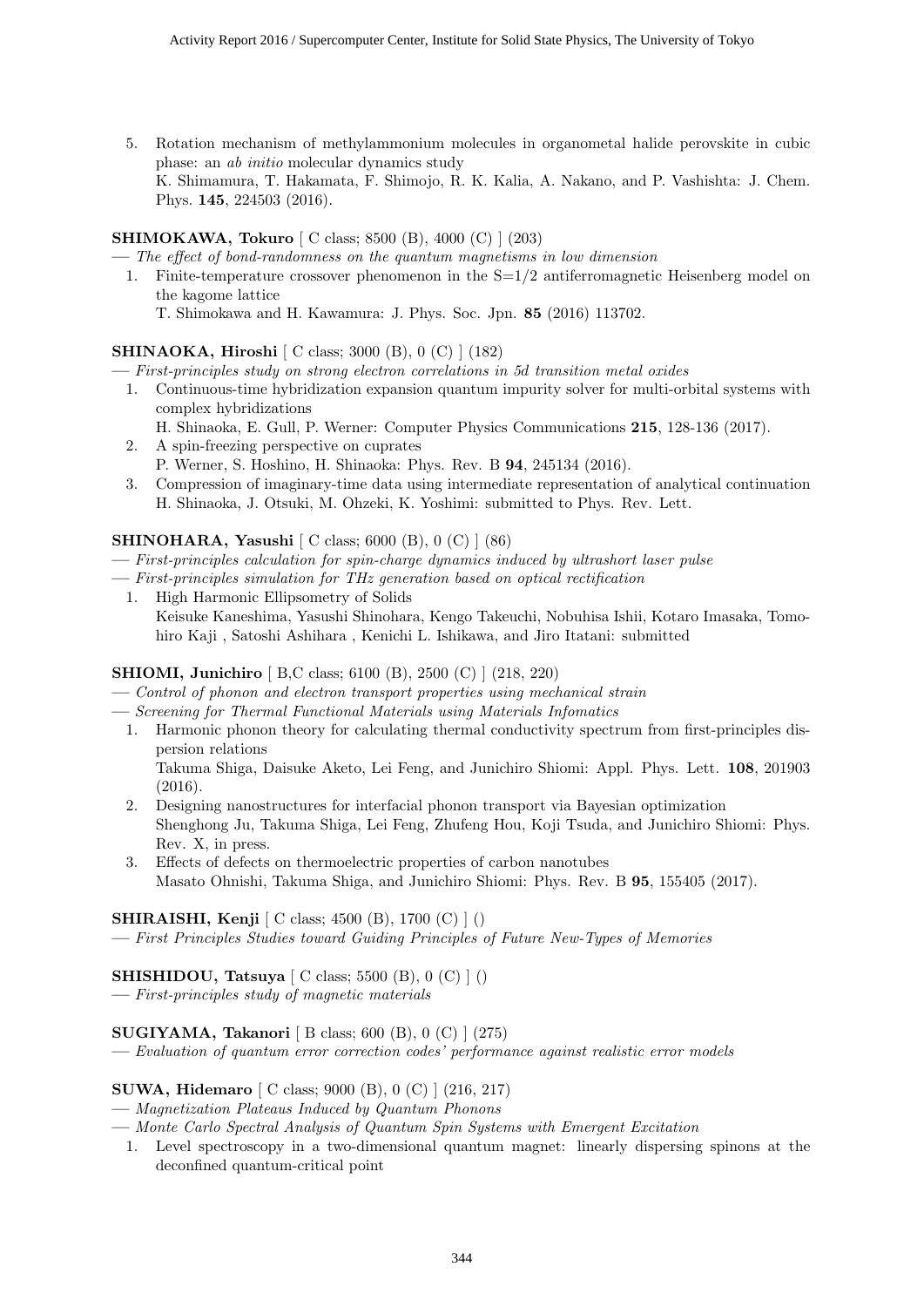5. Rotation mechanism of methylammonium molecules in organometal halide perovskite in cubic phase: an *ab initio* molecular dynamics study
   K. Shimamura, T. Hakamata, F. Shimojo, R. K. Kalia, A. Nakano, and P. Vashishta: J. Chem. Phys. **145**, 224503 (2016).

**SHIMOKAWA, Tokuro** [ C class; 8500 (B), 4000 (C) ] (203)

— *The effect of bond-randomness on the quantum magnetisms in low dimension*

1. Finite-temperature crossover phenomenon in the S=1/2 antiferromagnetic Heisenberg model on the kagome lattice
   T. Shimokawa and H. Kawamura: J. Phys. Soc. Jpn. **85** (2016) 113702.

**SHINAOKA, Hiroshi** [ C class; 3000 (B), 0 (C) ] (182)

— *First-principles study on strong electron correlations in 5d transition metal oxides*

1. Continuous-time hybridization expansion quantum impurity solver for multi-orbital systems with complex hybridizations
   H. Shinaoka, E. Gull, P. Werner: Computer Physics Communications **215**, 128-136 (2017).
2. A spin-freezing perspective on cuprates
   P. Werner, S. Hoshino, H. Shinaoka: Phys. Rev. B **94**, 245134 (2016).
3. Compression of imaginary-time data using intermediate representation of analytical continuation
   H. Shinaoka, J. Otsuki, M. Ohzeki, K. Yoshimi: submitted to Phys. Rev. Lett.

**SHINOHARA, Yasushi** [ C class; 6000 (B), 0 (C) ] (86)

— *First-principles calculation for spin-charge dynamics induced by ultrashort laser pulse*

— *First-principles simulation for THz generation based on optical rectification*

1. High Harmonic Ellipsometry of Solids
   Keisuke Kaneshima, Yasushi Shinohara, Kengo Takeuchi, Nobuhisa Ishii, Kotaro Imasaka, Tomohiro Kaji , Satoshi Ashihara , Kenichi L. Ishikawa, and Jiro Itatani: submitted

**SHIOMI, Junichiro** [ B,C class; 6100 (B), 2500 (C) ] (218, 220)

— *Control of phonon and electron transport properties using mechanical strain*

— *Screening for Thermal Functional Materials using Materials Infomatics*

1. Harmonic phonon theory for calculating thermal conductivity spectrum from first-principles dispersion relations
   Takuma Shiga, Daisuke Aketo, Lei Feng, and Junichiro Shiomi: Appl. Phys. Lett. **108**, 201903 (2016).
2. Designing nanostructures for interfacial phonon transport via Bayesian optimization
   Shenghong Ju, Takuma Shiga, Lei Feng, Zhufeng Hou, Koji Tsuda, and Junichiro Shiomi: Phys. Rev. X, in press.
3. Effects of defects on thermoelectric properties of carbon nanotubes
   Masato Ohnishi, Takuma Shiga, and Junichiro Shiomi: Phys. Rev. B **95**, 155405 (2017).

**SHIRAISHI, Kenji** [ C class; 4500 (B), 1700 (C) ] ()

— *First Principles Studies toward Guiding Principles of Future New-Types of Memories*

**SHISHIDOU, Tatsuya** [ C class; 5500 (B), 0 (C) ] ()

— *First-principles study of magnetic materials*

**SUGIYAMA, Takanori** [ B class; 600 (B), 0 (C) ] (275)

— *Evaluation of quantum error correction codes' performance against realistic error models*

**SUWA, Hidemaro** [ C class; 9000 (B), 0 (C) ] (216, 217)

— *Magnetization Plateaus Induced by Quantum Phonons*

— *Monte Carlo Spectral Analysis of Quantum Spin Systems with Emergent Excitation*

1. Level spectroscopy in a two-dimensional quantum magnet: linearly dispersing spinons at the deconfined quantum-critical point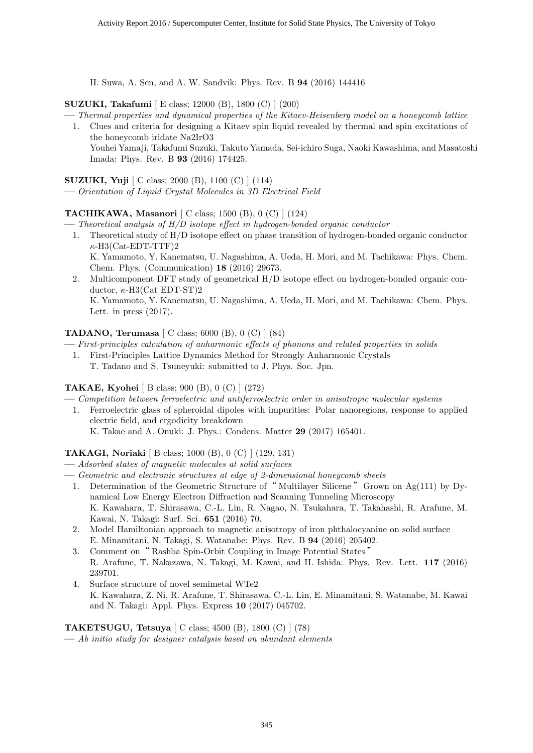H. Suwa, A. Sen, and A. W. Sandvik: Phys. Rev. B **94** (2016) 144416

**SUZUKI, Takafumi** [ E class; 12000 (B), 1800 (C) ] (200)

— *Thermal properties and dynamical properties of the Kitaev-Heisenberg model on a honeycomb lattice*

1. Clues and criteria for designing a Kitaev spin liquid revealed by thermal and spin excitations of the honeycomb iridate $Na_2IrO_3$
   Youhei Yamaji, Takafumi Suzuki, Takuto Yamada, Sei-ichiro Suga, Naoki Kawashima, and Masatoshi Imada: Phys. Rev. B **93** (2016) 174425.

**SUZUKI, Yuji** [ C class; 2000 (B), 1100 (C) ] (114)

— *Orientation of Liquid Crystal Molecules in 3D Electrical Field*

**TACHIKAWA, Masanori** [ C class; 1500 (B), 0 (C) ] (124)

— *Theoretical analysis of H/D isotope effect in hydrogen-bonded organic conductor*

1. Theoretical study of H/D isotope effect on phase transition of hydrogen-bonded organic conductor $\kappa$-$H_3$(Cat-EDT-TTF)$_2$
   K. Yamamoto, Y. Kanematsu, U. Nagashima, A. Ueda, H. Mori, and M. Tachikawa: Phys. Chem. Chem. Phys. (Communication) **18** (2016) 29673.
2. Multicomponent DFT study of geometrical H/D isotope effect on hydrogen-bonded organic conductor, $\kappa$-$H_3$(Cat EDT-ST)$_2$
   K. Yamamoto, Y. Kanematsu, U. Nagashima, A. Ueda, H. Mori, and M. Tachikawa: Chem. Phys. Lett. in press (2017).

**TADANO, Terumasa** [ C class; 6000 (B), 0 (C) ] (84)

— *First-principles calculation of anharmonic effects of phonons and related properties in solids*

1. First-Principles Lattice Dynamics Method for Strongly Anharmonic Crystals
   T. Tadano and S. Tsuneyuki: submitted to J. Phys. Soc. Jpn.

**TAKAE, Kyohei** [ B class; 900 (B), 0 (C) ] (272)

— *Competition between ferroelectric and antiferroelectric order in anisotropic molecular systems*

1. Ferroelectric glass of spheroidal dipoles with impurities: Polar nanoregions, response to applied electric field, and ergodicity breakdown
   K. Takae and A. Onuki: J. Phys.: Condens. Matter **29** (2017) 165401.

**TAKAGI, Noriaki** [ B class; 1000 (B), 0 (C) ] (129, 131)

— *Adsorbed states of magnetic molecules at solid surfaces*

— *Geometric and electronic structures at edge of 2-dimensional honeycomb sheets*

1. Determination of the Geometric Structure of "Multilayer Silicene" Grown on Ag(111) by Dynamical Low Energy Electron Diffraction and Scanning Tunneling Microscopy
   K. Kawahara, T. Shirasawa, C.-L. Lin, R. Nagao, N. Tsukahara, T. Takahashi, R. Arafune, M. Kawai, N. Takagi: Surf. Sci. **651** (2016) 70.
2. Model Hamiltonian approach to magnetic anisotropy of iron phthalocyanine on solid surface
   E. Minamitani, N. Takagi, S. Watanabe: Phys. Rev. B **94** (2016) 205402.
3. Comment on "Rashba Spin-Orbit Coupling in Image Potential States"
   R. Arafune, T. Nakazawa, N. Takagi, M. Kawai, and H. Ishida: Phys. Rev. Lett. **117** (2016) 239701.
4. Surface structure of novel semimetal $WTe_2$
   K. Kawahara, Z. Ni, R. Arafune, T. Shirasawa, C.-L. Lin, E. Minamitani, S. Watanabe, M. Kawai and N. Takagi: Appl. Phys. Express **10** (2017) 045702.

**TAKETSUGU, Tetsuya** [ C class; 4500 (B), 1800 (C) ] (78)

— *Ab initio study for designer catalysis based on abundant elements*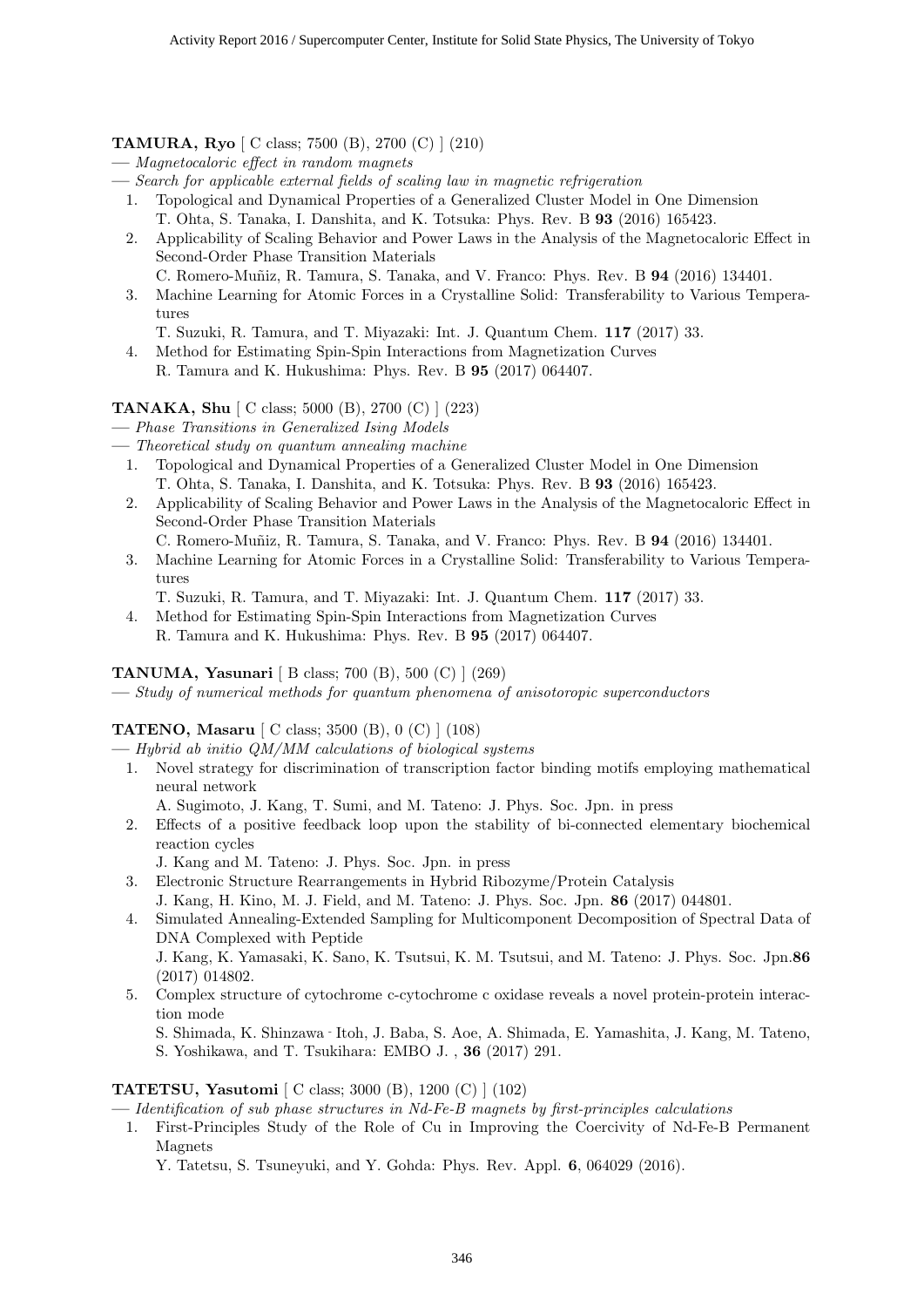**TAMURA, Ryo** [ C class; 7500 (B), 2700 (C) ] (210)

— *Magnetocaloric effect in random magnets*

— *Search for applicable external fields of scaling law in magnetic refrigeration*

1. Topological and Dynamical Properties of a Generalized Cluster Model in One Dimension
   T. Ohta, S. Tanaka, I. Danshita, and K. Totsuka: Phys. Rev. B **93** (2016) 165423.
2. Applicability of Scaling Behavior and Power Laws in the Analysis of the Magnetocaloric Effect in Second-Order Phase Transition Materials
   C. Romero-Muñiz, R. Tamura, S. Tanaka, and V. Franco: Phys. Rev. B **94** (2016) 134401.
3. Machine Learning for Atomic Forces in a Crystalline Solid: Transferability to Various Temperatures
   T. Suzuki, R. Tamura, and T. Miyazaki: Int. J. Quantum Chem. **117** (2017) 33.
4. Method for Estimating Spin-Spin Interactions from Magnetization Curves
   R. Tamura and K. Hukushima: Phys. Rev. B **95** (2017) 064407.

**TANAKA, Shu** [ C class; 5000 (B), 2700 (C) ] (223)

— *Phase Transitions in Generalized Ising Models*

— *Theoretical study on quantum annealing machine*

1. Topological and Dynamical Properties of a Generalized Cluster Model in One Dimension
   T. Ohta, S. Tanaka, I. Danshita, and K. Totsuka: Phys. Rev. B **93** (2016) 165423.
2. Applicability of Scaling Behavior and Power Laws in the Analysis of the Magnetocaloric Effect in Second-Order Phase Transition Materials
   C. Romero-Muñiz, R. Tamura, S. Tanaka, and V. Franco: Phys. Rev. B **94** (2016) 134401.
3. Machine Learning for Atomic Forces in a Crystalline Solid: Transferability to Various Temperatures
   T. Suzuki, R. Tamura, and T. Miyazaki: Int. J. Quantum Chem. **117** (2017) 33.
4. Method for Estimating Spin-Spin Interactions from Magnetization Curves
   R. Tamura and K. Hukushima: Phys. Rev. B **95** (2017) 064407.

**TANUMA, Yasunari** [ B class; 700 (B), 500 (C) ] (269)

— *Study of numerical methods for quantum phenomena of anisotoropic superconductors*

**TATENO, Masaru** [ C class; 3500 (B), 0 (C) ] (108)

— *Hybrid ab initio QM/MM calculations of biological systems*

1. Novel strategy for discrimination of transcription factor binding motifs employing mathematical neural network
   A. Sugimoto, J. Kang, T. Sumi, and M. Tateno: J. Phys. Soc. Jpn. in press
2. Effects of a positive feedback loop upon the stability of bi-connected elementary biochemical reaction cycles
   J. Kang and M. Tateno: J. Phys. Soc. Jpn. in press
3. Electronic Structure Rearrangements in Hybrid Ribozyme/Protein Catalysis
   J. Kang, H. Kino, M. J. Field, and M. Tateno: J. Phys. Soc. Jpn. **86** (2017) 044801.
4. Simulated Annealing-Extended Sampling for Multicomponent Decomposition of Spectral Data of DNA Complexed with Peptide
   J. Kang, K. Yamasaki, K. Sano, K. Tsutsui, K. M. Tsutsui, and M. Tateno: J. Phys. Soc. Jpn.**86** (2017) 014802.
5. Complex structure of cytochrome c-cytochrome c oxidase reveals a novel protein-protein interaction mode
   S. Shimada, K. Shinzawa - Itoh, J. Baba, S. Aoe, A. Shimada, E. Yamashita, J. Kang, M. Tateno, S. Yoshikawa, and T. Tsukihara: EMBO J. , **36** (2017) 291.

**TATETSU, Yasutomi** [ C class; 3000 (B), 1200 (C) ] (102)

— *Identification of sub phase structures in Nd-Fe-B magnets by first-principles calculations*

1. First-Principles Study of the Role of Cu in Improving the Coercivity of Nd-Fe-B Permanent Magnets
   Y. Tatetsu, S. Tsuneyuki, and Y. Gohda: Phys. Rev. Appl. **6**, 064029 (2016).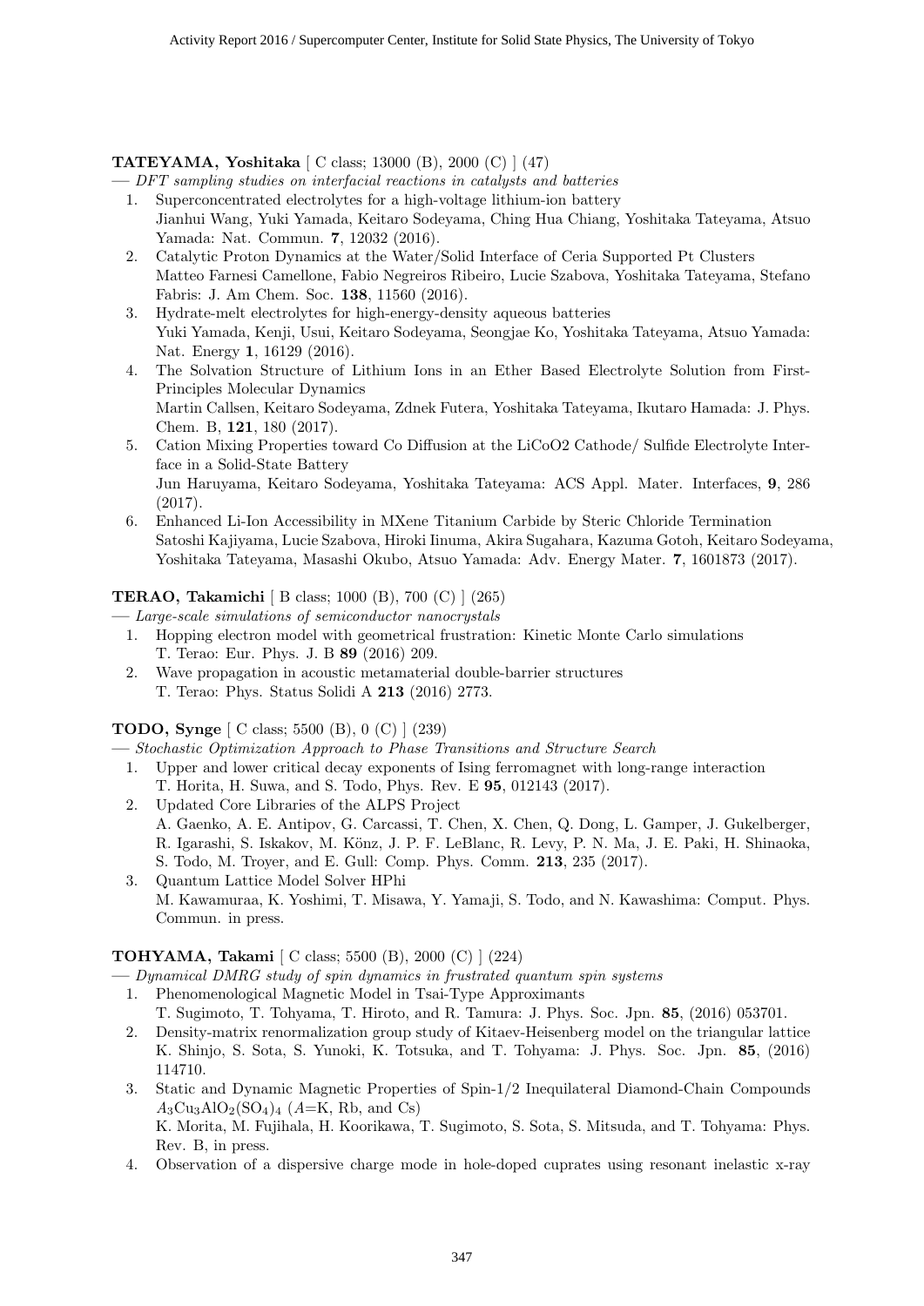**TATEYAMA, Yoshitaka** [ C class; 13000 (B), 2000 (C) ] (47)

— *DFT sampling studies on interfacial reactions in catalysts and batteries*

1. Superconcentrated electrolytes for a high-voltage lithium-ion battery
   Jianhui Wang, Yuki Yamada, Keitaro Sodeyama, Ching Hua Chiang, Yoshitaka Tateyama, Atsuo Yamada: Nat. Commun. **7**, 12032 (2016).
2. Catalytic Proton Dynamics at the Water/Solid Interface of Ceria Supported Pt Clusters
   Matteo Farnesi Camellone, Fabio Negreiros Ribeiro, Lucie Szabova, Yoshitaka Tateyama, Stefano Fabris: J. Am Chem. Soc. **138**, 11560 (2016).
3. Hydrate-melt electrolytes for high-energy-density aqueous batteries
   Yuki Yamada, Kenji, Usui, Keitaro Sodeyama, Seongjae Ko, Yoshitaka Tateyama, Atsuo Yamada: Nat. Energy **1**, 16129 (2016).
4. The Solvation Structure of Lithium Ions in an Ether Based Electrolyte Solution from First-Principles Molecular Dynamics
   Martin Callsen, Keitaro Sodeyama, Zdnek Futera, Yoshitaka Tateyama, Ikutaro Hamada: J. Phys. Chem. B, **121**, 180 (2017).
5. Cation Mixing Properties toward Co Diffusion at the LiCoO2 Cathode/ Sulfide Electrolyte Interface in a Solid-State Battery
   Jun Haruyama, Keitaro Sodeyama, Yoshitaka Tateyama: ACS Appl. Mater. Interfaces, **9**, 286 (2017).
6. Enhanced Li-Ion Accessibility in MXene Titanium Carbide by Steric Chloride Termination
   Satoshi Kajiyama, Lucie Szabova, Hiroki Iinuma, Akira Sugahara, Kazuma Gotoh, Keitaro Sodeyama, Yoshitaka Tateyama, Masashi Okubo, Atsuo Yamada: Adv. Energy Mater. **7**, 1601873 (2017).

**TERAO, Takamichi** [ B class; 1000 (B), 700 (C) ] (265)

— *Large-scale simulations of semiconductor nanocrystals*

1. Hopping electron model with geometrical frustration: Kinetic Monte Carlo simulations
   T. Terao: Eur. Phys. J. B **89** (2016) 209.
2. Wave propagation in acoustic metamaterial double-barrier structures
   T. Terao: Phys. Status Solidi A **213** (2016) 2773.

**TODO, Synge** [ C class; 5500 (B), 0 (C) ] (239)

— *Stochastic Optimization Approach to Phase Transitions and Structure Search*

1. Upper and lower critical decay exponents of Ising ferromagnet with long-range interaction
   T. Horita, H. Suwa, and S. Todo, Phys. Rev. E **95**, 012143 (2017).
2. Updated Core Libraries of the ALPS Project
   A. Gaenko, A. E. Antipov, G. Carcassi, T. Chen, X. Chen, Q. Dong, L. Gamper, J. Gukelberger, R. Igarashi, S. Iskakov, M. Könz, J. P. F. LeBlanc, R. Levy, P. N. Ma, J. E. Paki, H. Shinaoka, S. Todo, M. Troyer, and E. Gull: Comp. Phys. Comm. **213**, 235 (2017).
3. Quantum Lattice Model Solver HPhi
   M. Kawamuraa, K. Yoshimi, T. Misawa, Y. Yamaji, S. Todo, and N. Kawashima: Comput. Phys. Commun. in press.

**TOHYAMA, Takami** [ C class; 5500 (B), 2000 (C) ] (224)

— *Dynamical DMRG study of spin dynamics in frustrated quantum spin systems*

1. Phenomenological Magnetic Model in Tsai-Type Approximants
   T. Sugimoto, T. Tohyama, T. Hiroto, and R. Tamura: J. Phys. Soc. Jpn. **85**, (2016) 053701.
2. Density-matrix renormalization group study of Kitaev-Heisenberg model on the triangular lattice
   K. Shinjo, S. Sota, S. Yunoki, K. Totsuka, and T. Tohyama: J. Phys. Soc. Jpn. **85**, (2016) 114710.
3. Static and Dynamic Magnetic Properties of Spin-1/2 Inequilateral Diamond-Chain Compounds $A_3Cu_3AlO_2(SO_4)_4$ ($A$=K, Rb, and Cs)
   K. Morita, M. Fujihala, H. Koorikawa, T. Sugimoto, S. Sota, S. Mitsuda, and T. Tohyama: Phys. Rev. B, in press.
4. Observation of a dispersive charge mode in hole-doped cuprates using resonant inelastic x-ray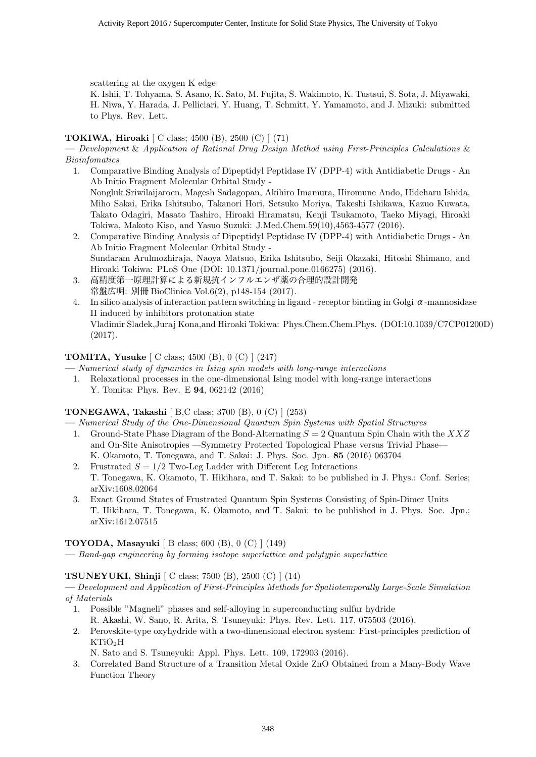scattering at the oxygen K edge
K. Ishii, T. Tohyama, S. Asano, K. Sato, M. Fujita, S. Wakimoto, K. Tustsui, S. Sota, J. Miyawaki, H. Niwa, Y. Harada, J. Pelliciari, Y. Huang, T. Schmitt, Y. Yamamoto, and J. Mizuki: submitted to Phys. Rev. Lett.

**TOKIWA, Hiroaki** [ C class; 4500 (B), 2500 (C) ] (71)

— *Development & Application of Rational Drug Design Method using First-Principles Calculations & Bioinfomatics*

1. Comparative Binding Analysis of Dipeptidyl Peptidase IV (DPP-4) with Antidiabetic Drugs - An Ab Initio Fragment Molecular Orbital Study -
   Nongluk Sriwilaijaroen, Magesh Sadagopan, Akihiro Imamura, Hiromune Ando, Hideharu Ishida, Miho Sakai, Erika Ishitsubo, Takanori Hori, Setsuko Moriya, Takeshi Ishikawa, Kazuo Kuwata, Takato Odagiri, Masato Tashiro, Hiroaki Hiramatsu, Kenji Tsukamoto, Taeko Miyagi, Hiroaki Tokiwa, Makoto Kiso, and Yasuo Suzuki: J.Med.Chem.59(10),4563-4577 (2016).
2. Comparative Binding Analysis of Dipeptidyl Peptidase IV (DPP-4) with Antidiabetic Drugs - An Ab Initio Fragment Molecular Orbital Study -
   Sundaram Arulmozhiraja, Naoya Matsuo, Erika Ishitsubo, Seiji Okazaki, Hitoshi Shimano, and Hiroaki Tokiwa: PLoS One (DOI: 10.1371/journal.pone.0166275) (2016).
3. 高精度第一原理計算による新規抗インフルエンザ薬の合理的設計開発
   常盤広明: 別冊 BioClinica Vol.6(2), p148-154 (2017).
4. In silico analysis of interaction pattern switching in ligand - receptor binding in Golgi $\alpha$-mannosidase II induced by inhibitors protonation state
   Vladimir Sladek,Juraj Kona,and Hiroaki Tokiwa: Phys.Chem.Chem.Phys. (DOI:10.1039/C7CP01200D) (2017).

**TOMITA, Yusuke** [ C class; 4500 (B), 0 (C) ] (247)

— *Numerical study of dynamics in Ising spin models with long-range interactions*

1. Relaxational processes in the one-dimensional Ising model with long-range interactions
   Y. Tomita: Phys. Rev. E **94**, 062142 (2016)

**TONEGAWA, Takashi** [ B,C class; 3700 (B), 0 (C) ] (253)

— *Numerical Study of the One-Dimensional Quantum Spin Systems with Spatial Structures*

1. Ground-State Phase Diagram of the Bond-Alternating $S = 2$ Quantum Spin Chain with the $XXZ$ and On-Site Anisotropies —Symmetry Protected Topological Phase versus Trivial Phase—
   K. Okamoto, T. Tonegawa, and T. Sakai: J. Phys. Soc. Jpn. **85** (2016) 063704
2. Frustrated $S = 1/2$ Two-Leg Ladder with Different Leg Interactions
   T. Tonegawa, K. Okamoto, T. Hikihara, and T. Sakai: to be published in J. Phys.: Conf. Series; arXiv:1608.02064
3. Exact Ground States of Frustrated Quantum Spin Systems Consisting of Spin-Dimer Units
   T. Hikihara, T. Tonegawa, K. Okamoto, and T. Sakai: to be published in J. Phys. Soc. Jpn.; arXiv:1612.07515

**TOYODA, Masayuki** [ B class; 600 (B), 0 (C) ] (149)

— *Band-gap engineering by forming isotope superlattice and polytypic superlattice*

**TSUNEYUKI, Shinji** [ C class; 7500 (B), 2500 (C) ] (14)

— *Development and Application of First-Principles Methods for Spatiotemporally Large-Scale Simulation of Materials*

1. Possible "Magneli" phases and self-alloying in superconducting sulfur hydride
   R. Akashi, W. Sano, R. Arita, S. Tsuneyuki: Phys. Rev. Lett. 117, 075503 (2016).
2. Perovskite-type oxyhydride with a two-dimensional electron system: First-principles prediction of $KTiO_2H$
   N. Sato and S. Tsuneyuki: Appl. Phys. Lett. 109, 172903 (2016).
3. Correlated Band Structure of a Transition Metal Oxide ZnO Obtained from a Many-Body Wave Function Theory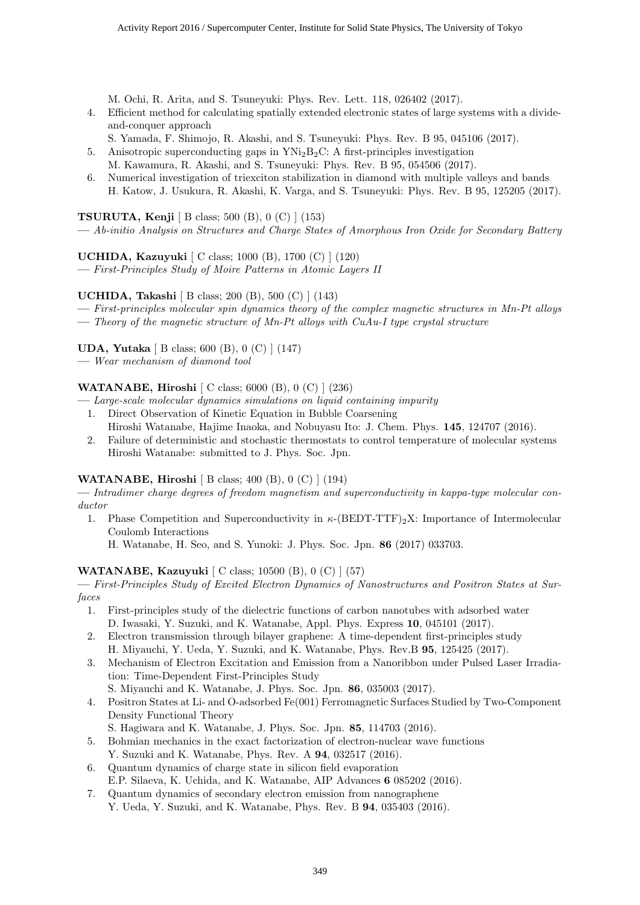M. Ochi, R. Arita, and S. Tsuneyuki: Phys. Rev. Lett. 118, 026402 (2017).

4. Efficient method for calculating spatially extended electronic states of large systems with a divide-and-conquer approach
   S. Yamada, F. Shimojo, R. Akashi, and S. Tsuneyuki: Phys. Rev. B 95, 045106 (2017).
5. Anisotropic superconducting gaps in $YNi_2B_2C$: A first-principles investigation
   M. Kawamura, R. Akashi, and S. Tsuneyuki: Phys. Rev. B 95, 054506 (2017).
6. Numerical investigation of triexciton stabilization in diamond with multiple valleys and bands
   H. Katow, J. Usukura, R. Akashi, K. Varga, and S. Tsuneyuki: Phys. Rev. B 95, 125205 (2017).

**TSURUTA, Kenji** [ B class; 500 (B), 0 (C) ] (153)
— *Ab-initio Analysis on Structures and Charge States of Amorphous Iron Oxide for Secondary Battery*

**UCHIDA, Kazuyuki** [ C class; 1000 (B), 1700 (C) ] (120)
— *First-Principles Study of Moire Patterns in Atomic Layers II*

**UCHIDA, Takashi** [ B class; 200 (B), 500 (C) ] (143)
— *First-principles molecular spin dynamics theory of the complex magnetic structures in Mn-Pt alloys*
— *Theory of the magnetic structure of Mn-Pt alloys with CuAu-I type crystal structure*

**UDA, Yutaka** [ B class; 600 (B), 0 (C) ] (147)
— *Wear mechanism of diamond tool*

**WATANABE, Hiroshi** [ C class; 6000 (B), 0 (C) ] (236)
— *Large-scale molecular dynamics simulations on liquid containing impurity*

1. Direct Observation of Kinetic Equation in Bubble Coarsening
   Hiroshi Watanabe, Hajime Inaoka, and Nobuyasu Ito: J. Chem. Phys. **145**, 124707 (2016).
2. Failure of deterministic and stochastic thermostats to control temperature of molecular systems
   Hiroshi Watanabe: submitted to J. Phys. Soc. Jpn.

**WATANABE, Hiroshi** [ B class; 400 (B), 0 (C) ] (194)
— *Intradimer charge degrees of freedom magnetism and superconductivity in kappa-type molecular conductor*

1. Phase Competition and Superconductivity in $\kappa$-(BEDT-TTF)$_2$X: Importance of Intermolecular Coulomb Interactions
   H. Watanabe, H. Seo, and S. Yunoki: J. Phys. Soc. Jpn. **86** (2017) 033703.

**WATANABE, Kazuyuki** [ C class; 10500 (B), 0 (C) ] (57)
— *First-Principles Study of Excited Electron Dynamics of Nanostructures and Positron States at Surfaces*

1. First-principles study of the dielectric functions of carbon nanotubes with adsorbed water
   D. Iwasaki, Y. Suzuki, and K. Watanabe, Appl. Phys. Express **10**, 045101 (2017).
2. Electron transmission through bilayer graphene: A time-dependent first-principles study
   H. Miyauchi, Y. Ueda, Y. Suzuki, and K. Watanabe, Phys. Rev.B **95**, 125425 (2017).
3. Mechanism of Electron Excitation and Emission from a Nanoribbon under Pulsed Laser Irradiation: Time-Dependent First-Principles Study
   S. Miyauchi and K. Watanabe, J. Phys. Soc. Jpn. **86**, 035003 (2017).
4. Positron States at Li- and O-adsorbed Fe(001) Ferromagnetic Surfaces Studied by Two-Component Density Functional Theory
   S. Hagiwara and K. Watanabe, J. Phys. Soc. Jpn. **85**, 114703 (2016).
5. Bohmian mechanics in the exact factorization of electron-nuclear wave functions
   Y. Suzuki and K. Watanabe, Phys. Rev. A **94**, 032517 (2016).
6. Quantum dynamics of charge state in silicon field evaporation
   E.P. Silaeva, K. Uchida, and K. Watanabe, AIP Advances **6** 085202 (2016).
7. Quantum dynamics of secondary electron emission from nanographene
   Y. Ueda, Y. Suzuki, and K. Watanabe, Phys. Rev. B **94**, 035403 (2016).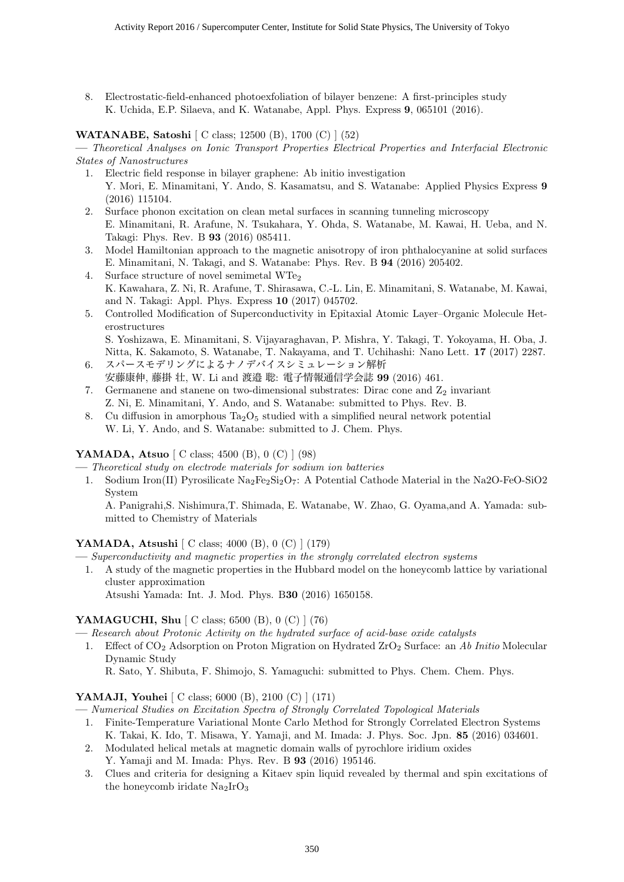8. Electrostatic-field-enhanced photoexfoliation of bilayer benzene: A first-principles study
   K. Uchida, E.P. Silaeva, and K. Watanabe, Appl. Phys. Express **9**, 065101 (2016).

**WATANABE, Satoshi** [ C class; 12500 (B), 1700 (C) ] (52)

— *Theoretical Analyses on Ionic Transport Properties Electrical Properties and Interfacial Electronic States of Nanostructures*

1. Electric field response in bilayer graphene: Ab initio investigation
   Y. Mori, E. Minamitani, Y. Ando, S. Kasamatsu, and S. Watanabe: Applied Physics Express **9** (2016) 115104.
2. Surface phonon excitation on clean metal surfaces in scanning tunneling microscopy
   E. Minamitani, R. Arafune, N. Tsukahara, Y. Ohda, S. Watanabe, M. Kawai, H. Ueba, and N. Takagi: Phys. Rev. B **93** (2016) 085411.
3. Model Hamiltonian approach to the magnetic anisotropy of iron phthalocyanine at solid surfaces
   E. Minamitani, N. Takagi, and S. Watanabe: Phys. Rev. B **94** (2016) 205402.
4. Surface structure of novel semimetal $WTe_2$
   K. Kawahara, Z. Ni, R. Arafune, T. Shirasawa, C.-L. Lin, E. Minamitani, S. Watanabe, M. Kawai, and N. Takagi: Appl. Phys. Express **10** (2017) 045702.
5. Controlled Modification of Superconductivity in Epitaxial Atomic Layer–Organic Molecule Heterostructures
   S. Yoshizawa, E. Minamitani, S. Vijayaraghavan, P. Mishra, Y. Takagi, T. Yokoyama, H. Oba, J. Nitta, K. Sakamoto, S. Watanabe, T. Nakayama, and T. Uchihashi: Nano Lett. **17** (2017) 2287.
6. スパースモデリングによるナノデバイスシミュレーション解析
   安藤康伸, 藤掛 壮, W. Li and 渡邉 聡: 電子情報通信学会誌 **99** (2016) 461.
7. Germanene and stanene on two-dimensional substrates: Dirac cone and $Z_2$ invariant
   Z. Ni, E. Minamitani, Y. Ando, and S. Watanabe: submitted to Phys. Rev. B.
8. Cu diffusion in amorphous $Ta_2O_5$ studied with a simplified neural network potential
   W. Li, Y. Ando, and S. Watanabe: submitted to J. Chem. Phys.

**YAMADA, Atsuo** [ C class; 4500 (B), 0 (C) ] (98)

— *Theoretical study on electrode materials for sodium ion batteries*

1. Sodium Iron(II) Pyrosilicate $Na_2Fe_2Si_2O_7$: A Potential Cathode Material in the Na2O-FeO-SiO2 System
   A. Panigrahi,S. Nishimura,T. Shimada, E. Watanabe, W. Zhao, G. Oyama,and A. Yamada: submitted to Chemistry of Materials

**YAMADA, Atsushi** [ C class; 4000 (B), 0 (C) ] (179)

— *Superconductivity and magnetic properties in the strongly correlated electron systems*

1. A study of the magnetic properties in the Hubbard model on the honeycomb lattice by variational cluster approximation
   Atsushi Yamada: Int. J. Mod. Phys. B**30** (2016) 1650158.

**YAMAGUCHI, Shu** [ C class; 6500 (B), 0 (C) ] (76)

— *Research about Protonic Activity on the hydrated surface of acid-base oxide catalysts*

1. Effect of $CO_2$ Adsorption on Proton Migration on Hydrated $ZrO_2$ Surface: an *Ab Initio* Molecular Dynamic Study
   R. Sato, Y. Shibuta, F. Shimojo, S. Yamaguchi: submitted to Phys. Chem. Chem. Phys.

**YAMAJI, Youhei** [ C class; 6000 (B), 2100 (C) ] (171)

— *Numerical Studies on Excitation Spectra of Strongly Correlated Topological Materials*

1. Finite-Temperature Variational Monte Carlo Method for Strongly Correlated Electron Systems
   K. Takai, K. Ido, T. Misawa, Y. Yamaji, and M. Imada: J. Phys. Soc. Jpn. **85** (2016) 034601.
2. Modulated helical metals at magnetic domain walls of pyrochlore iridium oxides
   Y. Yamaji and M. Imada: Phys. Rev. B **93** (2016) 195146.
3. Clues and criteria for designing a Kitaev spin liquid revealed by thermal and spin excitations of the honeycomb iridate $Na_2IrO_3$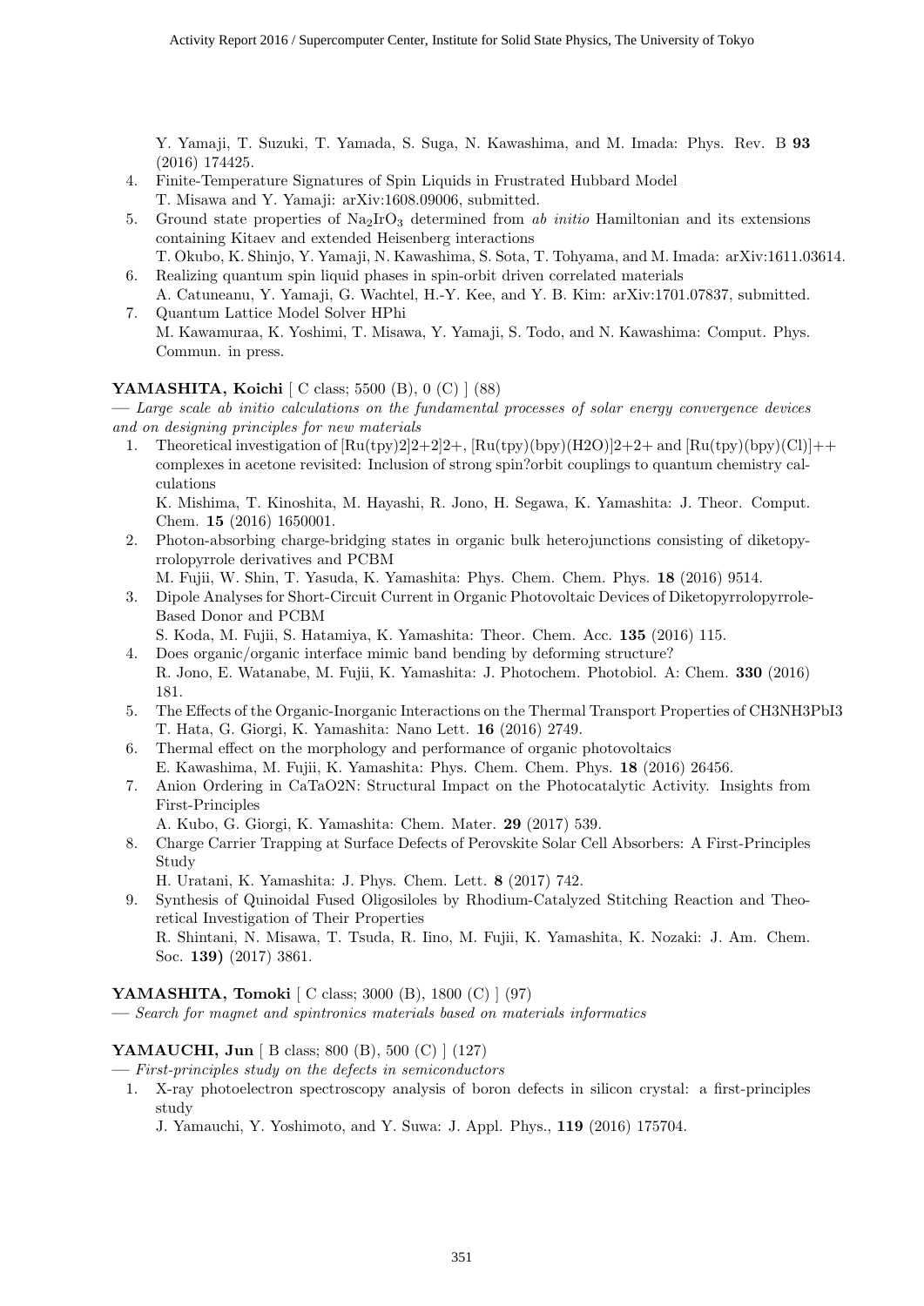Y. Yamaji, T. Suzuki, T. Yamada, S. Suga, N. Kawashima, and M. Imada: Phys. Rev. B **93** (2016) 174425.

4. Finite-Temperature Signatures of Spin Liquids in Frustrated Hubbard Model
   T. Misawa and Y. Yamaji: arXiv:1608.09006, submitted.
5. Ground state properties of $Na_2IrO_3$ determined from *ab initio* Hamiltonian and its extensions containing Kitaev and extended Heisenberg interactions
   T. Okubo, K. Shinjo, Y. Yamaji, N. Kawashima, S. Sota, T. Tohyama, and M. Imada: arXiv:1611.03614.
6. Realizing quantum spin liquid phases in spin-orbit driven correlated materials
   A. Catuneanu, Y. Yamaji, G. Wachtel, H.-Y. Kee, and Y. B. Kim: arXiv:1701.07837, submitted.
7. Quantum Lattice Model Solver HPhi
   M. Kawamuraa, K. Yoshimi, T. Misawa, Y. Yamaji, S. Todo, and N. Kawashima: Comput. Phys. Commun. in press.

**YAMASHITA, Koichi** [ C class; 5500 (B), 0 (C) ] (88)

— *Large scale ab initio calculations on the fundamental processes of solar energy convergence devices and on designing principles for new materials*

1. Theoretical investigation of [Ru(tpy)2]2+2]2+, [Ru(tpy)(bpy)(H2O)]2+2+ and [Ru(tpy)(bpy)(Cl)]++ complexes in acetone revisited: Inclusion of strong spin?orbit couplings to quantum chemistry calculations
   K. Mishima, T. Kinoshita, M. Hayashi, R. Jono, H. Segawa, K. Yamashita: J. Theor. Comput. Chem. **15** (2016) 1650001.
2. Photon-absorbing charge-bridging states in organic bulk heterojunctions consisting of diketopyrrolopyrrole derivatives and PCBM
   M. Fujii, W. Shin, T. Yasuda, K. Yamashita: Phys. Chem. Chem. Phys. **18** (2016) 9514.
3. Dipole Analyses for Short-Circuit Current in Organic Photovoltaic Devices of Diketopyrrolopyrrole-Based Donor and PCBM
   S. Koda, M. Fujii, S. Hatamiya, K. Yamashita: Theor. Chem. Acc. **135** (2016) 115.
4. Does organic/organic interface mimic band bending by deforming structure?
   R. Jono, E. Watanabe, M. Fujii, K. Yamashita: J. Photochem. Photobiol. A: Chem. **330** (2016) 181.
5. The Effects of the Organic-Inorganic Interactions on the Thermal Transport Properties of CH3NH3PbI3
   T. Hata, G. Giorgi, K. Yamashita: Nano Lett. **16** (2016) 2749.
6. Thermal effect on the morphology and performance of organic photovoltaics
   E. Kawashima, M. Fujii, K. Yamashita: Phys. Chem. Chem. Phys. **18** (2016) 26456.
7. Anion Ordering in CaTaO2N: Structural Impact on the Photocatalytic Activity. Insights from First-Principles
   A. Kubo, G. Giorgi, K. Yamashita: Chem. Mater. **29** (2017) 539.
8. Charge Carrier Trapping at Surface Defects of Perovskite Solar Cell Absorbers: A First-Principles Study
   H. Uratani, K. Yamashita: J. Phys. Chem. Lett. **8** (2017) 742.
9. Synthesis of Quinoidal Fused Oligosiloles by Rhodium-Catalyzed Stitching Reaction and Theoretical Investigation of Their Properties
   R. Shintani, N. Misawa, T. Tsuda, R. Iino, M. Fujii, K. Yamashita, K. Nozaki: J. Am. Chem. Soc. **139)** (2017) 3861.

**YAMASHITA, Tomoki** [ C class; 3000 (B), 1800 (C) ] (97)

— *Search for magnet and spintronics materials based on materials informatics*

**YAMAUCHI, Jun** [ B class; 800 (B), 500 (C) ] (127)

— *First-principles study on the defects in semiconductors*

1. X-ray photoelectron spectroscopy analysis of boron defects in silicon crystal: a first-principles study
   J. Yamauchi, Y. Yoshimoto, and Y. Suwa: J. Appl. Phys., **119** (2016) 175704.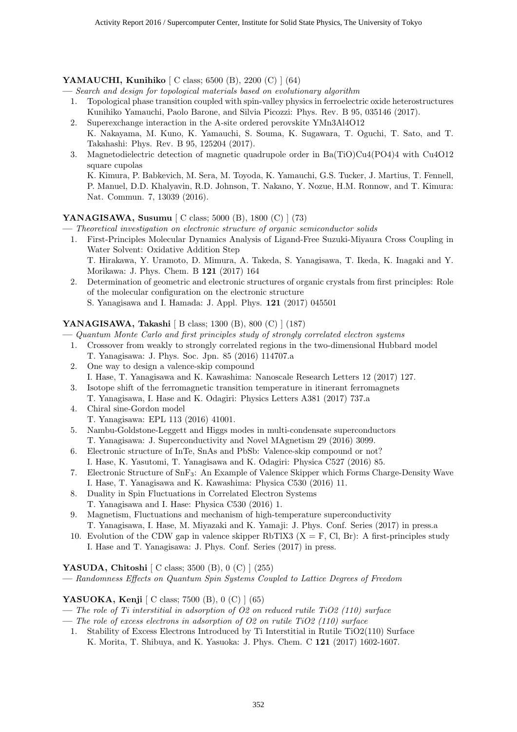**YAMAUCHI, Kunihiko** [ C class; 6500 (B), 2200 (C) ] (64)

— *Search and design for topological materials based on evolutionary algorithm*

1. Topological phase transition coupled with spin-valley physics in ferroelectric oxide heterostructures
   Kunihiko Yamauchi, Paolo Barone, and Silvia Picozzi: Phys. Rev. B 95, 035146 (2017).
2. Superexchange interaction in the A-site ordered perovskite YMn3Al4O12
   K. Nakayama, M. Kuno, K. Yamauchi, S. Souma, K. Sugawara, T. Oguchi, T. Sato, and T. Takahashi: Phys. Rev. B 95, 125204 (2017).
3. Magnetodielectric detection of magnetic quadrupole order in Ba(TiO)Cu4(PO4)4 with Cu4O12 square cupolas
   K. Kimura, P. Babkevich, M. Sera, M. Toyoda, K. Yamauchi, G.S. Tucker, J. Martius, T. Fennell, P. Manuel, D.D. Khalyavin, R.D. Johnson, T. Nakano, Y. Nozue, H.M. Ronnow, and T. Kimura: Nat. Commun. 7, 13039 (2016).

**YANAGISAWA, Susumu** [ C class; 5000 (B), 1800 (C) ] (73)

— *Theoretical investigation on electronic structure of organic semiconductor solids*

1. First-Principles Molecular Dynamics Analysis of Ligand-Free Suzuki-Miyaura Cross Coupling in Water Solvent: Oxidative Addition Step
   T. Hirakawa, Y. Uramoto, D. Mimura, A. Takeda, S. Yanagisawa, T. Ikeda, K. Inagaki and Y. Morikawa: J. Phys. Chem. B **121** (2017) 164
2. Determination of geometric and electronic structures of organic crystals from first principles: Role of the molecular configuration on the electronic structure
   S. Yanagisawa and I. Hamada: J. Appl. Phys. **121** (2017) 045501

**YANAGISAWA, Takashi** [ B class; 1300 (B), 800 (C) ] (187)

— *Quantum Monte Carlo and first principles study of strongly correlated electron systems*

1. Crossover from weakly to strongly correlated regions in the two-dimensional Hubbard model
   T. Yanagisawa: J. Phys. Soc. Jpn. 85 (2016) 114707.a
2. One way to design a valence-skip compound
   I. Hase, T. Yanagisawa and K. Kawashima: Nanoscale Research Letters 12 (2017) 127.
3. Isotope shift of the ferromagnetic transition temperature in itinerant ferromagnets
   T. Yanagisawa, I. Hase and K. Odagiri: Physics Letters A381 (2017) 737.a
4. Chiral sine-Gordon model
   T. Yanagisawa: EPL 113 (2016) 41001.
5. Nambu-Goldstone-Leggett and Higgs modes in multi-condensate superconductors
   T. Yanagisawa: J. Superconductivity and Novel MAgnetism 29 (2016) 3099.
6. Electronic structure of InTe, SnAs and PbSb: Valence-skip compound or not?
   I. Hase, K. Yasutomi, T. Yanagisawa and K. Odagiri: Physica C527 (2016) 85.
7. Electronic Structure of $SnF_3$: An Example of Valence Skipper which Forms Charge-Density Wave
   I. Hase, T. Yanagisawa and K. Kawashima: Physica C530 (2016) 11.
8. Duality in Spin Fluctuations in Correlated Electron Systems
   T. Yanagisawa and I. Hase: Physica C530 (2016) 1.
9. Magnetism, Fluctuations and mechanism of high-temperature superconductivity
   T. Yanagisawa, I. Hase, M. Miyazaki and K. Yamaji: J. Phys. Conf. Series (2017) in press.a
10. Evolution of the CDW gap in valence skipper RbTlX3 (X = F, Cl, Br): A first-principles study
    I. Hase and T. Yanagisawa: J. Phys. Conf. Series (2017) in press.

**YASUDA, Chitoshi** [ C class; 3500 (B), 0 (C) ] (255)

— *Randomness Effects on Quantum Spin Systems Coupled to Lattice Degrees of Freedom*

**YASUOKA, Kenji** [ C class; 7500 (B), 0 (C) ] (65)

— *The role of Ti interstitial in adsorption of O2 on reduced rutile TiO2 (110) surface*

— *The role of excess electrons in adsorption of O2 on rutile TiO2 (110) surface*

1. Stability of Excess Electrons Introduced by Ti Interstitial in Rutile TiO2(110) Surface
   K. Morita, T. Shibuya, and K. Yasuoka: J. Phys. Chem. C **121** (2017) 1602-1607.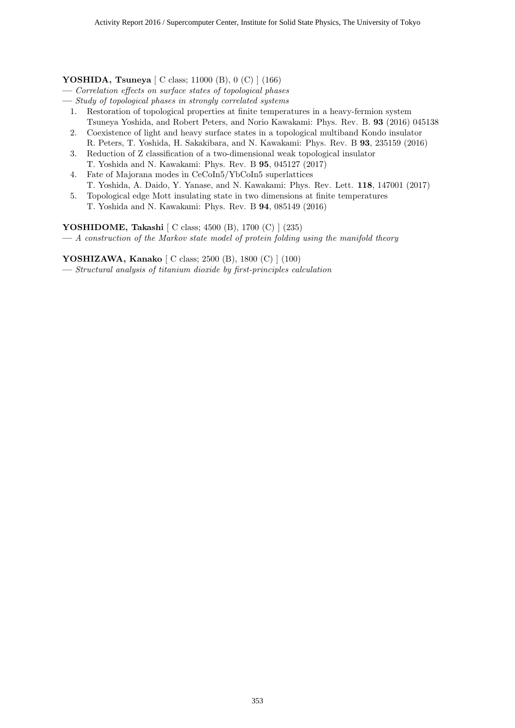**YOSHIDA, Tsuneya** [ C class; 11000 (B), 0 (C) ] (166)

— *Correlation effects on surface states of topological phases*

— *Study of topological phases in strongly correlated systems*

1. Restoration of topological properties at finite temperatures in a heavy-fermion system
   Tsuneya Yoshida, and Robert Peters, and Norio Kawakami: Phys. Rev. B. **93** (2016) 045138
2. Coexistence of light and heavy surface states in a topological multiband Kondo insulator
   R. Peters, T. Yoshida, H. Sakakibara, and N. Kawakami: Phys. Rev. B **93**, 235159 (2016)
3. Reduction of Z classification of a two-dimensional weak topological insulator
   T. Yoshida and N. Kawakami: Phys. Rev. B **95**, 045127 (2017)
4. Fate of Majorana modes in CeCoIn5/YbCoIn5 superlattices
   T. Yoshida, A. Daido, Y. Yanase, and N. Kawakami: Phys. Rev. Lett. **118**, 147001 (2017)
5. Topological edge Mott insulating state in two dimensions at finite temperatures
   T. Yoshida and N. Kawakami: Phys. Rev. B **94**, 085149 (2016)

**YOSHIDOME, Takashi** [ C class; 4500 (B), 1700 (C) ] (235)

— *A construction of the Markov state model of protein folding using the manifold theory*

**YOSHIZAWA, Kanako** [ C class; 2500 (B), 1800 (C) ] (100)

— *Structural analysis of titanium dioxide by first-principles calculation*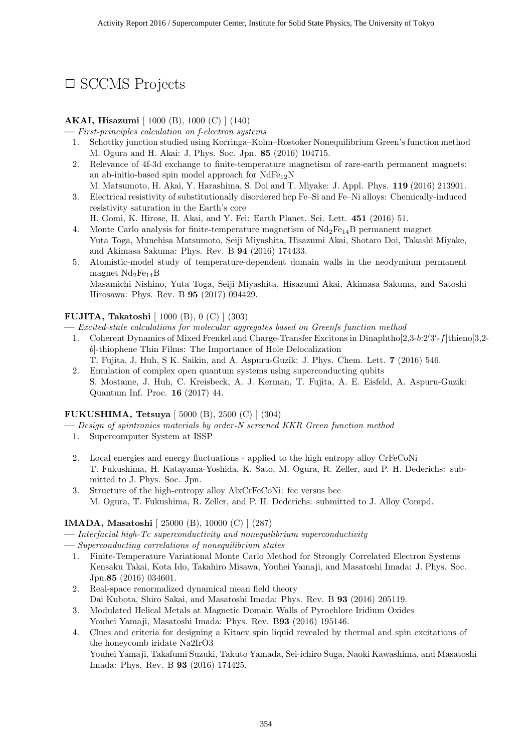# □ SCCMS Projects

**AKAI, Hisazumi** [ 1000 (B), 1000 (C) ] (140)

— *First-principles calculation on f-electron systems*

1. Schottky junction studied using Korringa–Kohn–Rostoker Nonequilibrium Green's function method
   M. Ogura and H. Akai: J. Phys. Soc. Jpn. **85** (2016) 104715.
2. Relevance of 4f-3d exchange to finite-temperature magnetism of rare-earth permanent magnets: an ab-initio-based spin model approach for $NdFe_{12}N$
   M. Matsumoto, H. Akai, Y. Harashima, S. Doi and T. Miyake: J. Appl. Phys. **119** (2016) 213901.
3. Electrical resistivity of substitutionally disordered hcp Fe–Si and Fe–Ni alloys: Chemically-induced resistivity saturation in the Earth's core
   H. Gomi, K. Hirose, H. Akai, and Y. Fei: Earth Planet. Sci. Lett. **451** (2016) 51.
4. Monte Carlo analysis for finite-temperature magnetism of $Nd_2Fe_{14}B$ permanent magnet
   Yuta Toga, Munehisa Matsumoto, Seiji Miyashita, Hisazumi Akai, Shotaro Doi, Takashi Miyake, and Akimasa Sakuma: Phys. Rev. B **94** (2016) 174433.
5. Atomistic-model study of temperature-dependent domain walls in the neodymium permanent magnet $Nd_2Fe_{14}B$
   Masamichi Nishino, Yuta Toga, Seiji Miyashita, Hisazumi Akai, Akimasa Sakuma, and Satoshi Hirosawa: Phys. Rev. B **95** (2017) 094429.

**FUJITA, Takatoshi** [ 1000 (B), 0 (C) ] (303)

— *Excited-state calculations for molecular aggregates based on Greenfs function method*

1. Coherent Dynamics of Mixed Frenkel and Charge-Transfer Excitons in Dinaphtho[2,3-*b*:2′3′-*f*]thieno[3,2-*b*]-thiophene Thin Films: The Importance of Hole Delocalization
   T. Fujita, J. Huh, S K. Saikin, and A. Aspuru-Guzik: J. Phys. Chem. Lett. **7** (2016) 546.
2. Emulation of complex open quantum systems using superconducting qubits
   S. Mostame, J. Huh, C. Kreisbeck, A. J. Kerman, T. Fujita, A. E. Eisfeld, A. Aspuru-Guzik: Quantum Inf. Proc. **16** (2017) 44.

**FUKUSHIMA, Tetsuya** [ 5000 (B), 2500 (C) ] (304)

— *Design of spintronics materials by order-N screened KKR Green function method*

1. Supercomputer System at ISSP
2. Local energies and energy fluctuations - applied to the high entropy alloy CrFeCoNi
   T. Fukushima, H. Katayama-Yoshida, K. Sato, M. Ogura, R. Zeller, and P. H. Dederichs: submitted to J. Phys. Soc. Jpn.
3. Structure of the high-entropy alloy AlxCrFeCoNi: fcc versus bcc
   M. Ogura, T. Fukushima, R. Zeller, and P. H. Dederichs: submitted to J. Alloy Compd.

**IMADA, Masatoshi** [ 25000 (B), 10000 (C) ] (287)

— *Interfacial high-Tc superconductivity and nonequilibrium superconductivity*

— *Superconducting correlations of nonequilibrium states*

1. Finite-Temperature Variational Monte Carlo Method for Strongly Correlated Electron Systems
   Kensaku Takai, Kota Ido, Takahiro Misawa, Youhei Yamaji, and Masatoshi Imada: J. Phys. Soc. Jpn.**85** (2016) 034601.
2. Real-space renormalized dynamical mean field theory
   Dai Kubota, Shiro Sakai, and Masatoshi Imada: Phys. Rev. B **93** (2016) 205119.
3. Modulated Helical Metals at Magnetic Domain Walls of Pyrochlore Iridium Oxides
   Youhei Yamaji, Masatoshi Imada: Phys. Rev. B**93** (2016) 195146.
4. Clues and criteria for designing a Kitaev spin liquid revealed by thermal and spin excitations of the honeycomb iridate Na2IrO3
   Youhei Yamaji, Takafumi Suzuki, Takuto Yamada, Sei-ichiro Suga, Naoki Kawashima, and Masatoshi Imada: Phys. Rev. B **93** (2016) 174425.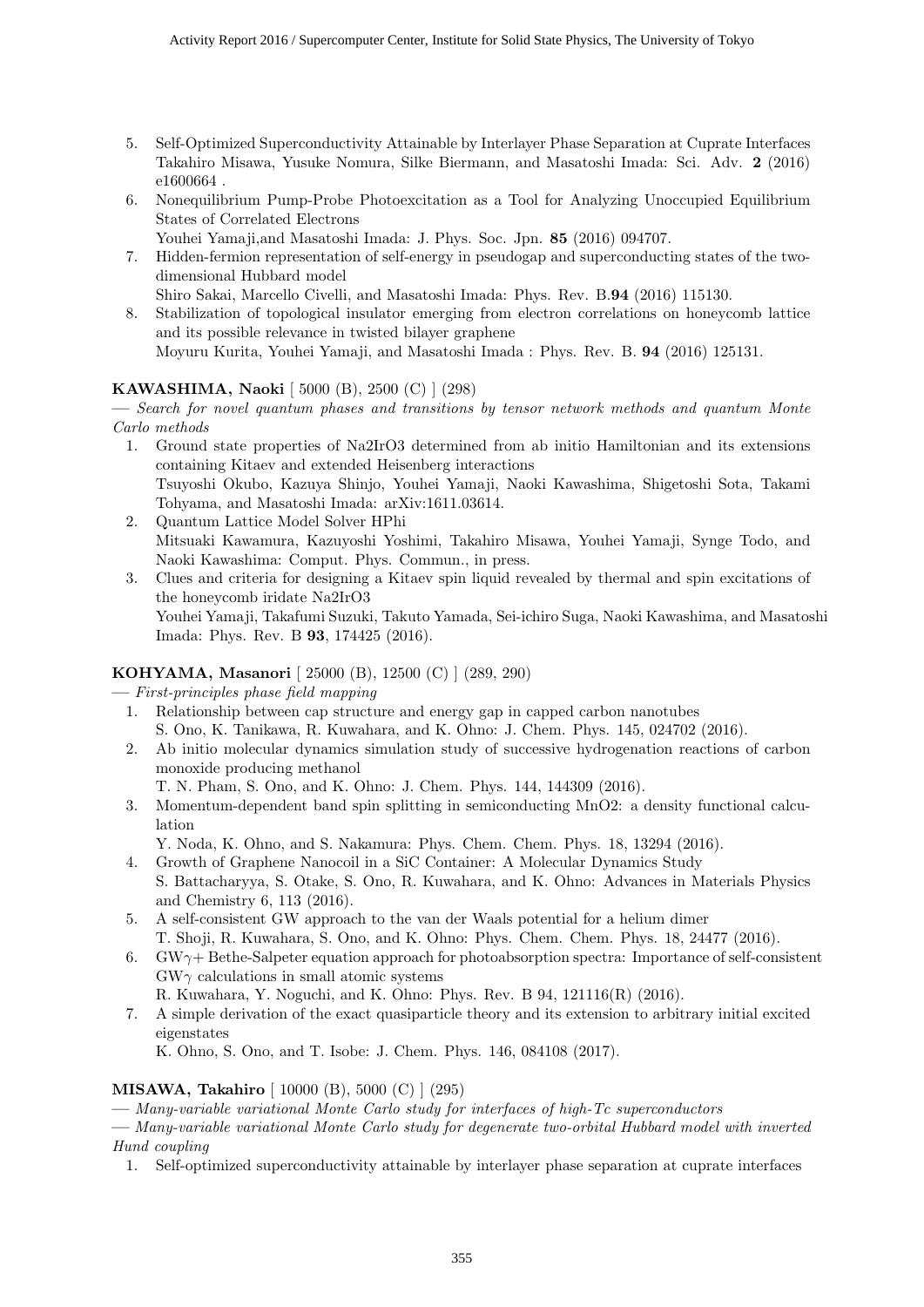5. Self-Optimized Superconductivity Attainable by Interlayer Phase Separation at Cuprate Interfaces
   Takahiro Misawa, Yusuke Nomura, Silke Biermann, and Masatoshi Imada: Sci. Adv. **2** (2016) e1600664 .
6. Nonequilibrium Pump-Probe Photoexcitation as a Tool for Analyzing Unoccupied Equilibrium States of Correlated Electrons
   Youhei Yamaji,and Masatoshi Imada: J. Phys. Soc. Jpn. **85** (2016) 094707.
7. Hidden-fermion representation of self-energy in pseudogap and superconducting states of the two-dimensional Hubbard model
   Shiro Sakai, Marcello Civelli, and Masatoshi Imada: Phys. Rev. B.**94** (2016) 115130.
8. Stabilization of topological insulator emerging from electron correlations on honeycomb lattice and its possible relevance in twisted bilayer graphene
   Moyuru Kurita, Youhei Yamaji, and Masatoshi Imada : Phys. Rev. B. **94** (2016) 125131.

**KAWASHIMA, Naoki** [ 5000 (B), 2500 (C) ] (298)

— *Search for novel quantum phases and transitions by tensor network methods and quantum Monte Carlo methods*

1. Ground state properties of Na2IrO3 determined from ab initio Hamiltonian and its extensions containing Kitaev and extended Heisenberg interactions
   Tsuyoshi Okubo, Kazuya Shinjo, Youhei Yamaji, Naoki Kawashima, Shigetoshi Sota, Takami Tohyama, and Masatoshi Imada: arXiv:1611.03614.
2. Quantum Lattice Model Solver HPhi
   Mitsuaki Kawamura, Kazuyoshi Yoshimi, Takahiro Misawa, Youhei Yamaji, Synge Todo, and Naoki Kawashima: Comput. Phys. Commun., in press.
3. Clues and criteria for designing a Kitaev spin liquid revealed by thermal and spin excitations of the honeycomb iridate Na2IrO3
   Youhei Yamaji, Takafumi Suzuki, Takuto Yamada, Sei-ichiro Suga, Naoki Kawashima, and Masatoshi Imada: Phys. Rev. B **93**, 174425 (2016).

**KOHYAMA, Masanori** [ 25000 (B), 12500 (C) ] (289, 290)

— *First-principles phase field mapping*

1. Relationship between cap structure and energy gap in capped carbon nanotubes
   S. Ono, K. Tanikawa, R. Kuwahara, and K. Ohno: J. Chem. Phys. 145, 024702 (2016).
2. Ab initio molecular dynamics simulation study of successive hydrogenation reactions of carbon monoxide producing methanol
   T. N. Pham, S. Ono, and K. Ohno: J. Chem. Phys. 144, 144309 (2016).
3. Momentum-dependent band spin splitting in semiconducting MnO2: a density functional calculation
   Y. Noda, K. Ohno, and S. Nakamura: Phys. Chem. Chem. Phys. 18, 13294 (2016).
4. Growth of Graphene Nanocoil in a SiC Container: A Molecular Dynamics Study
   S. Battacharyya, S. Otake, S. Ono, R. Kuwahara, and K. Ohno: Advances in Materials Physics and Chemistry 6, 113 (2016).
5. A self-consistent GW approach to the van der Waals potential for a helium dimer
   T. Shoji, R. Kuwahara, S. Ono, and K. Ohno: Phys. Chem. Chem. Phys. 18, 24477 (2016).
6. $GW\gamma$+ Bethe-Salpeter equation approach for photoabsorption spectra: Importance of self-consistent $GW\gamma$ calculations in small atomic systems
   R. Kuwahara, Y. Noguchi, and K. Ohno: Phys. Rev. B 94, 121116(R) (2016).
7. A simple derivation of the exact quasiparticle theory and its extension to arbitrary initial excited eigenstates
   K. Ohno, S. Ono, and T. Isobe: J. Chem. Phys. 146, 084108 (2017).

**MISAWA, Takahiro** [ 10000 (B), 5000 (C) ] (295)

— *Many-variable variational Monte Carlo study for interfaces of high-Tc superconductors*

— *Many-variable variational Monte Carlo study for degenerate two-orbital Hubbard model with inverted Hund coupling*

1. Self-optimized superconductivity attainable by interlayer phase separation at cuprate interfaces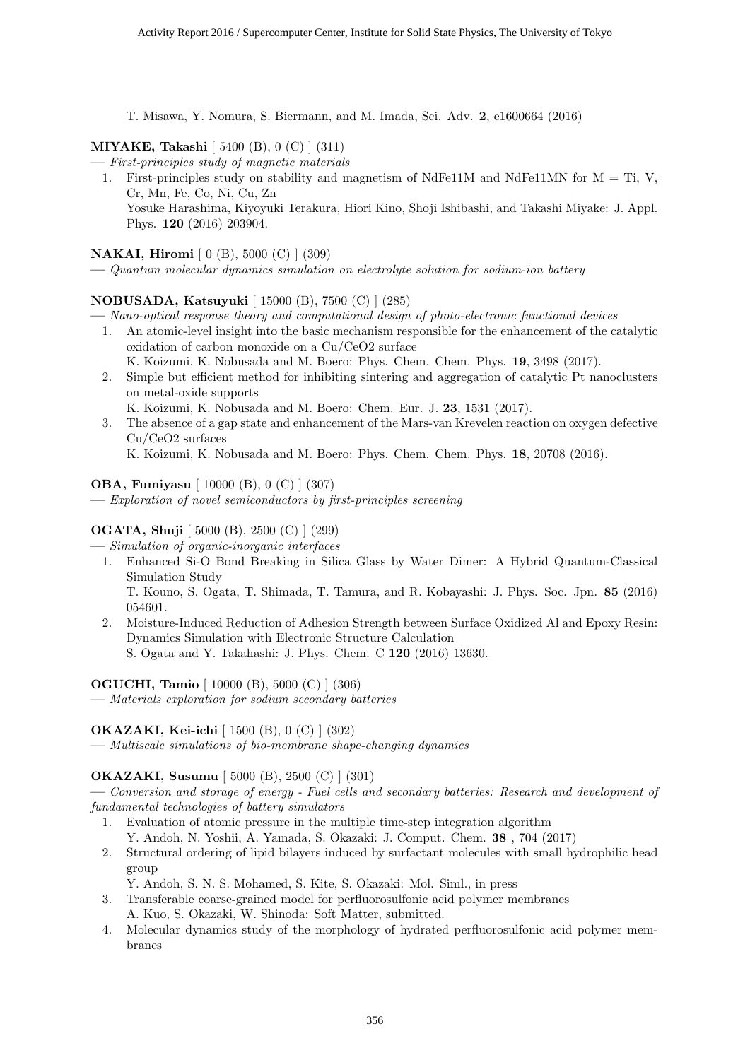T. Misawa, Y. Nomura, S. Biermann, and M. Imada, Sci. Adv. **2**, e1600664 (2016)

**MIYAKE, Takashi** [ 5400 (B), 0 (C) ] (311)
— *First-principles study of magnetic materials*

1. First-principles study on stability and magnetism of NdFe11M and NdFe11MN for M = Ti, V, Cr, Mn, Fe, Co, Ni, Cu, Zn
   Yosuke Harashima, Kiyoyuki Terakura, Hiori Kino, Shoji Ishibashi, and Takashi Miyake: J. Appl. Phys. **120** (2016) 203904.

**NAKAI, Hiromi** [ 0 (B), 5000 (C) ] (309)
— *Quantum molecular dynamics simulation on electrolyte solution for sodium-ion battery*

**NOBUSADA, Katsuyuki** [ 15000 (B), 7500 (C) ] (285)
— *Nano-optical response theory and computational design of photo-electronic functional devices*

1. An atomic-level insight into the basic mechanism responsible for the enhancement of the catalytic oxidation of carbon monoxide on a Cu/CeO2 surface
   K. Koizumi, K. Nobusada and M. Boero: Phys. Chem. Chem. Phys. **19**, 3498 (2017).
2. Simple but efficient method for inhibiting sintering and aggregation of catalytic Pt nanoclusters on metal-oxide supports
   K. Koizumi, K. Nobusada and M. Boero: Chem. Eur. J. **23**, 1531 (2017).
3. The absence of a gap state and enhancement of the Mars-van Krevelen reaction on oxygen defective Cu/CeO2 surfaces
   K. Koizumi, K. Nobusada and M. Boero: Phys. Chem. Chem. Phys. **18**, 20708 (2016).

**OBA, Fumiyasu** [ 10000 (B), 0 (C) ] (307)
— *Exploration of novel semiconductors by first-principles screening*

**OGATA, Shuji** [ 5000 (B), 2500 (C) ] (299)
— *Simulation of organic-inorganic interfaces*

1. Enhanced Si-O Bond Breaking in Silica Glass by Water Dimer: A Hybrid Quantum-Classical Simulation Study
   T. Kouno, S. Ogata, T. Shimada, T. Tamura, and R. Kobayashi: J. Phys. Soc. Jpn. **85** (2016) 054601.
2. Moisture-Induced Reduction of Adhesion Strength between Surface Oxidized Al and Epoxy Resin: Dynamics Simulation with Electronic Structure Calculation
   S. Ogata and Y. Takahashi: J. Phys. Chem. C **120** (2016) 13630.

**OGUCHI, Tamio** [ 10000 (B), 5000 (C) ] (306)
— *Materials exploration for sodium secondary batteries*

**OKAZAKI, Kei-ichi** [ 1500 (B), 0 (C) ] (302)
— *Multiscale simulations of bio-membrane shape-changing dynamics*

**OKAZAKI, Susumu** [ 5000 (B), 2500 (C) ] (301)
— *Conversion and storage of energy - Fuel cells and secondary batteries: Research and development of fundamental technologies of battery simulators*

1. Evaluation of atomic pressure in the multiple time-step integration algorithm
   Y. Andoh, N. Yoshii, A. Yamada, S. Okazaki: J. Comput. Chem. **38** , 704 (2017)
2. Structural ordering of lipid bilayers induced by surfactant molecules with small hydrophilic head group
   Y. Andoh, S. N. S. Mohamed, S. Kite, S. Okazaki: Mol. Siml., in press
3. Transferable coarse-grained model for perfluorosulfonic acid polymer membranes
   A. Kuo, S. Okazaki, W. Shinoda: Soft Matter, submitted.
4. Molecular dynamics study of the morphology of hydrated perfluorosulfonic acid polymer membranes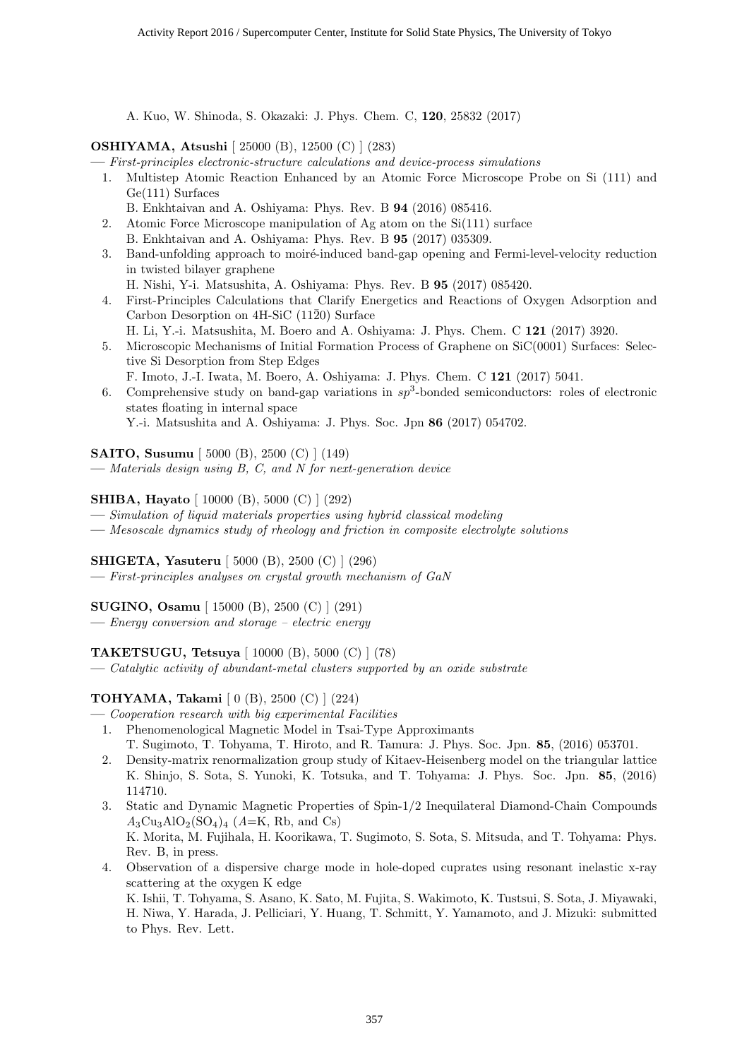A. Kuo, W. Shinoda, S. Okazaki: J. Phys. Chem. C, **120**, 25832 (2017)

**OSHIYAMA, Atsushi** [ 25000 (B), 12500 (C) ] (283)

— *First-principles electronic-structure calculations and device-process simulations*

1. Multistep Atomic Reaction Enhanced by an Atomic Force Microscope Probe on Si (111) and Ge(111) Surfaces
   B. Enkhtaivan and A. Oshiyama: Phys. Rev. B **94** (2016) 085416.
2. Atomic Force Microscope manipulation of Ag atom on the Si(111) surface
   B. Enkhtaivan and A. Oshiyama: Phys. Rev. B **95** (2017) 035309.
3. Band-unfolding approach to moiré-induced band-gap opening and Fermi-level-velocity reduction in twisted bilayer graphene
   H. Nishi, Y-i. Matsushita, A. Oshiyama: Phys. Rev. B **95** (2017) 085420.
4. First-Principles Calculations that Clarify Energetics and Reactions of Oxygen Adsorption and Carbon Desorption on 4H-SiC ($11\bar{2}0$) Surface
   H. Li, Y.-i. Matsushita, M. Boero and A. Oshiyama: J. Phys. Chem. C **121** (2017) 3920.
5. Microscopic Mechanisms of Initial Formation Process of Graphene on SiC(0001) Surfaces: Selective Si Desorption from Step Edges
   F. Imoto, J.-I. Iwata, M. Boero, A. Oshiyama: J. Phys. Chem. C **121** (2017) 5041.
6. Comprehensive study on band-gap variations in $sp^3$-bonded semiconductors: roles of electronic states floating in internal space
   Y.-i. Matsushita and A. Oshiyama: J. Phys. Soc. Jpn **86** (2017) 054702.

**SAITO, Susumu** [ 5000 (B), 2500 (C) ] (149)

— *Materials design using B, C, and N for next-generation device*

**SHIBA, Hayato** [ 10000 (B), 5000 (C) ] (292)

— *Simulation of liquid materials properties using hybrid classical modeling*

— *Mesoscale dynamics study of rheology and friction in composite electrolyte solutions*

**SHIGETA, Yasuteru** [ 5000 (B), 2500 (C) ] (296)

— *First-principles analyses on crystal growth mechanism of GaN*

**SUGINO, Osamu** [ 15000 (B), 2500 (C) ] (291)

— *Energy conversion and storage – electric energy*

**TAKETSUGU, Tetsuya** [ 10000 (B), 5000 (C) ] (78)

— *Catalytic activity of abundant-metal clusters supported by an oxide substrate*

**TOHYAMA, Takami** [ 0 (B), 2500 (C) ] (224)

— *Cooperation research with big experimental Facilities*

1. Phenomenological Magnetic Model in Tsai-Type Approximants
   T. Sugimoto, T. Tohyama, T. Hiroto, and R. Tamura: J. Phys. Soc. Jpn. **85**, (2016) 053701.
2. Density-matrix renormalization group study of Kitaev-Heisenberg model on the triangular lattice
   K. Shinjo, S. Sota, S. Yunoki, K. Totsuka, and T. Tohyama: J. Phys. Soc. Jpn. **85**, (2016) 114710.
3. Static and Dynamic Magnetic Properties of Spin-1/2 Inequilateral Diamond-Chain Compounds $A_3Cu_3AlO_2(SO_4)_4$ ($A$=K, Rb, and Cs)
   K. Morita, M. Fujihala, H. Koorikawa, T. Sugimoto, S. Sota, S. Mitsuda, and T. Tohyama: Phys. Rev. B, in press.
4. Observation of a dispersive charge mode in hole-doped cuprates using resonant inelastic x-ray scattering at the oxygen K edge
   K. Ishii, T. Tohyama, S. Asano, K. Sato, M. Fujita, S. Wakimoto, K. Tustsui, S. Sota, J. Miyawaki, H. Niwa, Y. Harada, J. Pelliciari, Y. Huang, T. Schmitt, Y. Yamamoto, and J. Mizuki: submitted to Phys. Rev. Lett.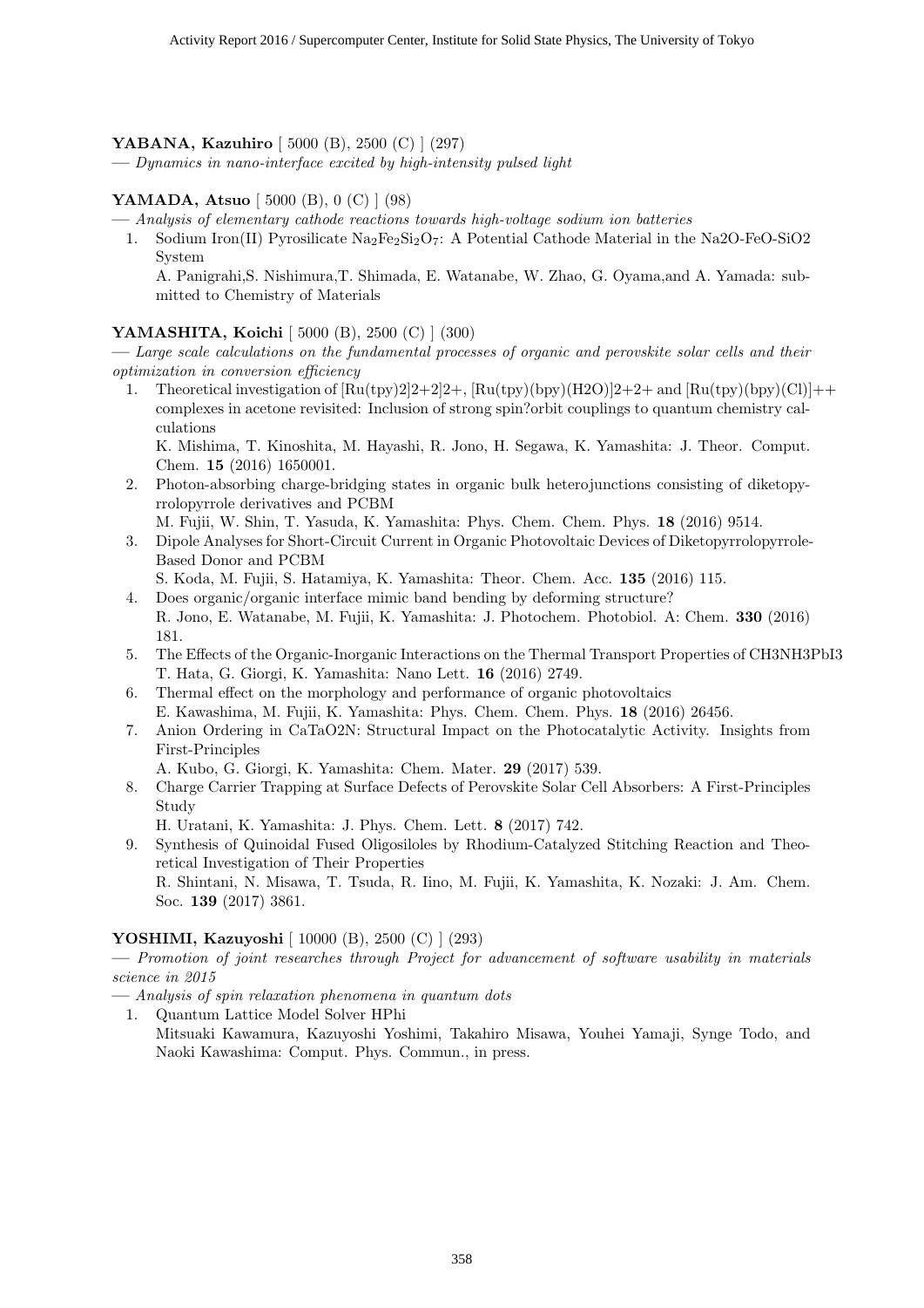**YABANA, Kazuhiro** [ 5000 (B), 2500 (C) ] (297)

— *Dynamics in nano-interface excited by high-intensity pulsed light*

**YAMADA, Atsuo** [ 5000 (B), 0 (C) ] (98)

— *Analysis of elementary cathode reactions towards high-voltage sodium ion batteries*

1. Sodium Iron(II) Pyrosilicate $Na_2Fe_2Si_2O_7$: A Potential Cathode Material in the Na2O-FeO-SiO2 System
   A. Panigrahi,S. Nishimura,T. Shimada, E. Watanabe, W. Zhao, G. Oyama,and A. Yamada: submitted to Chemistry of Materials

**YAMASHITA, Koichi** [ 5000 (B), 2500 (C) ] (300)

— *Large scale calculations on the fundamental processes of organic and perovskite solar cells and their optimization in conversion efficiency*

1. Theoretical investigation of [Ru(tpy)2]2+2]2+, [Ru(tpy)(bpy)(H2O)]2+2+ and [Ru(tpy)(bpy)(Cl)]++ complexes in acetone revisited: Inclusion of strong spin?orbit couplings to quantum chemistry calculations
   K. Mishima, T. Kinoshita, M. Hayashi, R. Jono, H. Segawa, K. Yamashita: J. Theor. Comput. Chem. **15** (2016) 1650001.
2. Photon-absorbing charge-bridging states in organic bulk heterojunctions consisting of diketopyrrolopyrrole derivatives and PCBM
   M. Fujii, W. Shin, T. Yasuda, K. Yamashita: Phys. Chem. Chem. Phys. **18** (2016) 9514.
3. Dipole Analyses for Short-Circuit Current in Organic Photovoltaic Devices of Diketopyrrolopyrrole-Based Donor and PCBM
   S. Koda, M. Fujii, S. Hatamiya, K. Yamashita: Theor. Chem. Acc. **135** (2016) 115.
4. Does organic/organic interface mimic band bending by deforming structure?
   R. Jono, E. Watanabe, M. Fujii, K. Yamashita: J. Photochem. Photobiol. A: Chem. **330** (2016) 181.
5. The Effects of the Organic-Inorganic Interactions on the Thermal Transport Properties of CH3NH3PbI3
   T. Hata, G. Giorgi, K. Yamashita: Nano Lett. **16** (2016) 2749.
6. Thermal effect on the morphology and performance of organic photovoltaics
   E. Kawashima, M. Fujii, K. Yamashita: Phys. Chem. Chem. Phys. **18** (2016) 26456.
7. Anion Ordering in CaTaO2N: Structural Impact on the Photocatalytic Activity. Insights from First-Principles
   A. Kubo, G. Giorgi, K. Yamashita: Chem. Mater. **29** (2017) 539.
8. Charge Carrier Trapping at Surface Defects of Perovskite Solar Cell Absorbers: A First-Principles Study
   H. Uratani, K. Yamashita: J. Phys. Chem. Lett. **8** (2017) 742.
9. Synthesis of Quinoidal Fused Oligosiloles by Rhodium-Catalyzed Stitching Reaction and Theoretical Investigation of Their Properties
   R. Shintani, N. Misawa, T. Tsuda, R. Iino, M. Fujii, K. Yamashita, K. Nozaki: J. Am. Chem. Soc. **139** (2017) 3861.

**YOSHIMI, Kazuyoshi** [ 10000 (B), 2500 (C) ] (293)

— *Promotion of joint researches through Project for advancement of software usability in materials science in 2015*

— *Analysis of spin relaxation phenomena in quantum dots*

1. Quantum Lattice Model Solver HPhi
   Mitsuaki Kawamura, Kazuyoshi Yoshimi, Takahiro Misawa, Youhei Yamaji, Synge Todo, and Naoki Kawashima: Comput. Phys. Commun., in press.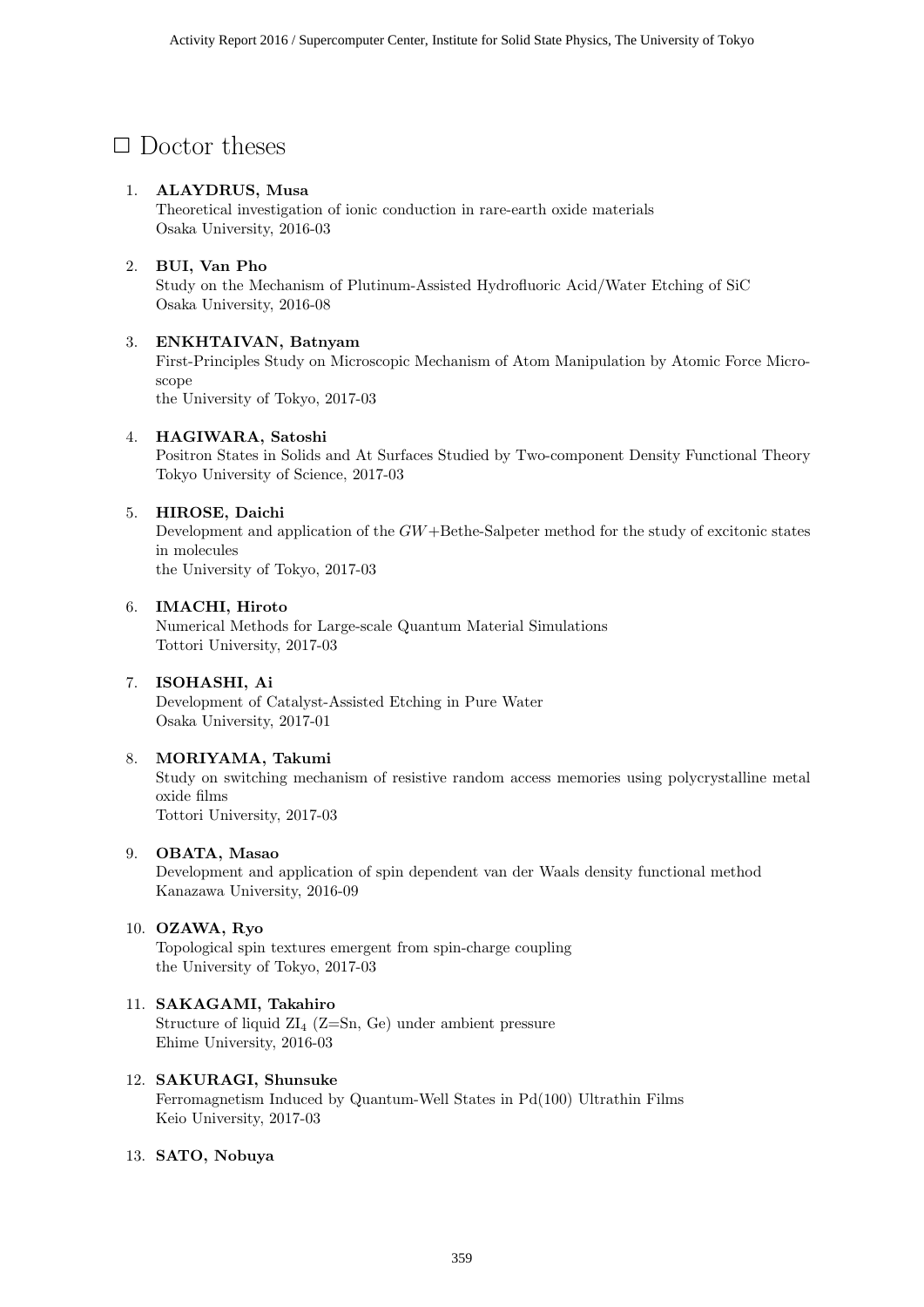## □ Doctor theses

1. **ALAYDRUS, Musa**
   Theoretical investigation of ionic conduction in rare-earth oxide materials
   Osaka University, 2016-03

2. **BUI, Van Pho**
   Study on the Mechanism of Plutinum-Assisted Hydrofluoric Acid/Water Etching of SiC
   Osaka University, 2016-08

3. **ENKHTAIVAN, Batnyam**
   First-Principles Study on Microscopic Mechanism of Atom Manipulation by Atomic Force Microscope
   the University of Tokyo, 2017-03

4. **HAGIWARA, Satoshi**
   Positron States in Solids and At Surfaces Studied by Two-component Density Functional Theory
   Tokyo University of Science, 2017-03

5. **HIROSE, Daichi**
   Development and application of the $GW$+Bethe-Salpeter method for the study of excitonic states in molecules
   the University of Tokyo, 2017-03

6. **IMACHI, Hiroto**
   Numerical Methods for Large-scale Quantum Material Simulations
   Tottori University, 2017-03

7. **ISOHASHI, Ai**
   Development of Catalyst-Assisted Etching in Pure Water
   Osaka University, 2017-01

8. **MORIYAMA, Takumi**
   Study on switching mechanism of resistive random access memories using polycrystalline metal oxide films
   Tottori University, 2017-03

9. **OBATA, Masao**
   Development and application of spin dependent van der Waals density functional method
   Kanazawa University, 2016-09

10. **OZAWA, Ryo**
    Topological spin textures emergent from spin-charge coupling
    the University of Tokyo, 2017-03

11. **SAKAGAMI, Takahiro**
    Structure of liquid $ZI_4$ (Z=Sn, Ge) under ambient pressure
    Ehime University, 2016-03

12. **SAKURAGI, Shunsuke**
    Ferromagnetism Induced by Quantum-Well States in Pd(100) Ultrathin Films
    Keio University, 2017-03

13. **SATO, Nobuya**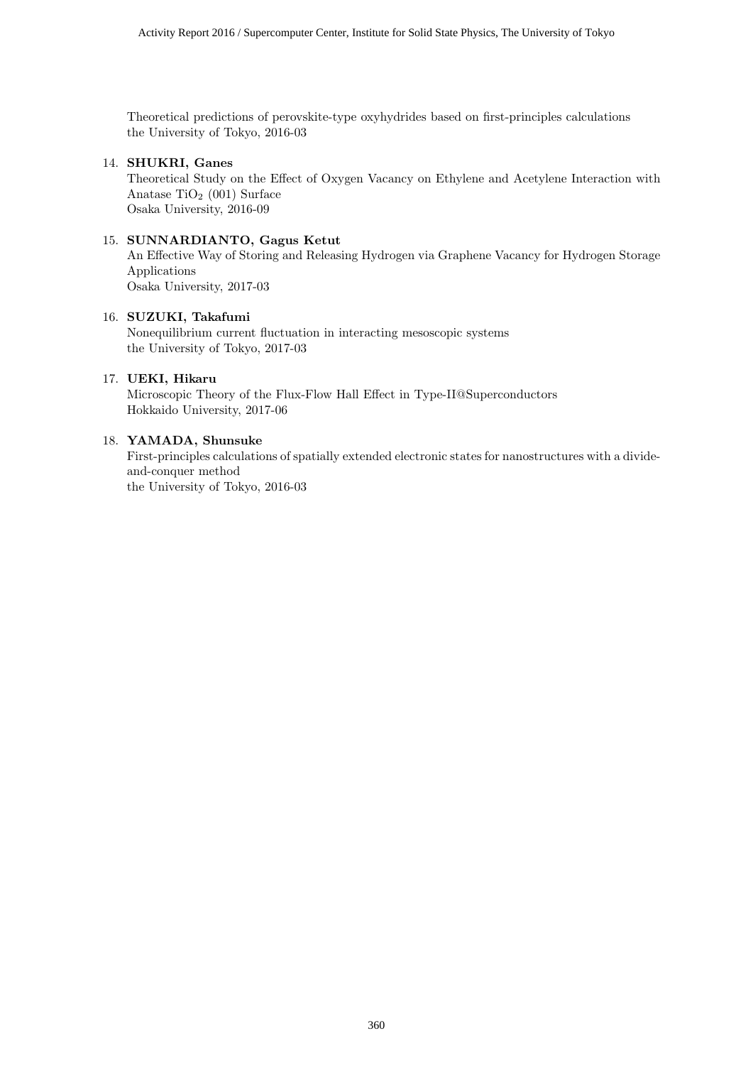Theoretical predictions of perovskite-type oxyhydrides based on first-principles calculations
the University of Tokyo, 2016-03

14. **SHUKRI, Ganes**
    Theoretical Study on the Effect of Oxygen Vacancy on Ethylene and Acetylene Interaction with Anatase $TiO_2$ (001) Surface
    Osaka University, 2016-09

15. **SUNNARDIANTO, Gagus Ketut**
    An Effective Way of Storing and Releasing Hydrogen via Graphene Vacancy for Hydrogen Storage Applications
    Osaka University, 2017-03

16. **SUZUKI, Takafumi**
    Nonequilibrium current fluctuation in interacting mesoscopic systems
    the University of Tokyo, 2017-03

17. **UEKI, Hikaru**
    Microscopic Theory of the Flux-Flow Hall Effect in Type-II@Superconductors
    Hokkaido University, 2017-06

18. **YAMADA, Shunsuke**
    First-principles calculations of spatially extended electronic states for nanostructures with a divide-and-conquer method
    the University of Tokyo, 2016-03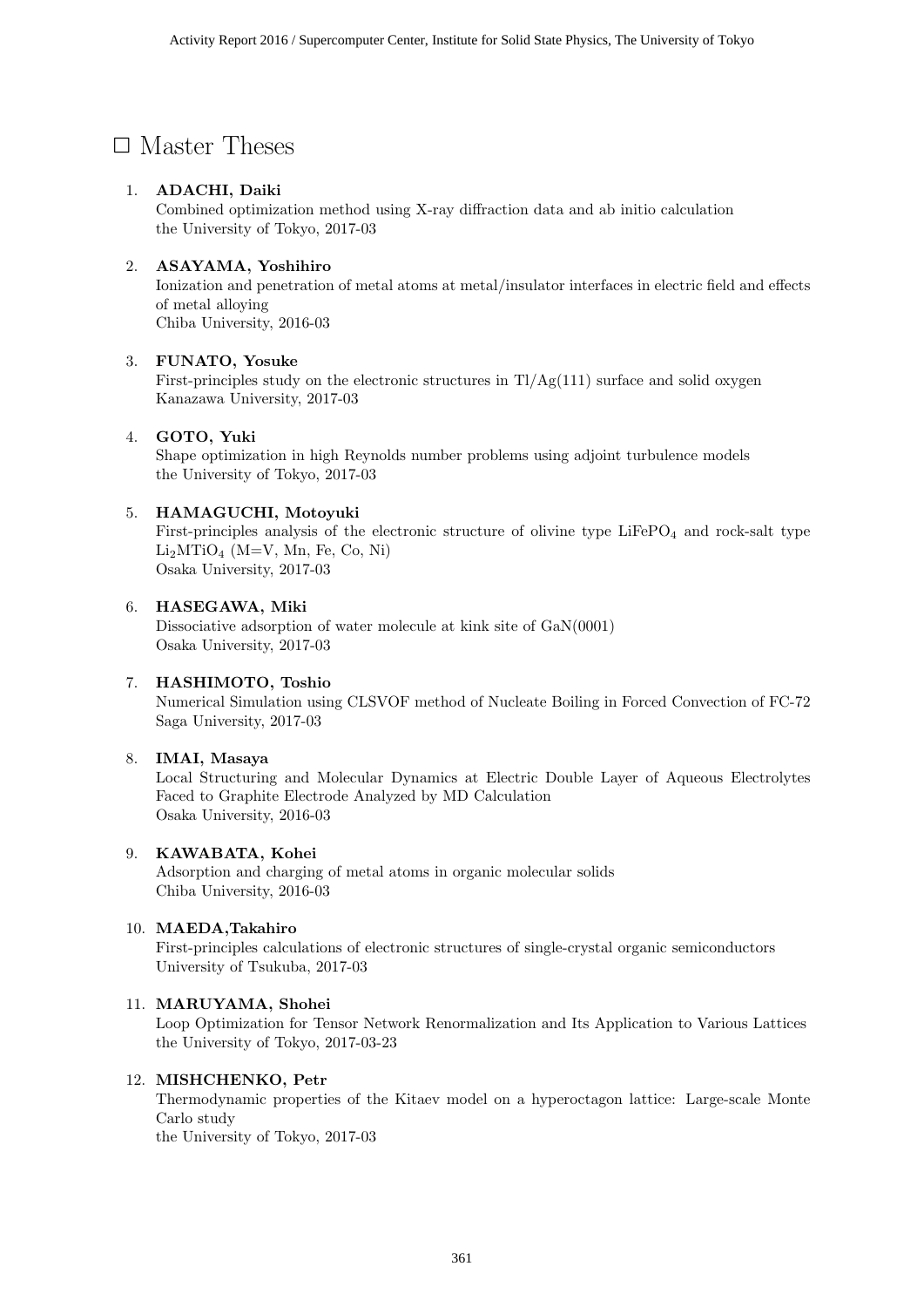# □ Master Theses

1. **ADACHI, Daiki**
   Combined optimization method using X-ray diffraction data and ab initio calculation
   the University of Tokyo, 2017-03

2. **ASAYAMA, Yoshihiro**
   Ionization and penetration of metal atoms at metal/insulator interfaces in electric field and effects of metal alloying
   Chiba University, 2016-03

3. **FUNATO, Yosuke**
   First-principles study on the electronic structures in Tl/Ag(111) surface and solid oxygen
   Kanazawa University, 2017-03

4. **GOTO, Yuki**
   Shape optimization in high Reynolds number problems using adjoint turbulence models
   the University of Tokyo, 2017-03

5. **HAMAGUCHI, Motoyuki**
   First-principles analysis of the electronic structure of olivine type $LiFePO_4$ and rock-salt type $Li_2MTiO_4$ (M=V, Mn, Fe, Co, Ni)
   Osaka University, 2017-03

6. **HASEGAWA, Miki**
   Dissociative adsorption of water molecule at kink site of GaN(0001)
   Osaka University, 2017-03

7. **HASHIMOTO, Toshio**
   Numerical Simulation using CLSVOF method of Nucleate Boiling in Forced Convection of FC-72
   Saga University, 2017-03

8. **IMAI, Masaya**
   Local Structuring and Molecular Dynamics at Electric Double Layer of Aqueous Electrolytes Faced to Graphite Electrode Analyzed by MD Calculation
   Osaka University, 2016-03

9. **KAWABATA, Kohei**
   Adsorption and charging of metal atoms in organic molecular solids
   Chiba University, 2016-03

10. **MAEDA,Takahiro**
    First-principles calculations of electronic structures of single-crystal organic semiconductors
    University of Tsukuba, 2017-03

11. **MARUYAMA, Shohei**
    Loop Optimization for Tensor Network Renormalization and Its Application to Various Lattices
    the University of Tokyo, 2017-03-23

12. **MISHCHENKO, Petr**
    Thermodynamic properties of the Kitaev model on a hyperoctagon lattice: Large-scale Monte Carlo study
    the University of Tokyo, 2017-03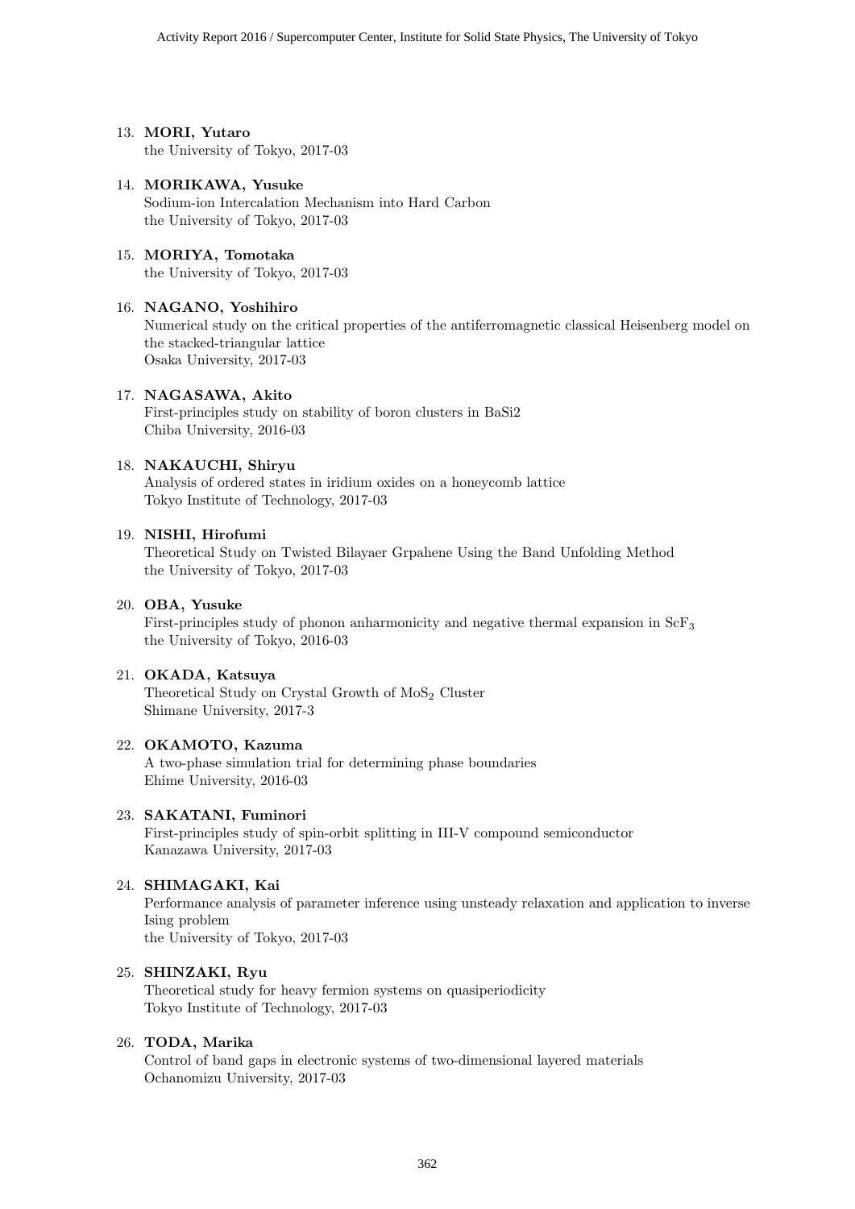13. **MORI, Yutaro**
    the University of Tokyo, 2017-03

14. **MORIKAWA, Yusuke**
    Sodium-ion Intercalation Mechanism into Hard Carbon
    the University of Tokyo, 2017-03

15. **MORIYA, Tomotaka**
    the University of Tokyo, 2017-03

16. **NAGANO, Yoshihiro**
    Numerical study on the critical properties of the antiferromagnetic classical Heisenberg model on the stacked-triangular lattice
    Osaka University, 2017-03

17. **NAGASAWA, Akito**
    First-principles study on stability of boron clusters in BaSi2
    Chiba University, 2016-03

18. **NAKAUCHI, Shiryu**
    Analysis of ordered states in iridium oxides on a honeycomb lattice
    Tokyo Institute of Technology, 2017-03

19. **NISHI, Hirofumi**
    Theoretical Study on Twisted Bilayaer Grpahene Using the Band Unfolding Method
    the University of Tokyo, 2017-03

20. **OBA, Yusuke**
    First-principles study of phonon anharmonicity and negative thermal expansion in $ScF_3$
    the University of Tokyo, 2016-03

21. **OKADA, Katsuya**
    Theoretical Study on Crystal Growth of $MoS_2$ Cluster
    Shimane University, 2017-3

22. **OKAMOTO, Kazuma**
    A two-phase simulation trial for determining phase boundaries
    Ehime University, 2016-03

23. **SAKATANI, Fuminori**
    First-principles study of spin-orbit splitting in III-V compound semiconductor
    Kanazawa University, 2017-03

24. **SHIMAGAKI, Kai**
    Performance analysis of parameter inference using unsteady relaxation and application to inverse Ising problem
    the University of Tokyo, 2017-03

25. **SHINZAKI, Ryu**
    Theoretical study for heavy fermion systems on quasiperiodicity
    Tokyo Institute of Technology, 2017-03

26. **TODA, Marika**
    Control of band gaps in electronic systems of two-dimensional layered materials
    Ochanomizu University, 2017-03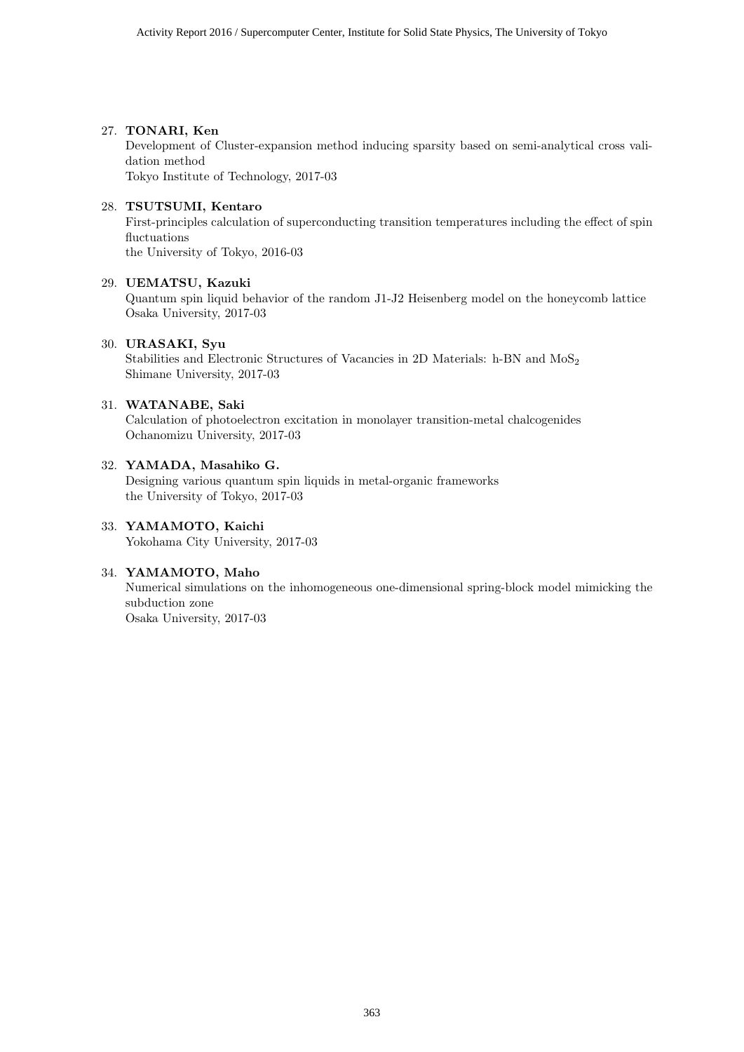27. **TONARI, Ken**
    Development of Cluster-expansion method inducing sparsity based on semi-analytical cross validation method
    Tokyo Institute of Technology, 2017-03

28. **TSUTSUMI, Kentaro**
    First-principles calculation of superconducting transition temperatures including the effect of spin fluctuations
    the University of Tokyo, 2016-03

29. **UEMATSU, Kazuki**
    Quantum spin liquid behavior of the random J1-J2 Heisenberg model on the honeycomb lattice
    Osaka University, 2017-03

30. **URASAKI, Syu**
    Stabilities and Electronic Structures of Vacancies in 2D Materials: h-BN and $MoS_2$
    Shimane University, 2017-03

31. **WATANABE, Saki**
    Calculation of photoelectron excitation in monolayer transition-metal chalcogenides
    Ochanomizu University, 2017-03

32. **YAMADA, Masahiko G.**
    Designing various quantum spin liquids in metal-organic frameworks
    the University of Tokyo, 2017-03

33. **YAMAMOTO, Kaichi**
    Yokohama City University, 2017-03

34. **YAMAMOTO, Maho**
    Numerical simulations on the inhomogeneous one-dimensional spring-block model mimicking the subduction zone
    Osaka University, 2017-03